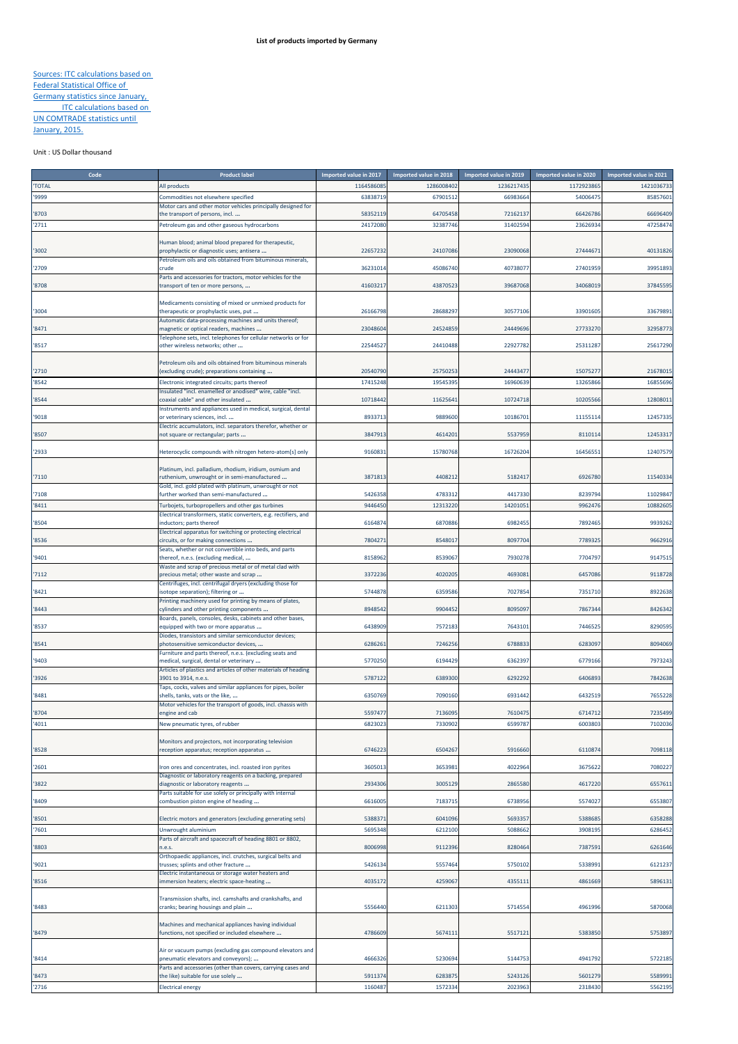# List of products imported by Germany

Sources: ITC calculations based on Federal Statistical Office of Germany statistics since January, ITC calculations based on UN COMTRADE statistics until January, 2015.

Unit : US Dollar thousand

| Code | Product label | Imported value in 2017 | Imported value in 2018 | Imported value in 2019 | Imported value in 2020 | Imported value in 2021 |
|---|---|---|---|---|---|---|
| 'TOTAL | All products | 1164586085 | 1286008402 | 1236217435 | 1172923865 | 1421036733 |
| '9999 | Commodities not elsewhere specified | 63838719 | 67901512 | 66983664 | 54006475 | 85857601 |
| '8703 | Motor cars and other motor vehicles principally designed for the transport of persons, incl. ... | 58352119 | 64705458 | 72162137 | 66426786 | 66696409 |
| '2711 | Petroleum gas and other gaseous hydrocarbons | 24172080 | 32387746 | 31402594 | 23626934 | 47258474 |
| '3002 | Human blood; animal blood prepared for therapeutic, prophylactic or diagnostic uses; antisera ... | 22657232 | 24107086 | 23090068 | 27444671 | 40131826 |
| '2709 | Petroleum oils and oils obtained from bituminous minerals, crude | 36231014 | 45086740 | 40738077 | 27401959 | 39951893 |
| '8708 | Parts and accessories for tractors, motor vehicles for the transport of ten or more persons, ... | 41603217 | 43870523 | 39687068 | 34068019 | 37845595 |
| '3004 | Medicaments consisting of mixed or unmixed products for therapeutic or prophylactic uses, put ... | 26166798 | 28688297 | 30577106 | 33901605 | 33679891 |
| '8471 | Automatic data-processing machines and units thereof; magnetic or optical readers, machines ... | 23048604 | 24524859 | 24449696 | 27733270 | 32958773 |
| '8517 | Telephone sets, incl. telephones for cellular networks or for other wireless networks; other ... | 22544527 | 24410488 | 22927782 | 25311287 | 25617290 |
| '2710 | Petroleum oils and oils obtained from bituminous minerals (excluding crude); preparations containing ... | 20540790 | 25750253 | 24443477 | 15075277 | 21678015 |
| '8542 | Electronic integrated circuits; parts thereof | 17415248 | 19545395 | 16960639 | 13265866 | 16855696 |
| '8544 | Insulated "incl. enamelled or anodised" wire, cable "incl. coaxial cable" and other insulated ... | 10718442 | 11625641 | 10724718 | 10205566 | 12808011 |
| '9018 | Instruments and appliances used in medical, surgical, dental or veterinary sciences, incl. ... | 8933713 | 9889600 | 10186701 | 11155114 | 12457335 |
| '8507 | Electric accumulators, incl. separators therefor, whether or not square or rectangular; parts ... | 3847913 | 4614201 | 5537959 | 8110114 | 12453317 |
| '2933 | Heterocyclic compounds with nitrogen hetero-atom[s] only | 9160831 | 15780768 | 16726204 | 16456551 | 12407579 |
| '7110 | Platinum, incl. palladium, rhodium, iridium, osmium and ruthenium, unwrought or in semi-manufactured ... | 3871813 | 4408212 | 5182417 | 6926780 | 11540334 |
| '7108 | Gold, incl. gold plated with platinum, unwrought or not further worked than semi-manufactured ... | 5426358 | 4783312 | 4417330 | 8239794 | 11029847 |
| '8411 | Turbojets, turbopropellers and other gas turbines | 9446450 | 12313220 | 14201051 | 9962476 | 10882605 |
| '8504 | Electrical transformers, static converters, e.g. rectifiers, and inductors; parts thereof | 6164874 | 6870886 | 6982455 | 7892465 | 9939262 |
| '8536 | Electrical apparatus for switching or protecting electrical circuits, or for making connections ... | 7804271 | 8548017 | 8097704 | 7789325 | 9662916 |
| '9401 | Seats, whether or not convertible into beds, and parts thereof, n.e.s. (excluding medical, ... | 8158962 | 8539067 | 7930278 | 7704797 | 9147515 |
| '7112 | Waste and scrap of precious metal or of metal clad with precious metal; other waste and scrap ... | 3372236 | 4020205 | 4693081 | 6457086 | 9118728 |
| '8421 | Centrifuges, incl. centrifugal dryers (excluding those for isotope separation); filtering or ... | 5744878 | 6359586 | 7027854 | 7351710 | 8922638 |
| '8443 | Printing machinery used for printing by means of plates, cylinders and other printing components ... | 8948542 | 9904452 | 8095097 | 7867344 | 8426342 |
| '8537 | Boards, panels, consoles, desks, cabinets and other bases, equipped with two or more apparatus ... | 6438909 | 7572183 | 7643101 | 7446525 | 8290595 |
| '8541 | Diodes, transistors and similar semiconductor devices; photosensitive semiconductor devices, ... | 6286261 | 7246256 | 6788833 | 6283097 | 8094069 |
| '9403 | Furniture and parts thereof, n.e.s. (excluding seats and medical, surgical, dental or veterinary ... | 5770250 | 6194429 | 6362397 | 6779166 | 7973243 |
| '3926 | Articles of plastics and articles of other materials of heading 3901 to 3914, n.e.s. | 5787122 | 6389300 | 6292292 | 6406893 | 7842638 |
| '8481 | Taps, cocks, valves and similar appliances for pipes, boiler shells, tanks, vats or the like, ... | 6350769 | 7090160 | 6931442 | 6432519 | 7655228 |
| '8704 | Motor vehicles for the transport of goods, incl. chassis with engine and cab | 5597477 | 7136095 | 7610475 | 6714712 | 7235499 |
| '4011 | New pneumatic tyres, of rubber | 6823023 | 7330902 | 6599787 | 6003803 | 7102036 |
| '8528 | Monitors and projectors, not incorporating television reception apparatus; reception apparatus ... | 6746223 | 6504267 | 5916660 | 6110874 | 7098118 |
| '2601 | Iron ores and concentrates, incl. roasted iron pyrites | 3605013 | 3653981 | 4022964 | 3675622 | 7080227 |
| '3822 | Diagnostic or laboratory reagents on a backing, prepared diagnostic or laboratory reagents ... | 2934306 | 3005129 | 2865580 | 4617220 | 6557611 |
| '8409 | Parts suitable for use solely or principally with internal combustion piston engine of heading ... | 6616005 | 7183715 | 6738956 | 5574027 | 6553807 |
| '8501 | Electric motors and generators (excluding generating sets) | 5388371 | 6041096 | 5693357 | 5388685 | 6358288 |
| '7601 | Unwrought aluminium | 5695348 | 6212100 | 5088662 | 3908195 | 6286452 |
| '8803 | Parts of aircraft and spacecraft of heading 8801 or 8802, n.e.s. | 8006998 | 9112396 | 8280464 | 7387591 | 6261646 |
| '9021 | Orthopaedic appliances, incl. crutches, surgical belts and trusses; splints and other fracture ... | 5426134 | 5557464 | 5750102 | 5338991 | 6121237 |
| '8516 | Electric instantaneous or storage water heaters and immersion heaters; electric space-heating ... | 4035172 | 4259067 | 4355111 | 4861669 | 5896131 |
| '8483 | Transmission shafts, incl. camshafts and crankshafts, and cranks; bearing housings and plain ... | 5556440 | 6211303 | 5714554 | 4961996 | 5870068 |
| '8479 | Machines and mechanical appliances having individual functions, not specified or included elsewhere ... | 4786609 | 5674111 | 5517121 | 5383850 | 5753897 |
| '8414 | Air or vacuum pumps (excluding gas compound elevators and pneumatic elevators and conveyors); ... | 4666326 | 5230694 | 5144753 | 4941792 | 5722185 |
| '8473 | Parts and accessories (other than covers, carrying cases and the like) suitable for use solely ... | 5911374 | 6283875 | 5243126 | 5601279 | 5589991 |
| '2716 | Electrical energy | 1160487 | 1572334 | 2023963 | 2318430 | 5562195 |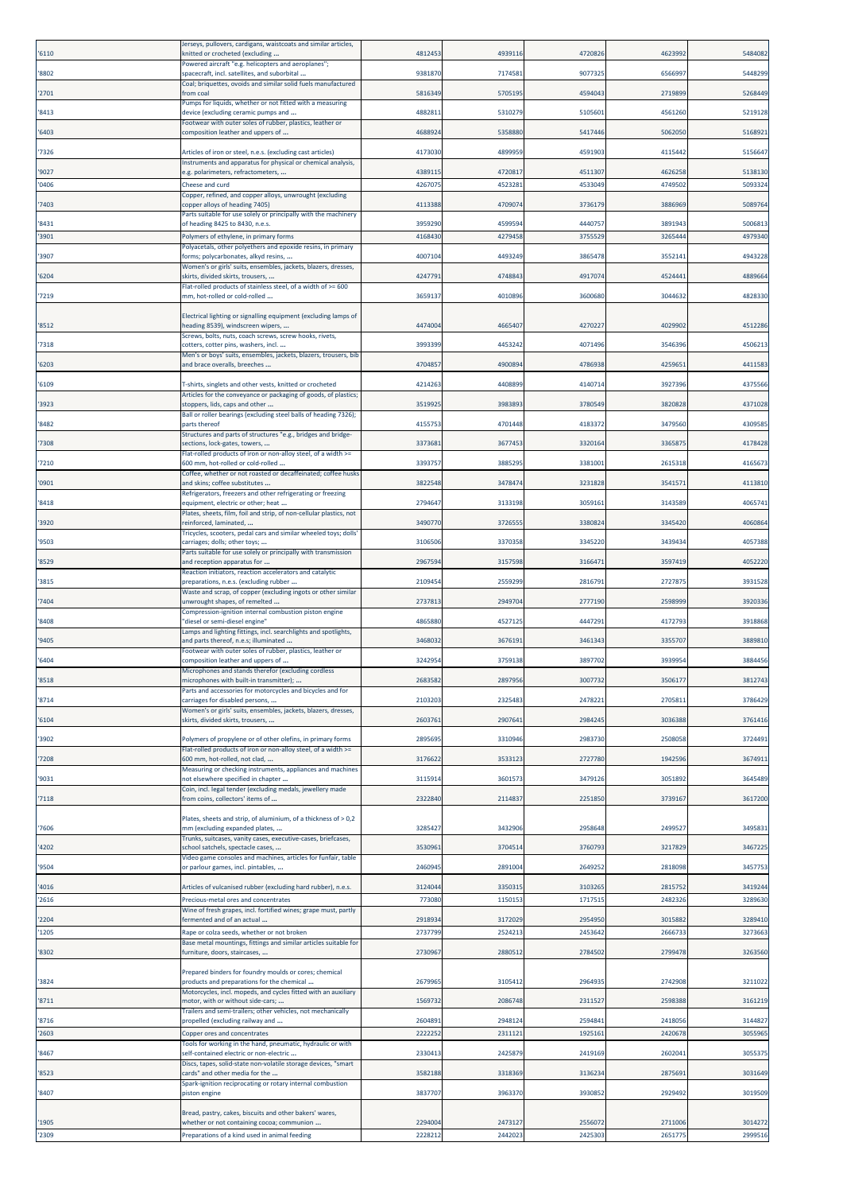| '6110 | Jerseys, pullovers, cardigans, waistcoats and similar articles, knitted or crocheted (excluding ... | 4812453 | 4939116 | 4720826 | 4623992 | 5484082 |
|---|---|---|---|---|---|---|
| '8802 | Powered aircraft "e.g. helicopters and aeroplanes"; spacecraft, incl. satellites, and suborbital ... | 9381870 | 7174581 | 9077325 | 6566997 | 5448299 |
| '2701 | Coal; briquettes, ovoids and similar solid fuels manufactured from coal | 5816349 | 5705195 | 4594043 | 2719899 | 5268449 |
| '8413 | Pumps for liquids, whether or not fitted with a measuring device (excluding ceramic pumps and ... | 4882811 | 5310279 | 5105601 | 4561260 | 5219128 |
| '6403 | Footwear with outer soles of rubber, plastics, leather or composition leather and uppers of ... | 4688924 | 5358880 | 5417446 | 5062050 | 5168921 |
| '7326 | Articles of iron or steel, n.e.s. (excluding cast articles) | 4173030 | 4899959 | 4591903 | 4115442 | 5156647 |
| '9027 | Instruments and apparatus for physical or chemical analysis, e.g. polarimeters, refractometers, ... | 4389115 | 4720817 | 4511307 | 4626258 | 5138130 |
| '0406 | Cheese and curd | 4267075 | 4523281 | 4533049 | 4749502 | 5093324 |
| '7403 | Copper, refined, and copper alloys, unwrought (excluding copper alloys of heading 7405) | 4113388 | 4709074 | 3736179 | 3886969 | 5089764 |
| '8431 | Parts suitable for use solely or principally with the machinery of heading 8425 to 8430, n.e.s. | 3959290 | 4599594 | 4440757 | 3891943 | 5006813 |
| '3901 | Polymers of ethylene, in primary forms | 4168430 | 4279458 | 3755529 | 3265444 | 4979340 |
| '3907 | Polyacetals, other polyethers and epoxide resins, in primary forms; polycarbonates, alkyd resins, ... | 4007104 | 4493249 | 3865478 | 3552141 | 4943228 |
| '6204 | Women's or girls' suits, ensembles, jackets, blazers, dresses, skirts, divided skirts, trousers, ... | 4247791 | 4748843 | 4917074 | 4524441 | 4889664 |
| '7219 | Flat-rolled products of stainless steel, of a width of >= 600 mm, hot-rolled or cold-rolled ... | 3659137 | 4010896 | 3600680 | 3044632 | 4828330 |
| '8512 | Electrical lighting or signalling equipment (excluding lamps of heading 8539), windscreen wipers, ... | 4474004 | 4665407 | 4270227 | 4029902 | 4512286 |
| '7318 | Screws, bolts, nuts, coach screws, screw hooks, rivets, cotters, cotter pins, washers, incl. ... | 3993399 | 4453242 | 4071496 | 3546396 | 4506213 |
| '6203 | Men's or boys' suits, ensembles, jackets, blazers, trousers, bib and brace overalls, breeches ... | 4704857 | 4900894 | 4786938 | 4259651 | 4411583 |
| '6109 | T-shirts, singlets and other vests, knitted or crocheted | 4214263 | 4408899 | 4140714 | 3927396 | 4375566 |
| '3923 | Articles for the conveyance or packaging of goods, of plastics; stoppers, lids, caps and other ... | 3519925 | 3983893 | 3780549 | 3820828 | 4371028 |
| '8482 | Ball or roller bearings (excluding steel balls of heading 7326); parts thereof | 4155753 | 4701448 | 4183372 | 3479560 | 4309585 |
| '7308 | Structures and parts of structures "e.g., bridges and bridge-sections, lock-gates, towers, ... | 3373681 | 3677453 | 3320164 | 3365875 | 4178428 |
| '7210 | Flat-rolled products of iron or non-alloy steel, of a width >= 600 mm, hot-rolled or cold-rolled ... | 3393757 | 3885295 | 3381001 | 2615318 | 4165673 |
| '0901 | Coffee, whether or not roasted or decaffeinated; coffee husks and skins; coffee substitutes ... | 3822548 | 3478474 | 3231828 | 3541571 | 4113810 |
| '8418 | Refrigerators, freezers and other refrigerating or freezing equipment, electric or other; heat ... | 2794647 | 3133198 | 3059161 | 3143589 | 4065741 |
| '3920 | Plates, sheets, film, foil and strip, of non-cellular plastics, not reinforced, laminated, ... | 3490770 | 3726555 | 3380824 | 3345420 | 4060864 |
| '9503 | Tricycles, scooters, pedal cars and similar wheeled toys; dolls' carriages; dolls; other toys; ... | 3106506 | 3370358 | 3345220 | 3439434 | 4057388 |
| '8529 | Parts suitable for use solely or principally with transmission and reception apparatus for ... | 2967594 | 3157598 | 3166471 | 3597419 | 4052220 |
| '3815 | Reaction initiators, reaction accelerators and catalytic preparations, n.e.s. (excluding rubber ... | 2109454 | 2559299 | 2816791 | 2727875 | 3931528 |
| '7404 | Waste and scrap, of copper (excluding ingots or other similar unwrought shapes, of remelted ... | 2737813 | 2949704 | 2777190 | 2598999 | 3920336 |
| '8408 | Compression-ignition internal combustion piston engine "diesel or semi-diesel engine" | 4865880 | 4527125 | 4447291 | 4172793 | 3918868 |
| '9405 | Lamps and lighting fittings, incl. searchlights and spotlights, and parts thereof, n.e.s; illuminated ... | 3468032 | 3676191 | 3461343 | 3355707 | 3889810 |
| '6404 | Footwear with outer soles of rubber, plastics, leather or composition leather and uppers of ... | 3242954 | 3759138 | 3897702 | 3939954 | 3884456 |
| '8518 | Microphones and stands therefor (excluding cordless microphones with built-in transmitter); ... | 2683582 | 2897956 | 3007732 | 3506177 | 3812743 |
| '8714 | Parts and accessories for motorcycles and bicycles and for carriages for disabled persons, ... | 2103203 | 2325483 | 2478221 | 2705811 | 3786429 |
| '6104 | Women's or girls' suits, ensembles, jackets, blazers, dresses, skirts, divided skirts, trousers, ... | 2603761 | 2907641 | 2984245 | 3036388 | 3761416 |
| '3902 | Polymers of propylene or of other olefins, in primary forms | 2895695 | 3310946 | 2983730 | 2508058 | 3724491 |
| '7208 | Flat-rolled products of iron or non-alloy steel, of a width >= 600 mm, hot-rolled, not clad, ... | 3176622 | 3533123 | 2727780 | 1942596 | 3674911 |
| '9031 | Measuring or checking instruments, appliances and machines not elsewhere specified in chapter ... | 3115914 | 3601573 | 3479126 | 3051892 | 3645489 |
| '7118 | Coin, incl. legal tender (excluding medals, jewellery made from coins, collectors' items of ... | 2322840 | 2114837 | 2251850 | 3739167 | 3617200 |
| '7606 | Plates, sheets and strip, of aluminium, of a thickness of > 0,2 mm (excluding expanded plates, ... | 3285427 | 3432906 | 2958648 | 2499527 | 3495831 |
| '4202 | Trunks, suitcases, vanity cases, executive-cases, briefcases, school satchels, spectacle cases, ... | 3530961 | 3704514 | 3760793 | 3217829 | 3467225 |
| '9504 | Video game consoles and machines, articles for funfair, table or parlour games, incl. pintables, ... | 2460945 | 2891004 | 2649252 | 2818098 | 3457753 |
| '4016 | Articles of vulcanised rubber (excluding hard rubber), n.e.s. | 3124044 | 3350315 | 3103265 | 2815752 | 3419244 |
| '2616 | Precious-metal ores and concentrates | 773080 | 1150153 | 1717515 | 2482326 | 3289630 |
| '2204 | Wine of fresh grapes, incl. fortified wines; grape must, partly fermented and of an actual ... | 2918934 | 3172029 | 2954950 | 3015882 | 3289410 |
| '1205 | Rape or colza seeds, whether or not broken | 2737799 | 2524213 | 2453642 | 2666733 | 3273663 |
| '8302 | Base metal mountings, fittings and similar articles suitable for furniture, doors, staircases, ... | 2730967 | 2880512 | 2784502 | 2799478 | 3263560 |
| '3824 | Prepared binders for foundry moulds or cores; chemical products and preparations for the chemical ... | 2679965 | 3105412 | 2964935 | 2742908 | 3211022 |
| '8711 | Motorcycles, incl. mopeds, and cycles fitted with an auxiliary motor, with or without side-cars; ... | 1569732 | 2086748 | 2311527 | 2598388 | 3161219 |
| '8716 | Trailers and semi-trailers; other vehicles, not mechanically propelled (excluding railway and ... | 2604891 | 2948124 | 2594841 | 2418056 | 3144827 |
| '2603 | Copper ores and concentrates | 2222252 | 2311121 | 1925161 | 2420678 | 3055965 |
| '8467 | Tools for working in the hand, pneumatic, hydraulic or with self-contained electric or non-electric ... | 2330413 | 2425879 | 2419169 | 2602041 | 3055375 |
| '8523 | Discs, tapes, solid-state non-volatile storage devices, "smart cards" and other media for the ... | 3582188 | 3318369 | 3136234 | 2875691 | 3031649 |
| '8407 | Spark-ignition reciprocating or rotary internal combustion piston engine | 3837707 | 3963370 | 3930852 | 2929492 | 3019509 |
| '1905 | Bread, pastry, cakes, biscuits and other bakers' wares, whether or not containing cocoa; communion ... | 2294004 | 2473127 | 2556072 | 2711006 | 3014272 |
| '2309 | Preparations of a kind used in animal feeding | 2228212 | 2442023 | 2425303 | 2651775 | 2999516 |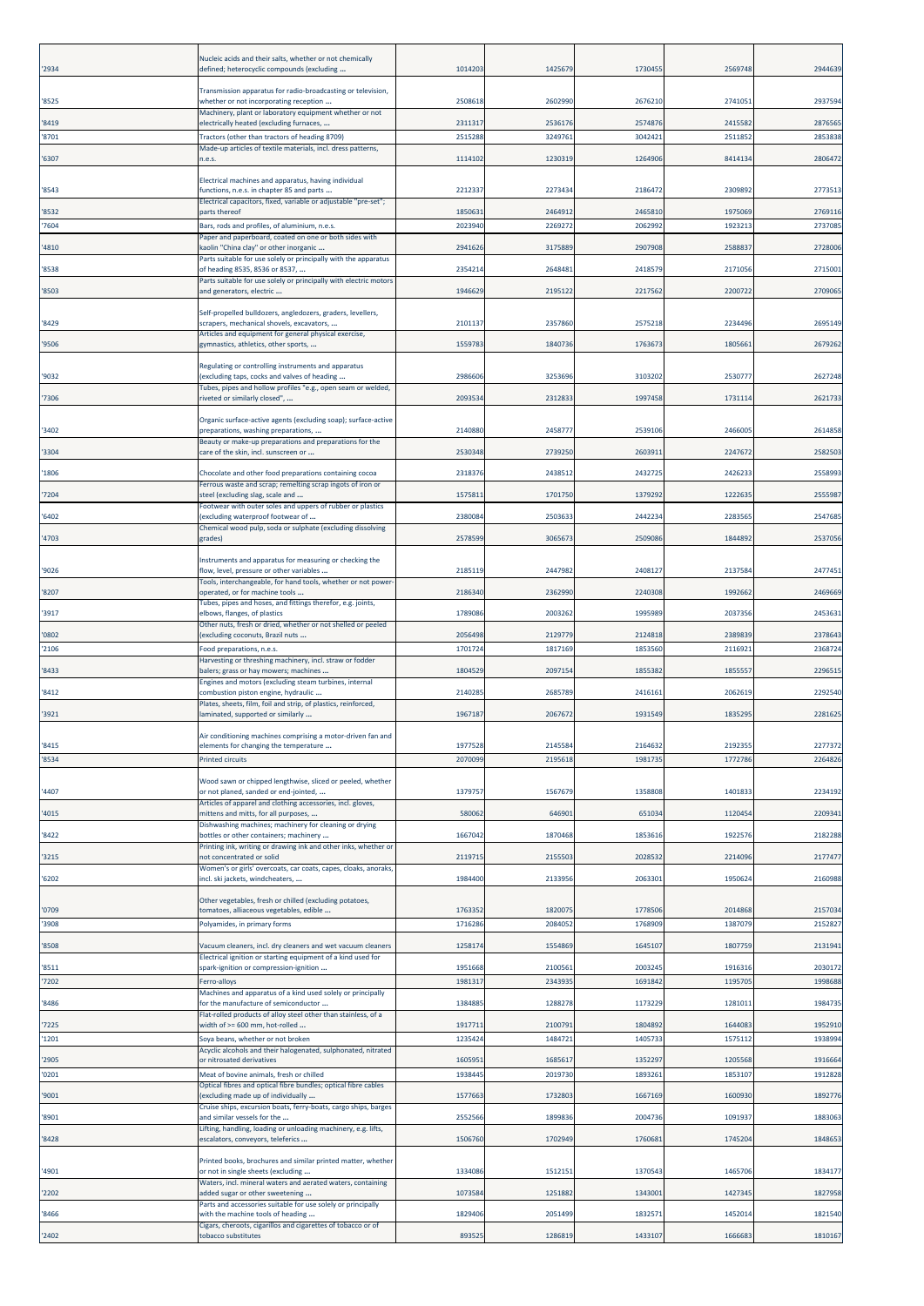| '2934 | Nucleic acids and their salts, whether or not chemically defined; heterocyclic compounds (excluding ... | 1014203 | 1425679 | 1730455 | 2569748 | 2944639 |
|---|---|---|---|---|---|---|
| '8525 | Transmission apparatus for radio-broadcasting or television, whether or not incorporating reception ... | 2508618 | 2602990 | 2676210 | 2741051 | 2937594 |
| '8419 | Machinery, plant or laboratory equipment whether or not electrically heated (excluding furnaces, ... | 2311317 | 2536176 | 2574876 | 2415582 | 2876565 |
| '8701 | Tractors (other than tractors of heading 8709) | 2515288 | 3249761 | 3042421 | 2511852 | 2853838 |
| '6307 | Made-up articles of textile materials, incl. dress patterns, n.e.s. | 1114102 | 1230319 | 1264906 | 8414134 | 2806472 |
| '8543 | Electrical machines and apparatus, having individual functions, n.e.s. in chapter 85 and parts ... | 2212337 | 2273434 | 2186472 | 2309892 | 2773513 |
| '8532 | Electrical capacitors, fixed, variable or adjustable "pre-set"; parts thereof | 1850631 | 2464912 | 2465810 | 1975069 | 2769116 |
| '7604 | Bars, rods and profiles, of aluminium, n.e.s. | 2023940 | 2269272 | 2062992 | 1923213 | 2737085 |
| '4810 | Paper and paperboard, coated on one or both sides with kaolin "China clay" or other inorganic ... | 2941626 | 3175889 | 2907908 | 2588837 | 2728006 |
| '8538 | Parts suitable for use solely or principally with the apparatus of heading 8535, 8536 or 8537, ... | 2354214 | 2648481 | 2418579 | 2171056 | 2715001 |
| '8503 | Parts suitable for use solely or principally with electric motors and generators, electric ... | 1946629 | 2195122 | 2217562 | 2200722 | 2709065 |
| '8429 | Self-propelled bulldozers, angledozers, graders, levellers, scrapers, mechanical shovels, excavators, ... | 2101137 | 2357860 | 2575218 | 2234496 | 2695149 |
| '9506 | Articles and equipment for general physical exercise, gymnastics, athletics, other sports, ... | 1559783 | 1840736 | 1763673 | 1805661 | 2679262 |
| '9032 | Regulating or controlling instruments and apparatus (excluding taps, cocks and valves of heading ... | 2986606 | 3253696 | 3103202 | 2530777 | 2627248 |
| '7306 | Tubes, pipes and hollow profiles "e.g., open seam or welded, riveted or similarly closed", ... | 2093534 | 2312833 | 1997458 | 1731114 | 2621733 |
| '3402 | Organic surface-active agents (excluding soap); surface-active preparations, washing preparations, ... | 2140880 | 2458777 | 2539106 | 2466005 | 2614858 |
| '3304 | Beauty or make-up preparations and preparations for the care of the skin, incl. sunscreen or ... | 2530348 | 2739250 | 2603911 | 2247672 | 2582503 |
| '1806 | Chocolate and other food preparations containing cocoa | 2318376 | 2438512 | 2432725 | 2426233 | 2558993 |
| '7204 | Ferrous waste and scrap; remelting scrap ingots of iron or steel (excluding slag, scale and ... | 1575811 | 1701750 | 1379292 | 1222635 | 2555987 |
| '6402 | Footwear with outer soles and uppers of rubber or plastics (excluding waterproof footwear of ... | 2380084 | 2503633 | 2442234 | 2283565 | 2547685 |
| '4703 | Chemical wood pulp, soda or sulphate (excluding dissolving grades) | 2578599 | 3065673 | 2509086 | 1844892 | 2537056 |
| '9026 | Instruments and apparatus for measuring or checking the flow, level, pressure or other variables ... | 2185119 | 2447982 | 2408127 | 2137584 | 2477451 |
| '8207 | Tools, interchangeable, for hand tools, whether or not power-operated, or for machine tools ... | 2186340 | 2362990 | 2240308 | 1992662 | 2469669 |
| '3917 | Tubes, pipes and hoses, and fittings therefor, e.g. joints, elbows, flanges, of plastics | 1789086 | 2003262 | 1995989 | 2037356 | 2453631 |
| '0802 | Other nuts, fresh or dried, whether or not shelled or peeled (excluding coconuts, Brazil nuts ... | 2056498 | 2129779 | 2124818 | 2389839 | 2378643 |
| '2106 | Food preparations, n.e.s. | 1701724 | 1817169 | 1853560 | 2116921 | 2368724 |
| '8433 | Harvesting or threshing machinery, incl. straw or fodder balers; grass or hay mowers; machines ... | 1804529 | 2097154 | 1855382 | 1855557 | 2296515 |
| '8412 | Engines and motors (excluding steam turbines, internal combustion piston engine, hydraulic ... | 2140285 | 2685789 | 2416161 | 2062619 | 2292540 |
| '3921 | Plates, sheets, film, foil and strip, of plastics, reinforced, laminated, supported or similarly ... | 1967187 | 2067672 | 1931549 | 1835295 | 2281625 |
| '8415 | Air conditioning machines comprising a motor-driven fan and elements for changing the temperature ... | 1977528 | 2145584 | 2164632 | 2192355 | 2277372 |
| '8534 | Printed circuits | 2070099 | 2195618 | 1981735 | 1772786 | 2264826 |
| '4407 | Wood sawn or chipped lengthwise, sliced or peeled, whether or not planed, sanded or end-jointed, ... | 1379757 | 1567679 | 1358808 | 1401833 | 2234192 |
| '4015 | Articles of apparel and clothing accessories, incl. gloves, mittens and mitts, for all purposes, ... | 580062 | 646901 | 651034 | 1120454 | 2209341 |
| '8422 | Dishwashing machines; machinery for cleaning or drying bottles or other containers; machinery ... | 1667042 | 1870468 | 1853616 | 1922576 | 2182288 |
| '3215 | Printing ink, writing or drawing ink and other inks, whether or not concentrated or solid | 2119715 | 2155503 | 2028532 | 2214096 | 2177477 |
| '6202 | Women's or girls' overcoats, car coats, capes, cloaks, anoraks, incl. ski jackets, windcheaters, ... | 1984400 | 2133956 | 2063301 | 1950624 | 2160988 |
| '0709 | Other vegetables, fresh or chilled (excluding potatoes, tomatoes, alliaceous vegetables, edible ... | 1763352 | 1820075 | 1778506 | 2014868 | 2157034 |
| '3908 | Polyamides, in primary forms | 1716286 | 2084052 | 1768909 | 1387079 | 2152827 |
| '8508 | Vacuum cleaners, incl. dry cleaners and wet vacuum cleaners | 1258174 | 1554869 | 1645107 | 1807759 | 2131941 |
| '8511 | Electrical ignition or starting equipment of a kind used for spark-ignition or compression-ignition ... | 1951668 | 2100561 | 2003245 | 1916316 | 2030172 |
| '7202 | Ferro-alloys | 1981317 | 2343935 | 1691842 | 1195705 | 1998688 |
| '8486 | Machines and apparatus of a kind used solely or principally for the manufacture of semiconductor ... | 1384885 | 1288278 | 1173229 | 1281011 | 1984735 |
| '7225 | Flat-rolled products of alloy steel other than stainless, of a width of >= 600 mm, hot-rolled ... | 1917711 | 2100791 | 1804892 | 1644083 | 1952910 |
| '1201 | Soya beans, whether or not broken | 1235424 | 1484721 | 1405733 | 1575112 | 1938994 |
| '2905 | Acyclic alcohols and their halogenated, sulphonated, nitrated or nitrosated derivatives | 1605951 | 1685617 | 1352297 | 1205568 | 1916664 |
| '0201 | Meat of bovine animals, fresh or chilled | 1938445 | 2019730 | 1893261 | 1853107 | 1912828 |
| '9001 | Optical fibres and optical fibre bundles; optical fibre cables (excluding made up of individually ... | 1577663 | 1732803 | 1667169 | 1600930 | 1892776 |
| '8901 | Cruise ships, excursion boats, ferry-boats, cargo ships, barges and similar vessels for the ... | 2552566 | 1899836 | 2004736 | 1091937 | 1883063 |
| '8428 | Lifting, handling, loading or unloading machinery, e.g. lifts, escalators, conveyors, teleferics ... | 1506760 | 1702949 | 1760681 | 1745204 | 1848653 |
| '4901 | Printed books, brochures and similar printed matter, whether or not in single sheets (excluding ... | 1334086 | 1512151 | 1370543 | 1465706 | 1834177 |
| '2202 | Waters, incl. mineral waters and aerated waters, containing added sugar or other sweetening ... | 1073584 | 1251882 | 1343001 | 1427345 | 1827958 |
| '8466 | Parts and accessories suitable for use solely or principally with the machine tools of heading ... | 1829406 | 2051499 | 1832571 | 1452014 | 1821540 |
| '2402 | Cigars, cheroots, cigarillos and cigarettes of tobacco or of tobacco substitutes | 893525 | 1286819 | 1433107 | 1666683 | 1810167 |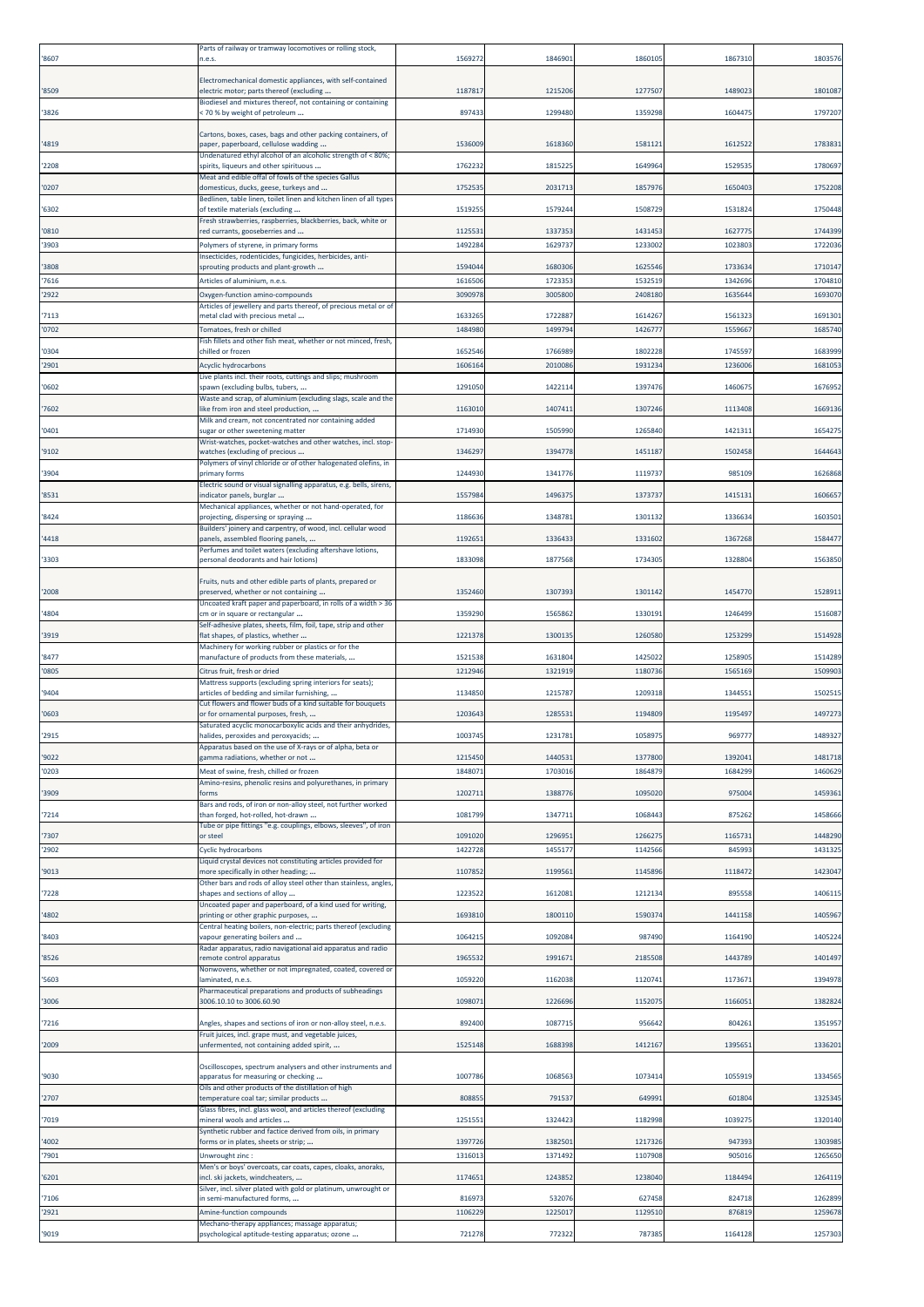| | | | | | | |
|---|---|---|---|---|---|---|
| '8607 | Parts of railway or tramway locomotives or rolling stock, n.e.s. | 1569272 | 1846901 | 1860105 | 1867310 | 1803576 |
| '8509 | Electromechanical domestic appliances, with self-contained electric motor; parts thereof (excluding ... | 1187817 | 1215206 | 1277507 | 1489023 | 1801087 |
| '3826 | Biodiesel and mixtures thereof, not containing or containing < 70 % by weight of petroleum ... | 897433 | 1299480 | 1359298 | 1604475 | 1797207 |
| '4819 | Cartons, boxes, cases, bags and other packing containers, of paper, paperboard, cellulose wadding ... | 1536009 | 1618360 | 1581121 | 1612522 | 1783831 |
| '2208 | Undenatured ethyl alcohol of an alcoholic strength of < 80%; spirits, liqueurs and other spirituous ... | 1762232 | 1815225 | 1649964 | 1529535 | 1780697 |
| '0207 | Meat and edible offal of fowls of the species Gallus domesticus, ducks, geese, turkeys and ... | 1752535 | 2031713 | 1857976 | 1650403 | 1752208 |
| '6302 | Bedlinen, table linen, toilet linen and kitchen linen of all types of textile materials (excluding ... | 1519255 | 1579244 | 1508729 | 1531824 | 1750448 |
| '0810 | Fresh strawberries, raspberries, blackberries, back, white or red currants, gooseberries and ... | 1125531 | 1337353 | 1431453 | 1627775 | 1744399 |
| '3903 | Polymers of styrene, in primary forms | 1492284 | 1629737 | 1233002 | 1023803 | 1722036 |
| '3808 | Insecticides, rodenticides, fungicides, herbicides, anti-sprouting products and plant-growth ... | 1594044 | 1680306 | 1625546 | 1733634 | 1710147 |
| '7616 | Articles of aluminium, n.e.s. | 1616506 | 1723353 | 1532519 | 1342696 | 1704810 |
| '2922 | Oxygen-function amino-compounds | 3090978 | 3005800 | 2408180 | 1635644 | 1693070 |
| '7113 | Articles of jewellery and parts thereof, of precious metal or of metal clad with precious metal ... | 1633265 | 1722887 | 1614267 | 1561323 | 1691301 |
| '0702 | Tomatoes, fresh or chilled | 1484980 | 1499794 | 1426777 | 1559667 | 1685740 |
| '0304 | Fish fillets and other fish meat, whether or not minced, fresh, chilled or frozen | 1652546 | 1766989 | 1802228 | 1745597 | 1683999 |
| '2901 | Acyclic hydrocarbons | 1606164 | 2010086 | 1931234 | 1236006 | 1681053 |
| '0602 | Live plants incl. their roots, cuttings and slips; mushroom spawn (excluding bulbs, tubers, ... | 1291050 | 1422114 | 1397476 | 1460675 | 1676952 |
| '7602 | Waste and scrap, of aluminium (excluding slags, scale and the like from iron and steel production, ... | 1163010 | 1407411 | 1307246 | 1113408 | 1669136 |
| '0401 | Milk and cream, not concentrated nor containing added sugar or other sweetening matter | 1714930 | 1505990 | 1265840 | 1421311 | 1654275 |
| '9102 | Wrist-watches, pocket-watches and other watches, incl. stop-watches (excluding of precious ... | 1346297 | 1394778 | 1451187 | 1502458 | 1644643 |
| '3904 | Polymers of vinyl chloride or of other halogenated olefins, in primary forms | 1244930 | 1341776 | 1119737 | 985109 | 1626868 |
| '8531 | Electric sound or visual signalling apparatus, e.g. bells, sirens, indicator panels, burglar ... | 1557984 | 1496375 | 1373737 | 1415131 | 1606657 |
| '8424 | Mechanical appliances, whether or not hand-operated, for projecting, dispersing or spraying ... | 1186636 | 1348781 | 1301132 | 1336634 | 1603501 |
| '4418 | Builders' joinery and carpentry, of wood, incl. cellular wood panels, assembled flooring panels, ... | 1192651 | 1336433 | 1331602 | 1367268 | 1584477 |
| '3303 | Perfumes and toilet waters (excluding aftershave lotions, personal deodorants and hair lotions) | 1833098 | 1877568 | 1734305 | 1328804 | 1563850 |
| '2008 | Fruits, nuts and other edible parts of plants, prepared or preserved, whether or not containing ... | 1352460 | 1307393 | 1301142 | 1454770 | 1528911 |
| '4804 | Uncoated kraft paper and paperboard, in rolls of a width > 36 cm or in square or rectangular ... | 1359290 | 1565862 | 1330191 | 1246499 | 1516087 |
| '3919 | Self-adhesive plates, sheets, film, foil, tape, strip and other flat shapes, of plastics, whether ... | 1221378 | 1300135 | 1260580 | 1253299 | 1514928 |
| '8477 | Machinery for working rubber or plastics or for the manufacture of products from these materials, ... | 1521538 | 1631804 | 1425022 | 1258905 | 1514289 |
| '0805 | Citrus fruit, fresh or dried | 1212946 | 1321919 | 1180736 | 1565169 | 1509903 |
| '9404 | Mattress supports (excluding spring interiors for seats); articles of bedding and similar furnishing, ... | 1134850 | 1215787 | 1209318 | 1344551 | 1502515 |
| '0603 | Cut flowers and flower buds of a kind suitable for bouquets or for ornamental purposes, fresh, ... | 1203643 | 1285531 | 1194809 | 1195497 | 1497273 |
| '2915 | Saturated acyclic monocarboxylic acids and their anhydrides, halides, peroxides and peroxyacids; ... | 1003745 | 1231781 | 1058975 | 969777 | 1489327 |
| '9022 | Apparatus based on the use of X-rays or of alpha, beta or gamma radiations, whether or not ... | 1215450 | 1440531 | 1377800 | 1392041 | 1481718 |
| '0203 | Meat of swine, fresh, chilled or frozen | 1848071 | 1703016 | 1864879 | 1684299 | 1460629 |
| '3909 | Amino-resins, phenolic resins and polyurethanes, in primary forms | 1202711 | 1388776 | 1095020 | 975004 | 1459361 |
| '7214 | Bars and rods, of iron or non-alloy steel, not further worked than forged, hot-rolled, hot-drawn ... | 1081799 | 1347711 | 1068443 | 875262 | 1458666 |
| '7307 | Tube or pipe fittings "e.g. couplings, elbows, sleeves", of iron or steel | 1091020 | 1296951 | 1266275 | 1165731 | 1448290 |
| '2902 | Cyclic hydrocarbons | 1422728 | 1455177 | 1142566 | 845993 | 1431325 |
| '9013 | Liquid crystal devices not constituting articles provided for more specifically in other heading; ... | 1107852 | 1199561 | 1145896 | 1118472 | 1423047 |
| '7228 | Other bars and rods of alloy steel other than stainless, angles, shapes and sections of alloy ... | 1223522 | 1612081 | 1212134 | 895558 | 1406115 |
| '4802 | Uncoated paper and paperboard, of a kind used for writing, printing or other graphic purposes, ... | 1693810 | 1800110 | 1590374 | 1441158 | 1405967 |
| '8403 | Central heating boilers, non-electric; parts thereof (excluding vapour generating boilers and ... | 1064215 | 1092084 | 987490 | 1164190 | 1405224 |
| '8526 | Radar apparatus, radio navigational aid apparatus and radio remote control apparatus | 1965532 | 1991671 | 2185508 | 1443789 | 1401497 |
| '5603 | Nonwovens, whether or not impregnated, coated, covered or laminated, n.e.s. | 1059220 | 1162038 | 1120741 | 1173671 | 1394978 |
| '3006 | Pharmaceutical preparations and products of subheadings 3006.10.10 to 3006.60.90 | 1098071 | 1226696 | 1152075 | 1166051 | 1382824 |
| '7216 | Angles, shapes and sections of iron or non-alloy steel, n.e.s. | 892400 | 1087715 | 956642 | 804261 | 1351957 |
| '2009 | Fruit juices, incl. grape must, and vegetable juices, unfermented, not containing added spirit, ... | 1525148 | 1688398 | 1412167 | 1395651 | 1336201 |
| '9030 | Oscilloscopes, spectrum analysers and other instruments and apparatus for measuring or checking ... | 1007786 | 1068563 | 1073414 | 1055919 | 1334565 |
| '2707 | Oils and other products of the distillation of high temperature coal tar; similar products ... | 808855 | 791537 | 649991 | 601804 | 1325345 |
| '7019 | Glass fibres, incl. glass wool, and articles thereof (excluding mineral wools and articles ... | 1251551 | 1324423 | 1182998 | 1039275 | 1320140 |
| '4002 | Synthetic rubber and factice derived from oils, in primary forms or in plates, sheets or strip; ... | 1397726 | 1382501 | 1217326 | 947393 | 1303985 |
| '7901 | Unwrought zinc : | 1316013 | 1371492 | 1107908 | 905016 | 1265650 |
| '6201 | Men's or boys' overcoats, car coats, capes, cloaks, anoraks, incl. ski jackets, windcheaters, ... | 1174651 | 1243852 | 1238040 | 1184494 | 1264119 |
| '7106 | Silver, incl. silver plated with gold or platinum, unwrought or in semi-manufactured forms, ... | 816973 | 532076 | 627458 | 824718 | 1262899 |
| '2921 | Amine-function compounds | 1106229 | 1225017 | 1129510 | 876819 | 1259678 |
| '9019 | Mechano-therapy appliances; massage apparatus; psychological aptitude-testing apparatus; ozone ... | 721278 | 772322 | 787385 | 1164128 | 1257303 |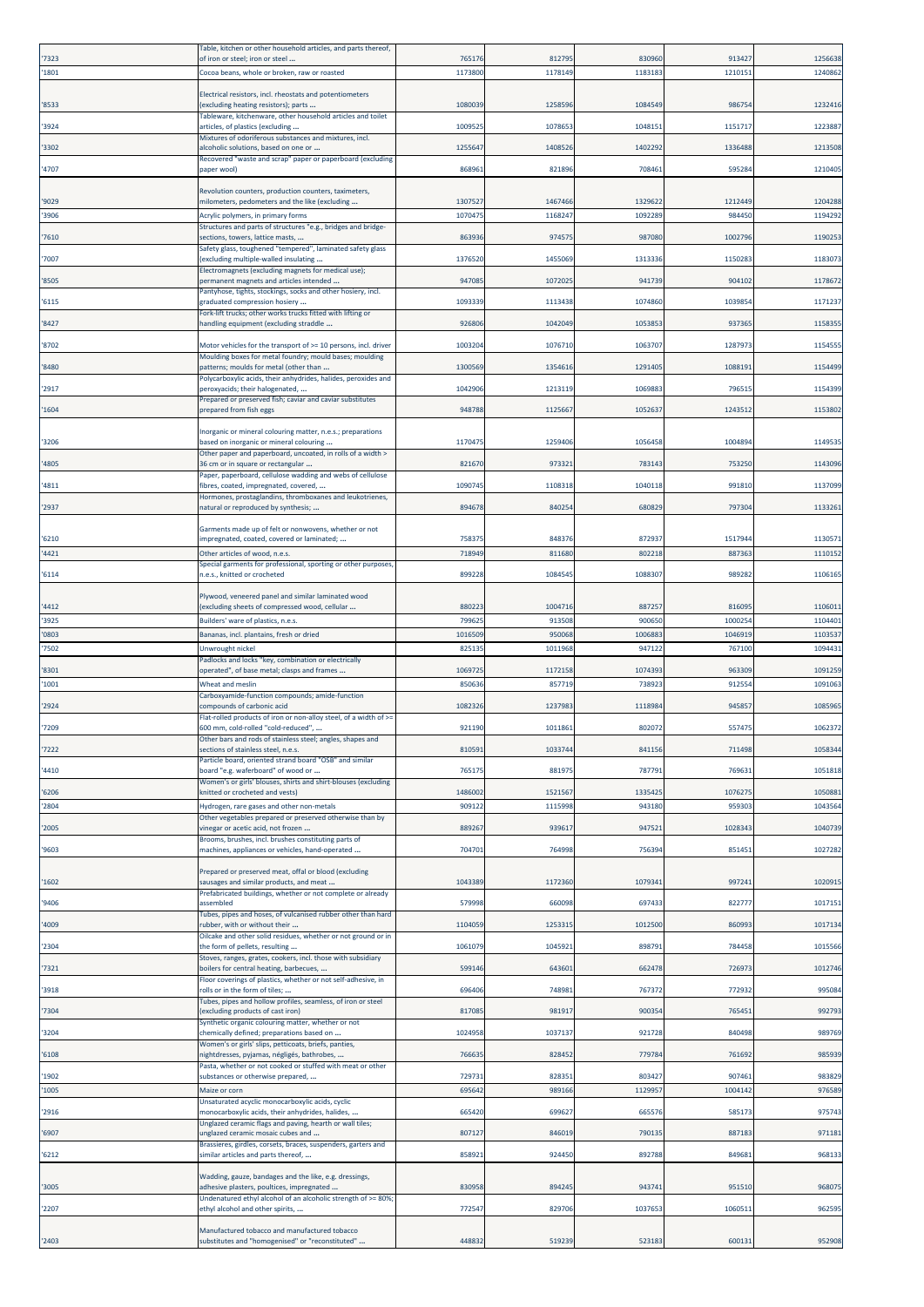| '7323 | Table, kitchen or other household articles, and parts thereof, of iron or steel; iron or steel ... | 765176 | 812795 | 830960 | 913427 | 1256638 |
|---|---|---|---|---|---|---|
| '1801 | Cocoa beans, whole or broken, raw or roasted | 1173800 | 1178149 | 1183183 | 1210151 | 1240862 |
| '8533 | Electrical resistors, incl. rheostats and potentiometers (excluding heating resistors); parts ... | 1080039 | 1258596 | 1084549 | 986754 | 1232416 |
| '3924 | Tableware, kitchenware, other household articles and toilet articles, of plastics (excluding ... | 1009525 | 1078653 | 1048151 | 1151717 | 1223887 |
| '3302 | Mixtures of odoriferous substances and mixtures, incl. alcoholic solutions, based on one or ... | 1255647 | 1408526 | 1402292 | 1336488 | 1213508 |
| '4707 | Recovered "waste and scrap" paper or paperboard (excluding paper wool) | 868961 | 821896 | 708461 | 595284 | 1210405 |
| '9029 | Revolution counters, production counters, taximeters, milometers, pedometers and the like (excluding ... | 1307527 | 1467466 | 1329622 | 1212449 | 1204288 |
| '3906 | Acrylic polymers, in primary forms | 1070475 | 1168247 | 1092289 | 984450 | 1194292 |
| '7610 | Structures and parts of structures "e.g., bridges and bridge-sections, towers, lattice masts, ... | 863936 | 974575 | 987080 | 1002796 | 1190253 |
| '7007 | Safety glass, toughened "tempered", laminated safety glass (excluding multiple-walled insulating ... | 1376520 | 1455069 | 1313336 | 1150283 | 1183073 |
| '8505 | Electromagnets (excluding magnets for medical use); permanent magnets and articles intended ... | 947085 | 1072025 | 941739 | 904102 | 1178672 |
| '6115 | Pantyhose, tights, stockings, socks and other hosiery, incl. graduated compression hosiery ... | 1093339 | 1113438 | 1074860 | 1039854 | 1171237 |
| '8427 | Fork-lift trucks; other works trucks fitted with lifting or handling equipment (excluding straddle ... | 926806 | 1042049 | 1053853 | 937365 | 1158355 |
| '8702 | Motor vehicles for the transport of >= 10 persons, incl. driver | 1003204 | 1076710 | 1063707 | 1287973 | 1154555 |
| '8480 | Moulding boxes for metal foundry; mould bases; moulding patterns; moulds for metal (other than ... | 1300569 | 1354616 | 1291405 | 1088191 | 1154499 |
| '2917 | Polycarboxylic acids, their anhydrides, halides, peroxides and peroxyacids; their halogenated, ... | 1042906 | 1213119 | 1069883 | 796515 | 1154399 |
| '1604 | Prepared or preserved fish; caviar and caviar substitutes prepared from fish eggs | 948788 | 1125667 | 1052637 | 1243512 | 1153802 |
| '3206 | Inorganic or mineral colouring matter, n.e.s.; preparations based on inorganic or mineral colouring ... | 1170475 | 1259406 | 1056458 | 1004894 | 1149535 |
| '4805 | Other paper and paperboard, uncoated, in rolls of a width > 36 cm or in square or rectangular ... | 821670 | 973321 | 783143 | 753250 | 1143096 |
| '4811 | Paper, paperboard, cellulose wadding and webs of cellulose fibres, coated, impregnated, covered, ... | 1090745 | 1108318 | 1040118 | 991810 | 1137099 |
| '2937 | Hormones, prostaglandins, thromboxanes and leukotrienes, natural or reproduced by synthesis; ... | 894678 | 840254 | 680829 | 797304 | 1133261 |
| '6210 | Garments made up of felt or nonwovens, whether or not impregnated, coated, covered or laminated; ... | 758375 | 848376 | 872937 | 1517944 | 1130571 |
| '4421 | Other articles of wood, n.e.s. | 718949 | 811680 | 802218 | 887363 | 1110152 |
| '6114 | Special garments for professional, sporting or other purposes, n.e.s., knitted or crocheted | 899228 | 1084545 | 1088307 | 989282 | 1106165 |
| '4412 | Plywood, veneered panel and similar laminated wood (excluding sheets of compressed wood, cellular ... | 880223 | 1004716 | 887257 | 816095 | 1106011 |
| '3925 | Builders' ware of plastics, n.e.s. | 799625 | 913508 | 900650 | 1000254 | 1104401 |
| '0803 | Bananas, incl. plantains, fresh or dried | 1016509 | 950068 | 1006883 | 1046919 | 1103537 |
| '7502 | Unwrought nickel | 825135 | 1011968 | 947122 | 767100 | 1094431 |
| '8301 | Padlocks and locks "key, combination or electrically operated", of base metal; clasps and frames ... | 1069725 | 1172158 | 1074393 | 963309 | 1091259 |
| '1001 | Wheat and meslin | 850636 | 857719 | 738923 | 912554 | 1091063 |
| '2924 | Carboxyamide-function compounds; amide-function compounds of carbonic acid | 1082326 | 1237983 | 1118984 | 945857 | 1085965 |
| '7209 | Flat-rolled products of iron or non-alloy steel, of a width of >= 600 mm, cold-rolled "cold-reduced", ... | 921190 | 1011861 | 802072 | 557475 | 1062372 |
| '7222 | Other bars and rods of stainless steel; angles, shapes and sections of stainless steel, n.e.s. | 810591 | 1033744 | 841156 | 711498 | 1058344 |
| '4410 | Particle board, oriented strand board "OSB" and similar board "e.g. waferboard" of wood or ... | 765175 | 881975 | 787791 | 769631 | 1051818 |
| '6206 | Women's or girls' blouses, shirts and shirt-blouses (excluding knitted or crocheted and vests) | 1486002 | 1521567 | 1335425 | 1076275 | 1050881 |
| '2804 | Hydrogen, rare gases and other non-metals | 909122 | 1115998 | 943180 | 959303 | 1043564 |
| '2005 | Other vegetables prepared or preserved otherwise than by vinegar or acetic acid, not frozen ... | 889267 | 939617 | 947521 | 1028343 | 1040739 |
| '9603 | Brooms, brushes, incl. brushes constituting parts of machines, appliances or vehicles, hand-operated ... | 704701 | 764998 | 756394 | 851451 | 1027282 |
| '1602 | Prepared or preserved meat, offal or blood (excluding sausages and similar products, and meat ... | 1043389 | 1172360 | 1079341 | 997241 | 1020915 |
| '9406 | Prefabricated buildings, whether or not complete or already assembled | 579998 | 660098 | 697433 | 822777 | 1017151 |
| '4009 | Tubes, pipes and hoses, of vulcanised rubber other than hard rubber, with or without their ... | 1104059 | 1253315 | 1012500 | 860993 | 1017134 |
| '2304 | Oilcake and other solid residues, whether or not ground or in the form of pellets, resulting ... | 1061079 | 1045921 | 898791 | 784458 | 1015566 |
| '7321 | Stoves, ranges, grates, cookers, incl. those with subsidiary boilers for central heating, barbecues, ... | 599146 | 643601 | 662478 | 726973 | 1012746 |
| '3918 | Floor coverings of plastics, whether or not self-adhesive, in rolls or in the form of tiles; ... | 696406 | 748981 | 767372 | 772932 | 995084 |
| '7304 | Tubes, pipes and hollow profiles, seamless, of iron or steel (excluding products of cast iron) | 817085 | 981917 | 900354 | 765451 | 992793 |
| '3204 | Synthetic organic colouring matter, whether or not chemically defined; preparations based on ... | 1024958 | 1037137 | 921728 | 840498 | 989769 |
| '6108 | Women's or girls' slips, petticoats, briefs, panties, nightdresses, pyjamas, négligés, bathrobes, ... | 766635 | 828452 | 779784 | 761692 | 985939 |
| '1902 | Pasta, whether or not cooked or stuffed with meat or other substances or otherwise prepared, ... | 729731 | 828351 | 803427 | 907461 | 983829 |
| '1005 | Maize or corn | 695642 | 989166 | 1129957 | 1004142 | 976589 |
| '2916 | Unsaturated acyclic monocarboxylic acids, cyclic monocarboxylic acids, their anhydrides, halides, ... | 665420 | 699627 | 665576 | 585173 | 975743 |
| '6907 | Unglazed ceramic flags and paving, hearth or wall tiles; unglazed ceramic mosaic cubes and ... | 807127 | 846019 | 790135 | 887183 | 971181 |
| '6212 | Brassieres, girdles, corsets, braces, suspenders, garters and similar articles and parts thereof, ... | 858921 | 924450 | 892788 | 849681 | 968133 |
| '3005 | Wadding, gauze, bandages and the like, e.g. dressings, adhesive plasters, poultices, impregnated ... | 830958 | 894245 | 943741 | 951510 | 968075 |
| '2207 | Undenatured ethyl alcohol of an alcoholic strength of >= 80%; ethyl alcohol and other spirits, ... | 772547 | 829706 | 1037653 | 1060511 | 962595 |
| '2403 | Manufactured tobacco and manufactured tobacco substitutes and "homogenised" or "reconstituted" ... | 448832 | 519239 | 523183 | 600131 | 952908 |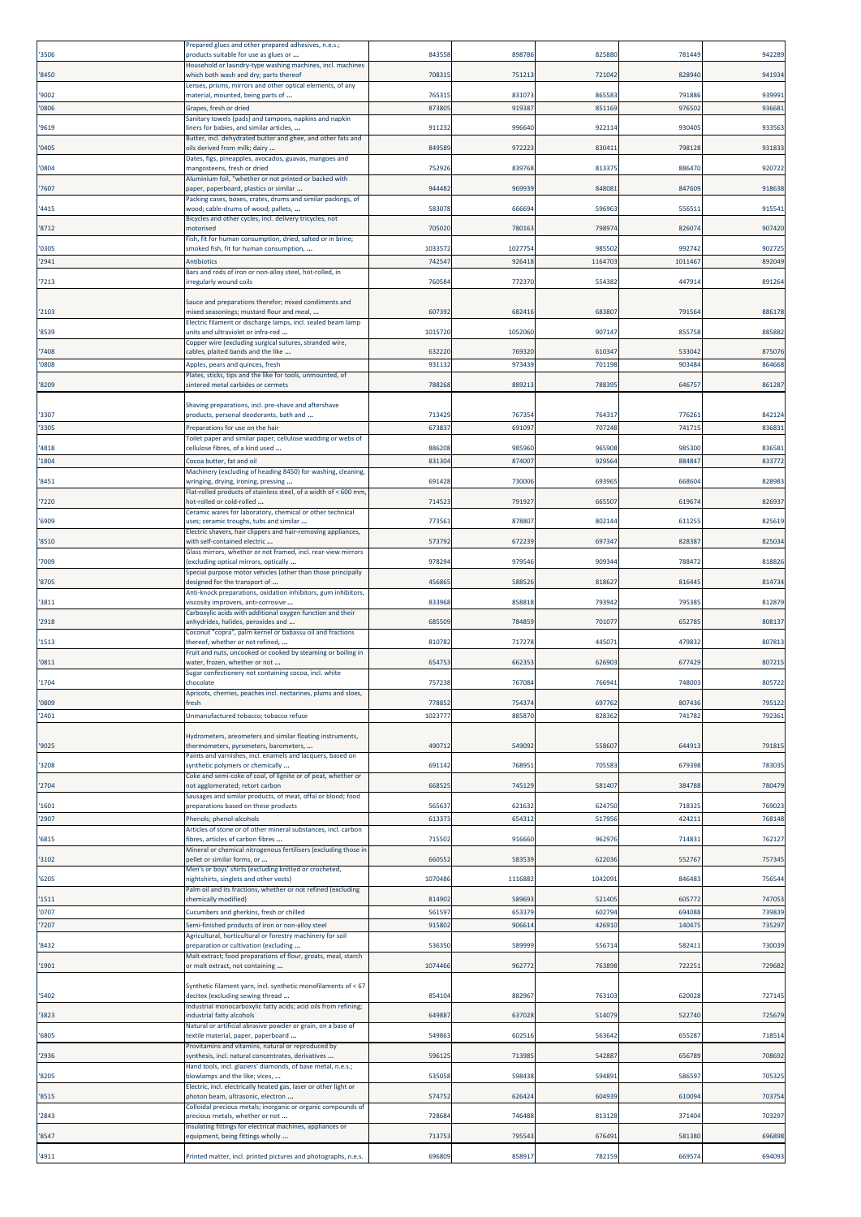| '3506 | Prepared glues and other prepared adhesives, n.e.s.; products suitable for use as glues or ... | 843558 | 898786 | 825880 | 781449 | 942289 |
|---|---|---|---|---|---|---|
| '8450 | Household or laundry-type washing machines, incl. machines which both wash and dry; parts thereof | 708315 | 751213 | 721042 | 828940 | 941934 |
| '9002 | Lenses, prisms, mirrors and other optical elements, of any material, mounted, being parts of ... | 765315 | 831073 | 865583 | 791886 | 939991 |
| '0806 | Grapes, fresh or dried | 873805 | 919387 | 851169 | 976502 | 936681 |
| '9619 | Sanitary towels (pads) and tampons, napkins and napkin liners for babies, and similar articles, ... | 911232 | 996640 | 922114 | 930405 | 933563 |
| '0405 | Butter, incl. dehydrated butter and ghee, and other fats and oils derived from milk; dairy ... | 849589 | 972223 | 830411 | 798128 | 931833 |
| '0804 | Dates, figs, pineapples, avocados, guavas, mangoes and mangosteens, fresh or dried | 752926 | 839768 | 813375 | 886470 | 920722 |
| '7607 | Aluminium foil, "whether or not printed or backed with paper, paperboard, plastics or similar ... | 944482 | 969939 | 848081 | 847609 | 918638 |
| '4415 | Packing cases, boxes, crates, drums and similar packings, of wood; cable-drums of wood; pallets, ... | 583078 | 666694 | 596963 | 556511 | 915541 |
| '8712 | Bicycles and other cycles, incl. delivery tricycles, not motorised | 705020 | 780163 | 798974 | 826074 | 907420 |
| '0305 | Fish, fit for human consumption, dried, salted or in brine; smoked fish, fit for human consumption, ... | 1033572 | 1027754 | 985502 | 992742 | 902725 |
| '2941 | Antibiotics | 742547 | 926418 | 1164703 | 1011467 | 892049 |
| '7213 | Bars and rods of iron or non-alloy steel, hot-rolled, in irregularly wound coils | 760584 | 772370 | 554382 | 447914 | 891264 |
| '2103 | Sauce and preparations therefor; mixed condiments and mixed seasonings; mustard flour and meal, ... | 607392 | 682416 | 683807 | 791564 | 886178 |
| '8539 | Electric filament or discharge lamps, incl. sealed beam lamp units and ultraviolet or infra-red ... | 1015720 | 1052060 | 907147 | 855758 | 885882 |
| '7408 | Copper wire (excluding surgical sutures, stranded wire, cables, plaited bands and the like ... | 632220 | 769320 | 610347 | 533042 | 875076 |
| '0808 | Apples, pears and quinces, fresh | 931132 | 973439 | 701198 | 903484 | 864668 |
| '8209 | Plates, sticks, tips and the like for tools, unmounted, of sintered metal carbides or cermets | 788268 | 889213 | 788395 | 646757 | 861287 |
| '3307 | Shaving preparations, incl. pre-shave and aftershave products, personal deodorants, bath and ... | 713429 | 767354 | 764317 | 776261 | 842124 |
| '3305 | Preparations for use on the hair | 673837 | 691097 | 707248 | 741715 | 836831 |
| '4818 | Toilet paper and similar paper, cellulose wadding or webs of cellulose fibres, of a kind used ... | 886208 | 985960 | 965908 | 985300 | 836581 |
| '1804 | Cocoa butter, fat and oil | 831304 | 874007 | 929564 | 884847 | 833772 |
| '8451 | Machinery (excluding of heading 8450) for washing, cleaning, wringing, drying, ironing, pressing ... | 691428 | 730006 | 693965 | 668604 | 828983 |
| '7220 | Flat-rolled products of stainless steel, of a width of < 600 mm, hot-rolled or cold-rolled ... | 714523 | 791927 | 665507 | 619674 | 826937 |
| '6909 | Ceramic wares for laboratory, chemical or other technical uses; ceramic troughs, tubs and similar ... | 773561 | 878807 | 802144 | 611255 | 825619 |
| '8510 | Electric shavers, hair clippers and hair-removing appliances, with self-contained electric ... | 573792 | 672239 | 697347 | 828387 | 825034 |
| '7009 | Glass mirrors, whether or not framed, incl. rear-view mirrors (excluding optical mirrors, optically ... | 978294 | 979546 | 909344 | 788472 | 818826 |
| '8705 | Special purpose motor vehicles (other than those principally designed for the transport of ... | 456865 | 588526 | 818627 | 816445 | 814734 |
| '3811 | Anti-knock preparations, oxidation inhibitors, gum inhibitors, viscosity improvers, anti-corrosive ... | 833968 | 858818 | 793942 | 795385 | 812879 |
| '2918 | Carboxylic acids with additional oxygen function and their anhydrides, halides, peroxides and ... | 685509 | 784859 | 701077 | 652785 | 808137 |
| '1513 | Coconut "copra", palm kernel or babassu oil and fractions thereof, whether or not refined, ... | 810782 | 717278 | 445071 | 479832 | 807813 |
| '0811 | Fruit and nuts, uncooked or cooked by steaming or boiling in water, frozen, whether or not ... | 654753 | 662353 | 626903 | 677429 | 807215 |
| '1704 | Sugar confectionery not containing cocoa, incl. white chocolate | 757238 | 767084 | 766941 | 748003 | 805722 |
| '0809 | Apricots, cherries, peaches incl. nectarines, plums and sloes, fresh | 778852 | 754374 | 697762 | 807436 | 795122 |
| '2401 | Unmanufactured tobacco; tobacco refuse | 1023777 | 885870 | 828362 | 741782 | 792361 |
| '9025 | Hydrometers, areometers and similar floating instruments, thermometers, pyrometers, barometers, ... | 490712 | 549092 | 558607 | 644913 | 791815 |
| '3208 | Paints and varnishes, incl. enamels and lacquers, based on synthetic polymers or chemically ... | 691142 | 768951 | 705583 | 679398 | 783035 |
| '2704 | Coke and semi-coke of coal, of lignite or of peat, whether or not agglomerated; retort carbon | 668525 | 745129 | 581407 | 384788 | 780479 |
| '1601 | Sausages and similar products, of meat, offal or blood; food preparations based on these products | 565637 | 621632 | 624750 | 718325 | 769023 |
| '2907 | Phenols; phenol-alcohols | 613373 | 654312 | 517956 | 424211 | 768148 |
| '6815 | Articles of stone or of other mineral substances, incl. carbon fibres, articles of carbon fibres ... | 715502 | 916660 | 962976 | 714831 | 762127 |
| '3102 | Mineral or chemical nitrogenous fertilisers (excluding those in pellet or similar forms, or ... | 660552 | 583539 | 622036 | 552767 | 757345 |
| '6205 | Men's or boys' shirts (excluding knitted or crocheted, nightshirts, singlets and other vests) | 1070486 | 1116882 | 1042091 | 846483 | 756544 |
| '1511 | Palm oil and its fractions, whether or not refined (excluding chemically modified) | 814902 | 589693 | 521405 | 605772 | 747053 |
| '0707 | Cucumbers and gherkins, fresh or chilled | 561597 | 653379 | 602794 | 694088 | 739839 |
| '7207 | Semi-finished products of iron or non-alloy steel | 915802 | 906614 | 426910 | 140475 | 735297 |
| '8432 | Agricultural, horticultural or forestry machinery for soil preparation or cultivation (excluding ... | 536350 | 589999 | 556714 | 582411 | 730039 |
| '1901 | Malt extract; food preparations of flour, groats, meal, starch or malt extract, not containing ... | 1074466 | 962772 | 763898 | 722251 | 729682 |
| '5402 | Synthetic filament yarn, incl. synthetic monofilaments of < 67 decitex (excluding sewing thread ... | 854104 | 882967 | 763103 | 620028 | 727145 |
| '3823 | Industrial monocarboxylic fatty acids; acid oils from refining; industrial fatty alcohols | 649887 | 637028 | 514079 | 522740 | 725679 |
| '6805 | Natural or artificial abrasive powder or grain, on a base of textile material, paper, paperboard ... | 549863 | 602516 | 563642 | 655287 | 718514 |
| '2936 | Provitamins and vitamins, natural or reproduced by synthesis, incl. natural concentrates, derivatives ... | 596125 | 713985 | 542887 | 656789 | 708692 |
| '8205 | Hand tools, incl. glaziers' diamonds, of base metal, n.e.s.; blowlamps and the like; vices, ... | 535058 | 598438 | 594891 | 586597 | 705325 |
| '8515 | Electric, incl. electrically heated gas, laser or other light or photon beam, ultrasonic, electron ... | 574752 | 626424 | 604939 | 610094 | 703754 |
| '2843 | Colloidal precious metals; inorganic or organic compounds of precious metals, whether or not ... | 728684 | 746488 | 813128 | 371404 | 703297 |
| '8547 | Insulating fittings for electrical machines, appliances or equipment, being fittings wholly ... | 713753 | 795543 | 676491 | 581380 | 696898 |
| '4911 | Printed matter, incl. printed pictures and photographs, n.e.s. | 696809 | 858917 | 782159 | 669574 | 694093 |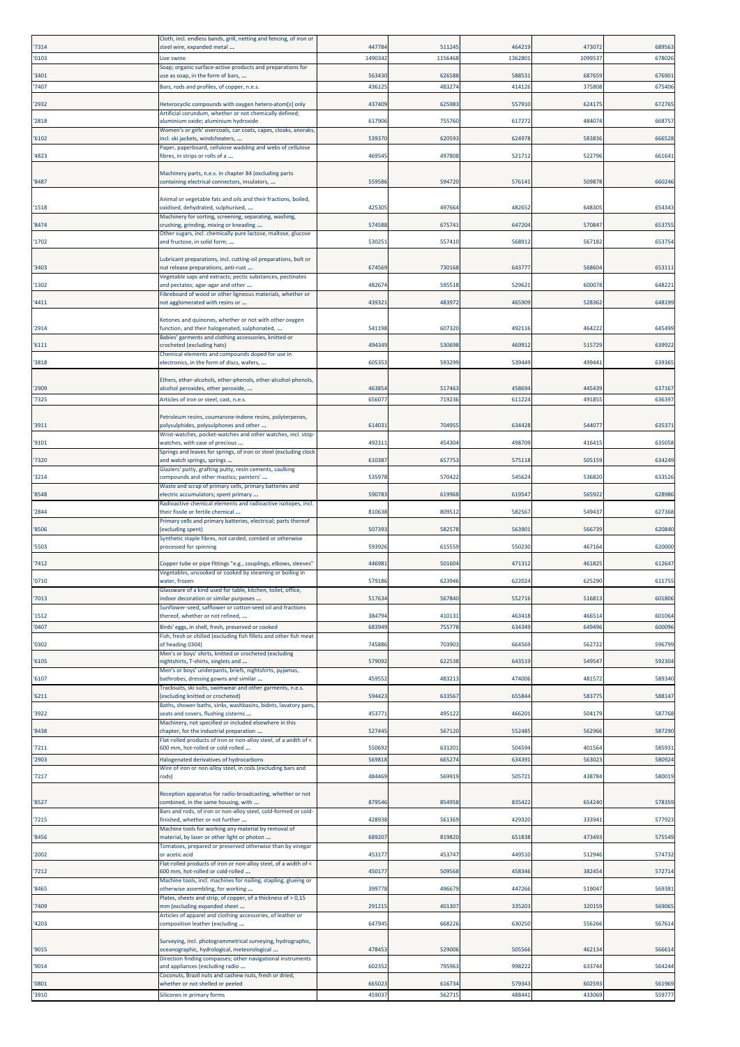| | | | | | | |
|---|---|---|---|---|---|---|
| '7314 | Cloth, incl. endless bands, grill, netting and fencing, of iron or steel wire, expanded metal ... | 447784 | 511245 | 464219 | 473072 | 689563 |
| '0103 | Live swine | 1490342 | 1156468 | 1362801 | 1099537 | 678026 |
| '3401 | Soap; organic surface-active products and preparations for use as soap, in the form of bars, ... | 563430 | 626588 | 588531 | 687659 | 676901 |
| '7407 | Bars, rods and profiles, of copper, n.e.s. | 436125 | 483274 | 414126 | 375808 | 675406 |
| '2932 | Heterocyclic compounds with oxygen hetero-atom[s] only | 437409 | 625983 | 557910 | 624175 | 672765 |
| '2818 | Artificial corundum, whether or not chemically defined; aluminium oxide; aluminium hydroxide | 617906 | 755760 | 617272 | 484074 | 668757 |
| '6102 | Women's or girls' overcoats, car coats, capes, cloaks, anoraks, incl. ski jackets, windcheaters, ... | 539370 | 620593 | 624978 | 583836 | 666528 |
| '4823 | Paper, paperboard, cellulose wadding and webs of cellulose fibres, in strips or rolls of a ... | 469545 | 497808 | 521712 | 522796 | 661641 |
| '8487 | Machinery parts, n.e.s. in chapter 84 (excluding parts containing electrical connectors, insulators, ... | 559586 | 594720 | 576141 | 509878 | 660246 |
| '1518 | Animal or vegetable fats and oils and their fractions, boiled, oxidised, dehydrated, sulphurised, ... | 425305 | 497664 | 482652 | 648305 | 654343 |
| '8474 | Machinery for sorting, screening, separating, washing, crushing, grinding, mixing or kneading ... | 574588 | 675741 | 647204 | 570847 | 653755 |
| '1702 | Other sugars, incl. chemically pure lactose, maltose, glucose and fructose, in solid form; ... | 530251 | 557410 | 568912 | 567182 | 653754 |
| '3403 | Lubricant preparations, incl. cutting-oil preparations, bolt or nut release preparations, anti-rust ... | 674569 | 730168 | 643777 | 568604 | 653111 |
| '1302 | Vegetable saps and extracts; pectic substances, pectinates and pectates; agar-agar and other ... | 482674 | 595518 | 529621 | 600078 | 648221 |
| '4411 | Fibreboard of wood or other ligneous materials, whether or not agglomerated with resins or ... | 439321 | 483972 | 465909 | 528362 | 648199 |
| '2914 | Ketones and quinones, whether or not with other oxygen function, and their halogenated, sulphonated, ... | 541198 | 607320 | 492116 | 464222 | 645499 |
| '6111 | Babies' garments and clothing accessories, knitted or crocheted (excluding hats) | 494349 | 530698 | 469912 | 515729 | 639922 |
| '3818 | Chemical elements and compounds doped for use in electronics, in the form of discs, wafers, ... | 605353 | 593299 | 539449 | 499441 | 639365 |
| '2909 | Ethers, ether-alcohols, ether-phenols, ether-alcohol-phenols, alcohol peroxides, ether peroxide, ... | 463854 | 517463 | 458694 | 445439 | 637167 |
| '7325 | Articles of iron or steel, cast, n.e.s. | 656077 | 719236 | 611224 | 491855 | 636397 |
| '3911 | Petroleum resins, coumarone-indene resins, polyterpenes, polysulphides, polysulphones and other ... | 614031 | 704955 | 634428 | 544077 | 635371 |
| '9101 | Wrist-watches, pocket-watches and other watches, incl. stop-watches, with case of precious ... | 492311 | 454304 | 498709 | 416415 | 635058 |
| '7320 | Springs and leaves for springs, of iron or steel (excluding clock and watch springs, springs ... | 610387 | 657753 | 575118 | 505159 | 634249 |
| '3214 | Glaziers' putty, grafting putty, resin cements, caulking compounds and other mastics; painters' ... | 535978 | 570422 | 545624 | 536820 | 633526 |
| '8548 | Waste and scrap of primary cells, primary batteries and electric accumulators; spent primary ... | 590783 | 619968 | 619547 | 565922 | 628986 |
| '2844 | Radioactive chemical elements and radioactive isotopes, incl. their fissile or fertile chemical ... | 810638 | 809512 | 582567 | 549437 | 627368 |
| '8506 | Primary cells and primary batteries, electrical; parts thereof (excluding spent) | 507393 | 582578 | 563901 | 566739 | 620840 |
| '5503 | Synthetic staple fibres, not carded, combed or otherwise processed for spinning | 593926 | 615559 | 550230 | 467164 | 620000 |
| '7412 | Copper tube or pipe fittings "e.g., couplings, elbows, sleeves" | 446981 | 501604 | 471312 | 461825 | 612647 |
| '0710 | Vegetables, uncooked or cooked by steaming or boiling in water, frozen | 579186 | 623946 | 622024 | 625290 | 611755 |
| '7013 | Glassware of a kind used for table, kitchen, toilet, office, indoor decoration or similar purposes ... | 517634 | 567840 | 552716 | 516813 | 601806 |
| '1512 | Sunflower-seed, safflower or cotton-seed oil and fractions thereof, whether or not refined, ... | 384794 | 410131 | 463418 | 466514 | 601064 |
| '0407 | Birds' eggs, in shell, fresh, preserved or cooked | 683949 | 755778 | 634349 | 649496 | 600096 |
| '0302 | Fish, fresh or chilled (excluding fish fillets and other fish meat of heading 0304) | 745886 | 703903 | 664569 | 562722 | 596799 |
| '6105 | Men's or boys' shirts, knitted or crocheted (excluding nightshirts, T-shirts, singlets and ... | 579092 | 622538 | 643519 | 549547 | 592304 |
| '6107 | Men's or boys' underpants, briefs, nightshirts, pyjamas, bathrobes, dressing gowns and similar ... | 459552 | 483213 | 474006 | 481572 | 589340 |
| '6211 | Tracksuits, ski suits, swimwear and other garments, n.e.s. (excluding knitted or crocheted) | 594423 | 633567 | 655844 | 583775 | 588147 |
| '3922 | Baths, shower-baths, sinks, washbasins, bidets, lavatory pans, seats and covers, flushing cisterns ... | 453771 | 495122 | 466201 | 504179 | 587768 |
| '8438 | Machinery, not specified or included elsewhere in this chapter, for the industrial preparation ... | 527445 | 567120 | 552485 | 562966 | 587290 |
| '7211 | Flat-rolled products of iron or non-alloy steel, of a width of < 600 mm, hot-rolled or cold-rolled ... | 550692 | 631201 | 504594 | 401564 | 585931 |
| '2903 | Halogenated derivatives of hydrocarbons | 569818 | 665274 | 634391 | 563023 | 580924 |
| '7217 | Wire of iron or non-alloy steel, in coils (excluding bars and rods) | 484469 | 569919 | 505721 | 438784 | 580019 |
| '8527 | Reception apparatus for radio-broadcasting, whether or not combined, in the same housing, with ... | 879546 | 854958 | 835422 | 654240 | 578359 |
| '7215 | Bars and rods, of iron or non-alloy steel, cold-formed or cold-finished, whether or not further ... | 428938 | 561369 | 429320 | 333941 | 577923 |
| '8456 | Machine tools for working any material by removal of material, by laser or other light or photon ... | 689207 | 819820 | 651838 | 473493 | 575549 |
| '2002 | Tomatoes, prepared or preserved otherwise than by vinegar or acetic acid | 453177 | 453747 | 449510 | 512946 | 574732 |
| '7212 | Flat-rolled products of iron or non-alloy steel, of a width of < 600 mm, hot-rolled or cold-rolled ... | 450177 | 509568 | 458346 | 382454 | 572714 |
| '8465 | Machine tools, incl. machines for nailing, stapling, glueing or otherwise assembling, for working ... | 399778 | 496679 | 447266 | 519047 | 569381 |
| '7409 | Plates, sheets and strip, of copper, of a thickness of > 0,15 mm (excluding expanded sheet ... | 291215 | 401307 | 335203 | 320159 | 569065 |
| '4203 | Articles of apparel and clothing accessories, of leather or composition leather (excluding ... | 647945 | 668226 | 630250 | 556266 | 567614 |
| '9015 | Surveying, incl. photogrammetrical surveying, hydrographic, oceanographic, hydrological, meteorological ... | 478453 | 529006 | 505566 | 462134 | 566614 |
| '9014 | Direction finding compasses; other navigational instruments and appliances (excluding radio ... | 602352 | 795963 | 998222 | 633744 | 564244 |
| '0801 | Coconuts, Brazil nuts and cashew nuts, fresh or dried, whether or not shelled or peeled | 665023 | 616734 | 579343 | 602593 | 561969 |
| '3910 | Silicones in primary forms | 459037 | 562715 | 488441 | 433069 | 559777 |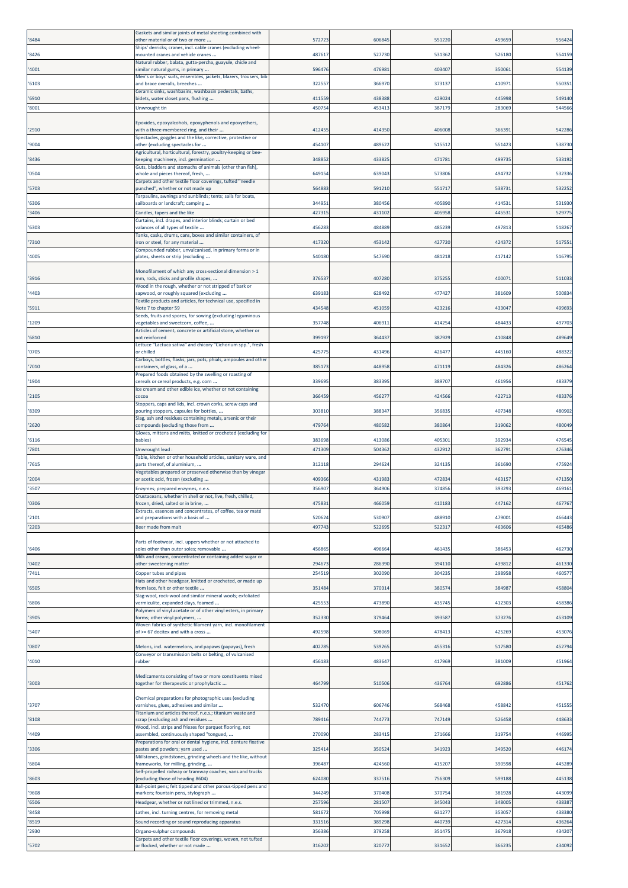| '8484 | Gaskets and similar joints of metal sheeting combined with other material or of two or more ... | 572723 | 606845 | 551220 | 459659 | 556424 |
|---|---|---|---|---|---|---|
| '8426 | Ships' derricks; cranes, incl. cable cranes (excluding wheel-mounted cranes and vehicle cranes ... | 487617 | 527730 | 531362 | 526180 | 554159 |
| '4001 | Natural rubber, balata, gutta-percha, guayule, chicle and similar natural gums, in primary ... | 596476 | 476981 | 403407 | 350061 | 554139 |
| '6103 | Men's or boys' suits, ensembles, jackets, blazers, trousers, bib and brace overalls, breeches ... | 322557 | 366970 | 373137 | 410971 | 550351 |
| '6910 | Ceramic sinks, washbasins, washbasin pedestals, baths, bidets, water closet pans, flushing ... | 411559 | 438388 | 429024 | 445998 | 549140 |
| '8001 | Unwrought tin | 450754 | 453413 | 387179 | 283069 | 544566 |
| '2910 | Epoxides, epoxyalcohols, epoxyphenols and epoxyethers, with a three-membered ring, and their ... | 412455 | 414350 | 406008 | 366391 | 542286 |
| '9004 | Spectacles, goggles and the like, corrective, protective or other (excluding spectacles for ... | 454107 | 489622 | 515512 | 551423 | 538730 |
| '8436 | Agricultural, horticultural, forestry, poultry-keeping or bee-keeping machinery, incl. germination ... | 348852 | 433825 | 471781 | 499735 | 533192 |
| '0504 | Guts, bladders and stomachs of animals (other than fish), whole and pieces thereof, fresh, ... | 649154 | 639043 | 573806 | 494732 | 532336 |
| '5703 | Carpets and other textile floor coverings, tufted "needle punched", whether or not made up | 564883 | 591210 | 551717 | 538731 | 532252 |
| '6306 | Tarpaulins, awnings and sunblinds; tents; sails for boats, sailboards or landcraft; camping ... | 344951 | 380456 | 405890 | 414531 | 531930 |
| '3406 | Candles, tapers and the like | 427315 | 431102 | 405958 | 445531 | 529775 |
| '6303 | Curtains, incl. drapes, and interior blinds; curtain or bed valances of all types of textile ... | 456283 | 484889 | 485239 | 497813 | 518267 |
| '7310 | Tanks, casks, drums, cans, boxes and similar containers, of iron or steel, for any material ... | 417320 | 453142 | 427720 | 424372 | 517551 |
| '4005 | Compounded rubber, unvulcanised, in primary forms or in plates, sheets or strip (excluding ... | 540180 | 547690 | 481218 | 417142 | 516795 |
| '3916 | Monofilament of which any cross-sectional dimension > 1 mm, rods, sticks and profile shapes, ... | 376537 | 407280 | 375255 | 400071 | 511033 |
| '4403 | Wood in the rough, whether or not stripped of bark or sapwood, or roughly squared (excluding ... | 639183 | 628492 | 477427 | 381609 | 500834 |
| '5911 | Textile products and articles, for technical use, specified in Note 7 to chapter 59 | 434548 | 451059 | 423216 | 433047 | 499693 |
| '1209 | Seeds, fruits and spores, for sowing (excluding leguminous vegetables and sweetcorn, coffee, ... | 357748 | 406911 | 414254 | 484433 | 497703 |
| '6810 | Articles of cement, concrete or artificial stone, whether or not reinforced | 399197 | 364437 | 387929 | 410848 | 489649 |
| '0705 | Lettuce "Lactuca sativa" and chicory "Cichorium spp.", fresh or chilled | 425775 | 431496 | 426477 | 445160 | 488322 |
| '7010 | Carboys, bottles, flasks, jars, pots, phials, ampoules and other containers, of glass, of a ... | 385173 | 448958 | 471119 | 484326 | 486264 |
| '1904 | Prepared foods obtained by the swelling or roasting of cereals or cereal products, e.g. corn ... | 339695 | 383395 | 389707 | 461956 | 483379 |
| '2105 | Ice cream and other edible ice, whether or not containing cocoa | 366459 | 456277 | 424566 | 422713 | 483376 |
| '8309 | Stoppers, caps and lids, incl. crown corks, screw caps and pouring stoppers, capsules for bottles, ... | 303810 | 388347 | 356835 | 407348 | 480902 |
| '2620 | Slag, ash and residues containing metals, arsenic or their compounds (excluding those from ... | 479764 | 480582 | 380864 | 319062 | 480049 |
| '6116 | Gloves, mittens and mitts, knitted or crocheted (excluding for babies) | 383698 | 413086 | 405301 | 392934 | 476545 |
| '7801 | Unwrought lead : | 471309 | 504362 | 432912 | 362791 | 476346 |
| '7615 | Table, kitchen or other household articles, sanitary ware, and parts thereof, of aluminium, ... | 312118 | 294624 | 324135 | 361690 | 475924 |
| '2004 | Vegetables prepared or preserved otherwise than by vinegar or acetic acid, frozen (excluding ... | 409366 | 431983 | 472834 | 463157 | 471350 |
| '3507 | Enzymes; prepared enzymes, n.e.s. | 356907 | 364906 | 374856 | 393293 | 469161 |
| '0306 | Crustaceans, whether in shell or not, live, fresh, chilled, frozen, dried, salted or in brine, ... | 475831 | 466059 | 410183 | 447162 | 467767 |
| '2101 | Extracts, essences and concentrates, of coffee, tea or maté and preparations with a basis of ... | 520624 | 530907 | 488910 | 479001 | 466443 |
| '2203 | Beer made from malt | 497743 | 522695 | 522317 | 463606 | 465486 |
| '6406 | Parts of footwear, incl. uppers whether or not attached to soles other than outer soles; removable ... | 456865 | 496664 | 461435 | 386453 | 462730 |
| '0402 | Milk and cream, concentrated or containing added sugar or other sweetening matter | 294673 | 286390 | 394110 | 439812 | 461330 |
| '7411 | Copper tubes and pipes | 254519 | 302090 | 304235 | 298958 | 460577 |
| '6505 | Hats and other headgear, knitted or crocheted, or made up from lace, felt or other textile ... | 351484 | 370314 | 380574 | 384987 | 458804 |
| '6806 | Slag-wool, rock-wool and similar mineral wools; exfoliated vermiculite, expanded clays, foamed ... | 425553 | 473890 | 435745 | 412303 | 458386 |
| '3905 | Polymers of vinyl acetate or of other vinyl esters, in primary forms; other vinyl polymers, ... | 352330 | 379464 | 393587 | 373276 | 453109 |
| '5407 | Woven fabrics of synthetic filament yarn, incl. monofilament of >= 67 decitex and with a cross ... | 492598 | 508069 | 478413 | 425269 | 453076 |
| '0807 | Melons, incl. watermelons, and papaws (papayas), fresh | 402785 | 539265 | 455316 | 517580 | 452794 |
| '4010 | Conveyor or transmission belts or belting, of vulcanised rubber | 456183 | 483647 | 417969 | 381009 | 451964 |
| '3003 | Medicaments consisting of two or more constituents mixed together for therapeutic or prophylactic ... | 464799 | 510506 | 436764 | 692886 | 451762 |
| '3707 | Chemical preparations for photographic uses (excluding varnishes, glues, adhesives and similar ... | 532470 | 606746 | 568468 | 458842 | 451555 |
| '8108 | Titanium and articles thereof, n.e.s.; titanium waste and scrap (excluding ash and residues ... | 789416 | 744773 | 747149 | 526458 | 448633 |
| '4409 | Wood, incl. strips and friezes for parquet flooring, not assembled, continuously shaped "tongued, ... | 270090 | 283415 | 271666 | 319754 | 446995 |
| '3306 | Preparations for oral or dental hygiene, incl. denture fixative pastes and powders; yarn used ... | 325414 | 350524 | 341923 | 349520 | 446174 |
| '6804 | Millstones, grindstones, grinding wheels and the like, without frameworks, for milling, grinding, ... | 396487 | 424560 | 415207 | 390598 | 445289 |
| '8603 | Self-propelled railway or tramway coaches, vans and trucks (excluding those of heading 8604) | 624080 | 337516 | 756309 | 599188 | 445138 |
| '9608 | Ball-point pens; felt tipped and other porous-tipped pens and markers; fountain pens, stylograph ... | 344249 | 370408 | 370754 | 381928 | 443099 |
| '6506 | Headgear, whether or not lined or trimmed, n.e.s. | 257596 | 281507 | 345043 | 348005 | 438387 |
| '8458 | Lathes, incl. turning centres, for removing metal | 581672 | 705998 | 631277 | 353057 | 438380 |
| '8519 | Sound recording or sound reproducing apparatus | 331516 | 389298 | 440739 | 427314 | 436264 |
| '2930 | Organo-sulphur compounds | 356386 | 379258 | 351475 | 367918 | 434207 |
| '5702 | Carpets and other textile floor coverings, woven, not tufted or flocked, whether or not made ... | 316202 | 320772 | 331652 | 366235 | 434092 |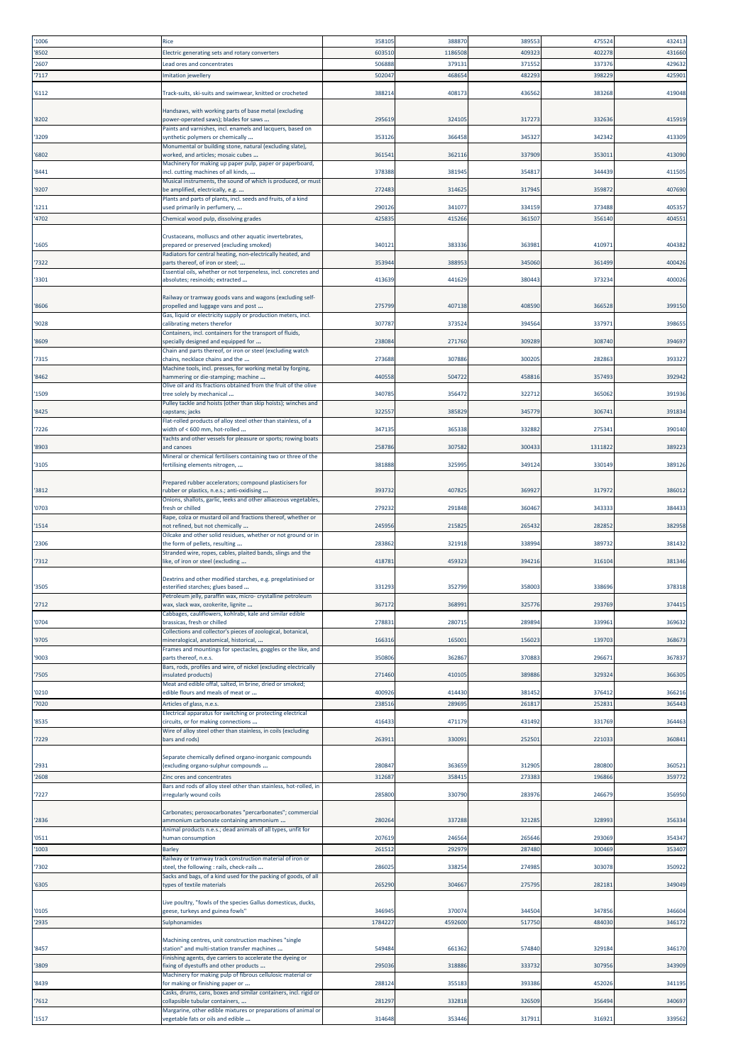| '1006 | Rice | 358105 | 388870 | 389553 | 475524 | 432413 |
|---|---|---|---|---|---|---|
| '8502 | Electric generating sets and rotary converters | 603510 | 1186508 | 409323 | 402278 | 431660 |
| '2607 | Lead ores and concentrates | 506888 | 379131 | 371552 | 337376 | 429632 |
| '7117 | Imitation jewellery | 502047 | 468654 | 482293 | 398229 | 425901 |
| '6112 | Track-suits, ski-suits and swimwear, knitted or crocheted | 388214 | 408173 | 436562 | 383268 | 419048 |
| '8202 | Handsaws, with working parts of base metal (excluding power-operated saws); blades for saws ... | 295619 | 324105 | 317273 | 332636 | 415919 |
| '3209 | Paints and varnishes, incl. enamels and lacquers, based on synthetic polymers or chemically ... | 353126 | 366458 | 345327 | 342342 | 413309 |
| '6802 | Monumental or building stone, natural (excluding slate), worked, and articles; mosaic cubes ... | 361541 | 362116 | 337909 | 353011 | 413090 |
| '8441 | Machinery for making up paper pulp, paper or paperboard, incl. cutting machines of all kinds, ... | 378388 | 381945 | 354817 | 344439 | 411505 |
| '9207 | Musical instruments, the sound of which is produced, or must be amplified, electrically, e.g. ... | 272483 | 314625 | 317945 | 359872 | 407690 |
| '1211 | Plants and parts of plants, incl. seeds and fruits, of a kind used primarily in perfumery, ... | 290126 | 341077 | 334159 | 373488 | 405357 |
| '4702 | Chemical wood pulp, dissolving grades | 425835 | 415266 | 361507 | 356140 | 404551 |
| '1605 | Crustaceans, molluscs and other aquatic invertebrates, prepared or preserved (excluding smoked) | 340121 | 383336 | 363981 | 410971 | 404382 |
| '7322 | Radiators for central heating, non-electrically heated, and parts thereof, of iron or steel; ... | 353944 | 388953 | 345060 | 361499 | 400426 |
| '3301 | Essential oils, whether or not terpeneless, incl. concretes and absolutes; resinoids; extracted ... | 413639 | 441629 | 380443 | 373234 | 400026 |
| '8606 | Railway or tramway goods vans and wagons (excluding self-propelled and luggage vans and post ... | 275799 | 407138 | 408590 | 366528 | 399150 |
| '9028 | Gas, liquid or electricity supply or production meters, incl. calibrating meters therefor | 307787 | 373524 | 394564 | 337971 | 398655 |
| '8609 | Containers, incl. containers for the transport of fluids, specially designed and equipped for ... | 238084 | 271760 | 309289 | 308740 | 394697 |
| '7315 | Chain and parts thereof, or iron or steel (excluding watch chains, necklace chains and the ... | 273688 | 307886 | 300205 | 282863 | 393327 |
| '8462 | Machine tools, incl. presses, for working metal by forging, hammering or die-stamping; machine ... | 440558 | 504722 | 458816 | 357493 | 392942 |
| '1509 | Olive oil and its fractions obtained from the fruit of the olive tree solely by mechanical ... | 340785 | 356472 | 322712 | 365062 | 391936 |
| '8425 | Pulley tackle and hoists (other than skip hoists); winches and capstans; jacks | 322557 | 385829 | 345779 | 306741 | 391834 |
| '7226 | Flat-rolled products of alloy steel other than stainless, of a width of < 600 mm, hot-rolled ... | 347135 | 365338 | 332882 | 275341 | 390140 |
| '8903 | Yachts and other vessels for pleasure or sports; rowing boats and canoes | 258786 | 307582 | 300433 | 1311822 | 389223 |
| '3105 | Mineral or chemical fertilisers containing two or three of the fertilising elements nitrogen, ... | 381888 | 325995 | 349124 | 330149 | 389126 |
| '3812 | Prepared rubber accelerators; compound plasticisers for rubber or plastics, n.e.s.; anti-oxidising ... | 393732 | 407825 | 369927 | 317972 | 386012 |
| '0703 | Onions, shallots, garlic, leeks and other alliaceous vegetables, fresh or chilled | 279232 | 291848 | 360467 | 343333 | 384433 |
| '1514 | Rape, colza or mustard oil and fractions thereof, whether or not refined, but not chemically ... | 245956 | 215825 | 265432 | 282852 | 382958 |
| '2306 | Oilcake and other solid residues, whether or not ground or in the form of pellets, resulting ... | 283862 | 321918 | 338994 | 389732 | 381432 |
| '7312 | Stranded wire, ropes, cables, plaited bands, slings and the like, of iron or steel (excluding ... | 418781 | 459323 | 394216 | 316104 | 381346 |
| '3505 | Dextrins and other modified starches, e.g. pregelatinised or esterified starches; glues based ... | 331293 | 352799 | 358003 | 338696 | 378318 |
| '2712 | Petroleum jelly, paraffin wax, micro- crystalline petroleum wax, slack wax, ozokerite, lignite ... | 367172 | 368991 | 325776 | 293769 | 374415 |
| '0704 | Cabbages, cauliflowers, kohlrabi, kale and similar edible brassicas, fresh or chilled | 278831 | 280715 | 289894 | 339961 | 369632 |
| '9705 | Collections and collector's pieces of zoological, botanical, mineralogical, anatomical, historical, ... | 166316 | 165001 | 156023 | 139703 | 368673 |
| '9003 | Frames and mountings for spectacles, goggles or the like, and parts thereof, n.e.s. | 350806 | 362867 | 370883 | 296671 | 367837 |
| '7505 | Bars, rods, profiles and wire, of nickel (excluding electrically insulated products) | 271460 | 410105 | 389886 | 329324 | 366305 |
| '0210 | Meat and edible offal, salted, in brine, dried or smoked; edible flours and meals of meat or ... | 400926 | 414430 | 381452 | 376412 | 366216 |
| '7020 | Articles of glass, n.e.s. | 238516 | 289695 | 261817 | 252831 | 365443 |
| '8535 | Electrical apparatus for switching or protecting electrical circuits, or for making connections ... | 416433 | 471179 | 431492 | 331769 | 364463 |
| '7229 | Wire of alloy steel other than stainless, in coils (excluding bars and rods) | 263911 | 330091 | 252501 | 221033 | 360841 |
| '2931 | Separate chemically defined organo-inorganic compounds (excluding organo-sulphur compounds ... | 280847 | 363659 | 312905 | 280800 | 360521 |
| '2608 | Zinc ores and concentrates | 312687 | 358415 | 273383 | 196866 | 359772 |
| '7227 | Bars and rods of alloy steel other than stainless, hot-rolled, in irregularly wound coils | 285800 | 330790 | 283976 | 246679 | 356950 |
| '2836 | Carbonates; peroxocarbonates "percarbonates"; commercial ammonium carbonate containing ammonium ... | 280264 | 337288 | 321285 | 328993 | 356334 |
| '0511 | Animal products n.e.s.; dead animals of all types, unfit for human consumption | 207619 | 246564 | 265646 | 293069 | 354347 |
| '1003 | Barley | 261512 | 292979 | 287480 | 300469 | 353407 |
| '7302 | Railway or tramway track construction material of iron or steel, the following : rails, check-rails ... | 286025 | 338254 | 274985 | 303078 | 350922 |
| '6305 | Sacks and bags, of a kind used for the packing of goods, of all types of textile materials | 265290 | 304667 | 275795 | 282181 | 349049 |
| '0105 | Live poultry, "fowls of the species Gallus domesticus, ducks, geese, turkeys and guinea fowls" | 346945 | 370074 | 344504 | 347856 | 346604 |
| '2935 | Sulphonamides | 1784227 | 4592600 | 517750 | 484030 | 346172 |
| '8457 | Machining centres, unit construction machines "single station" and multi-station transfer machines ... | 549484 | 661362 | 574840 | 329184 | 346170 |
| '3809 | Finishing agents, dye carriers to accelerate the dyeing or fixing of dyestuffs and other products ... | 295036 | 318886 | 333732 | 307956 | 343909 |
| '8439 | Machinery for making pulp of fibrous cellulosic material or for making or finishing paper or ... | 288124 | 355183 | 393386 | 452026 | 341195 |
| '7612 | Casks, drums, cans, boxes and similar containers, incl. rigid or collapsible tubular containers, ... | 281297 | 332818 | 326509 | 356494 | 340697 |
| '1517 | Margarine, other edible mixtures or preparations of animal or vegetable fats or oils and edible ... | 314648 | 353446 | 317911 | 316921 | 339562 |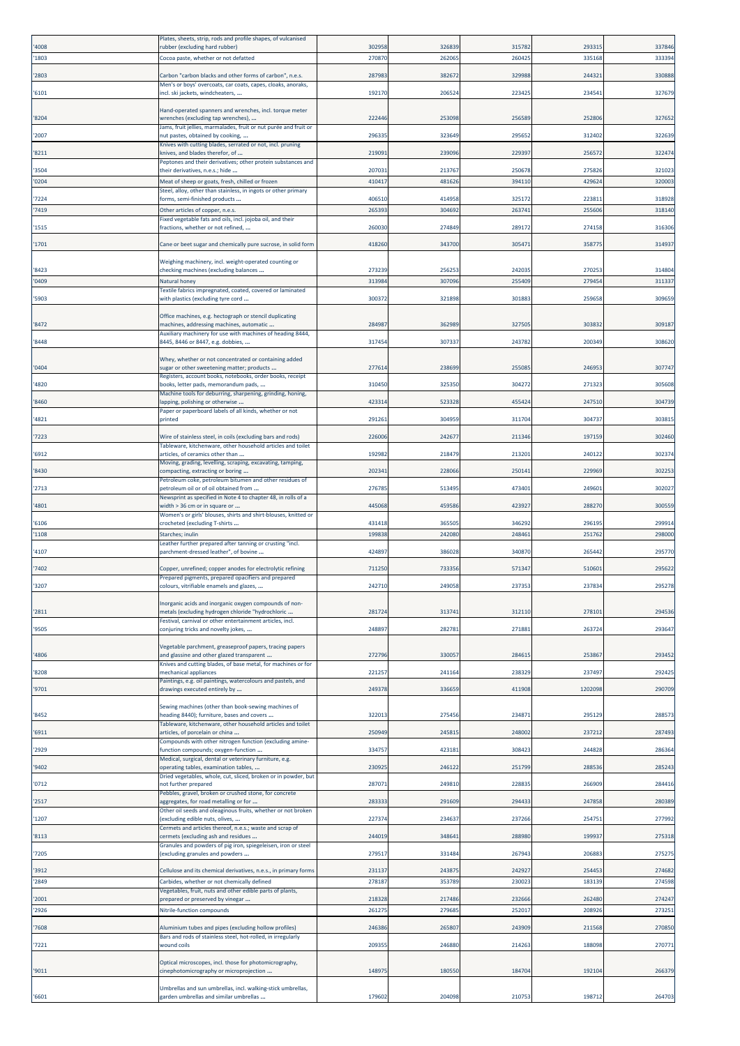| | | | | | | |
|---|---|---|---|---|---|---|
| '4008 | Plates, sheets, strip, rods and profile shapes, of vulcanised rubber (excluding hard rubber) | 302958 | 326839 | 315782 | 293315 | 337846 |
| '1803 | Cocoa paste, whether or not defatted | 270870 | 262065 | 260425 | 335168 | 333394 |
| '2803 | Carbon "carbon blacks and other forms of carbon", n.e.s. | 287983 | 382672 | 329988 | 244321 | 330888 |
| '6101 | Men's or boys' overcoats, car coats, capes, cloaks, anoraks, incl. ski jackets, windcheaters, ... | 192170 | 206524 | 223425 | 234541 | 327679 |
| '8204 | Hand-operated spanners and wrenches, incl. torque meter wrenches (excluding tap wrenches), ... | 222446 | 253098 | 256589 | 252806 | 327652 |
| '2007 | Jams, fruit jellies, marmalades, fruit or nut purée and fruit or nut pastes, obtained by cooking, ... | 296335 | 323649 | 295652 | 312402 | 322639 |
| '8211 | Knives with cutting blades, serrated or not, incl. pruning knives, and blades therefor, of ... | 219091 | 239096 | 229397 | 256572 | 322474 |
| '3504 | Peptones and their derivatives; other protein substances and their derivatives, n.e.s.; hide ... | 207031 | 213767 | 250678 | 275826 | 321023 |
| '0204 | Meat of sheep or goats, fresh, chilled or frozen | 410417 | 481626 | 394110 | 429624 | 320003 |
| '7224 | Steel, alloy, other than stainless, in ingots or other primary forms, semi-finished products ... | 406510 | 414958 | 325172 | 223811 | 318928 |
| '7419 | Other articles of copper, n.e.s. | 265393 | 304692 | 263741 | 255606 | 318140 |
| '1515 | Fixed vegetable fats and oils, incl. jojoba oil, and their fractions, whether or not refined, ... | 260030 | 274849 | 289172 | 274158 | 316306 |
| '1701 | Cane or beet sugar and chemically pure sucrose, in solid form | 418260 | 343700 | 305471 | 358775 | 314937 |
| '8423 | Weighing machinery, incl. weight-operated counting or checking machines (excluding balances ... | 273239 | 256253 | 242035 | 270253 | 314804 |
| '0409 | Natural honey | 313984 | 307096 | 255409 | 279454 | 311337 |
| '5903 | Textile fabrics impregnated, coated, covered or laminated with plastics (excluding tyre cord ... | 300372 | 321898 | 301883 | 259658 | 309659 |
| '8472 | Office machines, e.g. hectograph or stencil duplicating machines, addressing machines, automatic ... | 284987 | 362989 | 327505 | 303832 | 309187 |
| '8448 | Auxiliary machinery for use with machines of heading 8444, 8445, 8446 or 8447, e.g. dobbies, ... | 317454 | 307337 | 243782 | 200349 | 308620 |
| '0404 | Whey, whether or not concentrated or containing added sugar or other sweetening matter; products ... | 277614 | 238699 | 255085 | 246953 | 307747 |
| '4820 | Registers, account books, notebooks, order books, receipt books, letter pads, memorandum pads, ... | 310450 | 325350 | 304272 | 271323 | 305608 |
| '8460 | Machine tools for deburring, sharpening, grinding, honing, lapping, polishing or otherwise ... | 423314 | 523328 | 455424 | 247510 | 304739 |
| '4821 | Paper or paperboard labels of all kinds, whether or not printed | 291261 | 304959 | 311704 | 304737 | 303815 |
| '7223 | Wire of stainless steel, in coils (excluding bars and rods) | 226006 | 242677 | 211346 | 197159 | 302460 |
| '6912 | Tableware, kitchenware, other household articles and toilet articles, of ceramics other than ... | 192982 | 218479 | 213201 | 240122 | 302374 |
| '8430 | Moving, grading, levelling, scraping, excavating, tamping, compacting, extracting or boring ... | 202341 | 228066 | 250141 | 229969 | 302253 |
| '2713 | Petroleum coke, petroleum bitumen and other residues of petroleum oil or of oil obtained from ... | 276785 | 513495 | 473401 | 249601 | 302027 |
| '4801 | Newsprint as specified in Note 4 to chapter 48, in rolls of a width > 36 cm or in square or ... | 445068 | 459586 | 423927 | 288270 | 300559 |
| '6106 | Women's or girls' blouses, shirts and shirt-blouses, knitted or crocheted (excluding T-shirts ... | 431418 | 365505 | 346292 | 296195 | 299914 |
| '1108 | Starches; inulin | 199838 | 242080 | 248461 | 251762 | 298000 |
| '4107 | Leather further prepared after tanning or crusting "incl. parchment-dressed leather", of bovine ... | 424897 | 386028 | 340870 | 265442 | 295770 |
| '7402 | Copper, unrefined; copper anodes for electrolytic refining | 711250 | 733356 | 571347 | 510601 | 295622 |
| '3207 | Prepared pigments, prepared opacifiers and prepared colours, vitrifiable enamels and glazes, ... | 242710 | 249058 | 237353 | 237834 | 295278 |
| '2811 | Inorganic acids and inorganic oxygen compounds of non-metals (excluding hydrogen chloride "hydrochloric ... | 281724 | 313741 | 312110 | 278101 | 294536 |
| '9505 | Festival, carnival or other entertainment articles, incl. conjuring tricks and novelty jokes, ... | 248897 | 282781 | 271881 | 263724 | 293647 |
| '4806 | Vegetable parchment, greaseproof papers, tracing papers and glassine and other glazed transparent ... | 272796 | 330057 | 284615 | 253867 | 293452 |
| '8208 | Knives and cutting blades, of base metal, for machines or for mechanical appliances | 221257 | 241164 | 238329 | 237497 | 292425 |
| '9701 | Paintings, e.g. oil paintings, watercolours and pastels, and drawings executed entirely by ... | 249378 | 336659 | 411908 | 1202098 | 290709 |
| '8452 | Sewing machines (other than book-sewing machines of heading 8440); furniture, bases and covers ... | 322013 | 275456 | 234871 | 295129 | 288573 |
| '6911 | Tableware, kitchenware, other household articles and toilet articles, of porcelain or china ... | 250949 | 245815 | 248002 | 237212 | 287493 |
| '2929 | Compounds with other nitrogen function (excluding amine-function compounds; oxygen-function ... | 334757 | 423181 | 308423 | 244828 | 286364 |
| '9402 | Medical, surgical, dental or veterinary furniture, e.g. operating tables, examination tables, ... | 230925 | 246122 | 251799 | 288536 | 285243 |
| '0712 | Dried vegetables, whole, cut, sliced, broken or in powder, but not further prepared | 287071 | 249810 | 228835 | 266909 | 284416 |
| '2517 | Pebbles, gravel, broken or crushed stone, for concrete aggregates, for road metalling or for ... | 283333 | 291609 | 294433 | 247858 | 280389 |
| '1207 | Other oil seeds and oleaginous fruits, whether or not broken (excluding edible nuts, olives, ... | 227374 | 234637 | 237266 | 254751 | 277992 |
| '8113 | Cermets and articles thereof, n.e.s.; waste and scrap of cermets (excluding ash and residues ... | 244019 | 348641 | 288980 | 199937 | 275318 |
| '7205 | Granules and powders of pig iron, spiegeleisen, iron or steel (excluding granules and powders ... | 279517 | 331484 | 267943 | 206883 | 275275 |
| '3912 | Cellulose and its chemical derivatives, n.e.s., in primary forms | 231137 | 243875 | 242927 | 254453 | 274682 |
| '2849 | Carbides, whether or not chemically defined | 278187 | 353789 | 230023 | 183139 | 274598 |
| '2001 | Vegetables, fruit, nuts and other edible parts of plants, prepared or preserved by vinegar ... | 218328 | 217486 | 232666 | 262480 | 274247 |
| '2926 | Nitrile-function compounds | 261275 | 279685 | 252017 | 208926 | 273251 |
| '7608 | Aluminium tubes and pipes (excluding hollow profiles) | 246386 | 265807 | 243909 | 211568 | 270850 |
| '7221 | Bars and rods of stainless steel, hot-rolled, in irregularly wound coils | 209355 | 246880 | 214263 | 188098 | 270771 |
| '9011 | Optical microscopes, incl. those for photomicrography, cinephotomicrography or microprojection ... | 148975 | 180550 | 184704 | 192104 | 266379 |
| '6601 | Umbrellas and sun umbrellas, incl. walking-stick umbrellas, garden umbrellas and similar umbrellas ... | 179602 | 204098 | 210753 | 198712 | 264703 |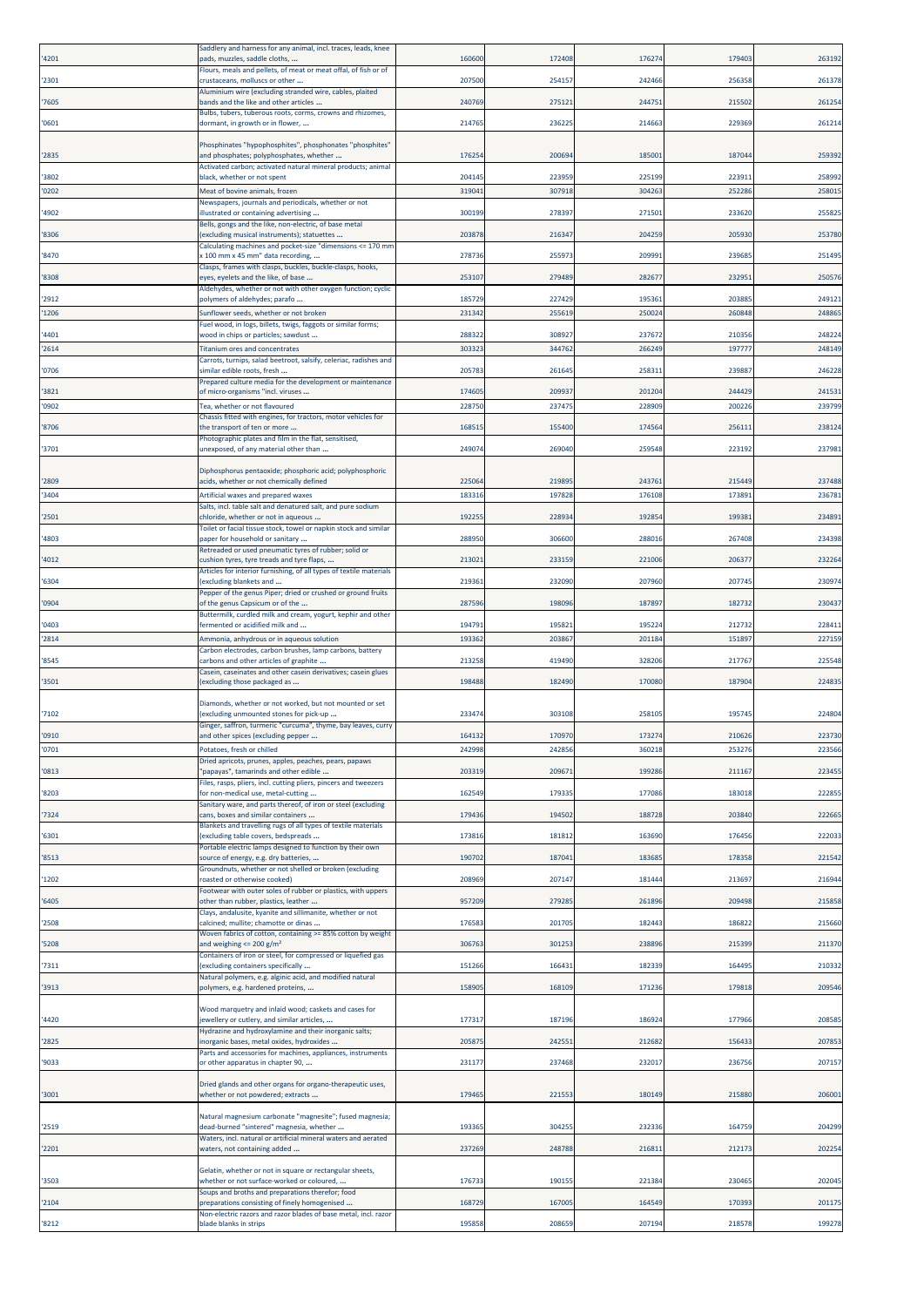| '4201 | Saddlery and harness for any animal, incl. traces, leads, knee pads, muzzles, saddle cloths, ... | 160600 | 172408 | 176274 | 179403 | 263192 |
|---|---|---|---|---|---|---|
| '2301 | Flours, meals and pellets, of meat or meat offal, of fish or of crustaceans, molluscs or other ... | 207500 | 254157 | 242466 | 256358 | 261378 |
| '7605 | Aluminium wire (excluding stranded wire, cables, plaited bands and the like and other articles ... | 240769 | 275121 | 244751 | 215502 | 261254 |
| '0601 | Bulbs, tubers, tuberous roots, corms, crowns and rhizomes, dormant, in growth or in flower, ... | 214765 | 236225 | 214663 | 229369 | 261214 |
| '2835 | Phosphinates "hypophosphites", phosphonates "phosphites" and phosphates; polyphosphates, whether ... | 176254 | 200694 | 185001 | 187044 | 259392 |
| '3802 | Activated carbon; activated natural mineral products; animal black, whether or not spent | 204145 | 223959 | 225199 | 223911 | 258992 |
| '0202 | Meat of bovine animals, frozen | 319041 | 307918 | 304263 | 252286 | 258015 |
| '4902 | Newspapers, journals and periodicals, whether or not illustrated or containing advertising ... | 300199 | 278397 | 271501 | 233620 | 255825 |
| '8306 | Bells, gongs and the like, non-electric, of base metal (excluding musical instruments); statuettes ... | 203878 | 216347 | 204259 | 205930 | 253780 |
| '8470 | Calculating machines and pocket-size "dimensions <= 170 mm x 100 mm x 45 mm" data recording, ... | 278736 | 255973 | 209991 | 239685 | 251495 |
| '8308 | Clasps, frames with clasps, buckles, buckle-clasps, hooks, eyes, eyelets and the like, of base ... | 253107 | 279489 | 282677 | 232951 | 250576 |
| '2912 | Aldehydes, whether or not with other oxygen function; cyclic polymers of aldehydes; parafo ... | 185729 | 227429 | 195361 | 203885 | 249121 |
| '1206 | Sunflower seeds, whether or not broken | 231342 | 255619 | 250024 | 260848 | 248865 |
| '4401 | Fuel wood, in logs, billets, twigs, faggots or similar forms; wood in chips or particles; sawdust ... | 288322 | 308927 | 237672 | 210356 | 248224 |
| '2614 | Titanium ores and concentrates | 303323 | 344762 | 266249 | 197777 | 248149 |
| '0706 | Carrots, turnips, salad beetroot, salsify, celeriac, radishes and similar edible roots, fresh ... | 205783 | 261645 | 258311 | 239887 | 246228 |
| '3821 | Prepared culture media for the development or maintenance of micro-organisms "incl. viruses ... | 174605 | 209937 | 201204 | 244429 | 241531 |
| '0902 | Tea, whether or not flavoured | 228750 | 237475 | 228909 | 200226 | 239799 |
| '8706 | Chassis fitted with engines, for tractors, motor vehicles for the transport of ten or more ... | 168515 | 155400 | 174564 | 256111 | 238124 |
| '3701 | Photographic plates and film in the flat, sensitised, unexposed, of any material other than ... | 249074 | 269040 | 259548 | 223192 | 237981 |
| '2809 | Diphosphorus pentaoxide; phosphoric acid; polyphosphoric acids, whether or not chemically defined | 225064 | 219895 | 243761 | 215449 | 237488 |
| '3404 | Artificial waxes and prepared waxes | 183316 | 197828 | 176108 | 173891 | 236781 |
| '2501 | Salts, incl. table salt and denatured salt, and pure sodium chloride, whether or not in aqueous ... | 192255 | 228934 | 192854 | 199381 | 234891 |
| '4803 | Toilet or facial tissue stock, towel or napkin stock and similar paper for household or sanitary ... | 288950 | 306600 | 288016 | 267408 | 234398 |
| '4012 | Retreaded or used pneumatic tyres of rubber; solid or cushion tyres, tyre treads and tyre flaps, ... | 213021 | 233159 | 221006 | 206377 | 232264 |
| '6304 | Articles for interior furnishing, of all types of textile materials (excluding blankets and ... | 219361 | 232090 | 207960 | 207745 | 230974 |
| '0904 | Pepper of the genus Piper; dried or crushed or ground fruits of the genus Capsicum or of the ... | 287596 | 198096 | 187897 | 182732 | 230437 |
| '0403 | Buttermilk, curdled milk and cream, yogurt, kephir and other fermented or acidified milk and ... | 194791 | 195821 | 195224 | 212732 | 228411 |
| '2814 | Ammonia, anhydrous or in aqueous solution | 193362 | 203867 | 201184 | 151897 | 227159 |
| '8545 | Carbon electrodes, carbon brushes, lamp carbons, battery carbons and other articles of graphite ... | 213258 | 419490 | 328206 | 217767 | 225548 |
| '3501 | Casein, caseinates and other casein derivatives; casein glues (excluding those packaged as ... | 198488 | 182490 | 170080 | 187904 | 224835 |
| '7102 | Diamonds, whether or not worked, but not mounted or set (excluding unmounted stones for pick-up ... | 233474 | 303108 | 258105 | 195745 | 224804 |
| '0910 | Ginger, saffron, turmeric "curcuma", thyme, bay leaves, curry and other spices (excluding pepper ... | 164132 | 170970 | 173274 | 210626 | 223730 |
| '0701 | Potatoes, fresh or chilled | 242998 | 242856 | 360218 | 253276 | 223566 |
| '0813 | Dried apricots, prunes, apples, peaches, pears, papaws "papayas", tamarinds and other edible ... | 203319 | 209671 | 199286 | 211167 | 223455 |
| '8203 | Files, rasps, pliers, incl. cutting pliers, pincers and tweezers for non-medical use, metal-cutting ... | 162549 | 179335 | 177086 | 183018 | 222855 |
| '7324 | Sanitary ware, and parts thereof, of iron or steel (excluding cans, boxes and similar containers ... | 179436 | 194502 | 188728 | 203840 | 222665 |
| '6301 | Blankets and travelling rugs of all types of textile materials (excluding table covers, bedspreads ... | 173816 | 181812 | 163690 | 176456 | 222033 |
| '8513 | Portable electric lamps designed to function by their own source of energy, e.g. dry batteries, ... | 190702 | 187041 | 183685 | 178358 | 221542 |
| '1202 | Groundnuts, whether or not shelled or broken (excluding roasted or otherwise cooked) | 208969 | 207147 | 181444 | 213697 | 216944 |
| '6405 | Footwear with outer soles of rubber or plastics, with uppers other than rubber, plastics, leather ... | 957209 | 279285 | 261896 | 209498 | 215858 |
| '2508 | Clays, andalusite, kyanite and sillimanite, whether or not calcined; mullite; chamotte or dinas ... | 176583 | 201705 | 182443 | 186822 | 215660 |
| '5208 | Woven fabrics of cotton, containing >= 85% cotton by weight and weighing <= 200 g/m² | 306763 | 301253 | 238896 | 215399 | 211370 |
| '7311 | Containers of iron or steel, for compressed or liquefied gas (excluding containers specifically ... | 151266 | 166431 | 182339 | 164495 | 210332 |
| '3913 | Natural polymers, e.g. alginic acid, and modified natural polymers, e.g. hardened proteins, ... | 158905 | 168109 | 171236 | 179818 | 209546 |
| '4420 | Wood marquetry and inlaid wood; caskets and cases for jewellery or cutlery, and similar articles, ... | 177317 | 187196 | 186924 | 177966 | 208585 |
| '2825 | Hydrazine and hydroxylamine and their inorganic salts; inorganic bases, metal oxides, hydroxides ... | 205875 | 242551 | 212682 | 156433 | 207853 |
| '9033 | Parts and accessories for machines, appliances, instruments or other apparatus in chapter 90, ... | 231177 | 237468 | 232017 | 236756 | 207157 |
| '3001 | Dried glands and other organs for organo-therapeutic uses, whether or not powdered; extracts ... | 179465 | 221553 | 180149 | 215880 | 206001 |
| '2519 | Natural magnesium carbonate "magnesite"; fused magnesia; dead-burned "sintered" magnesia, whether ... | 193365 | 304255 | 232336 | 164759 | 204299 |
| '2201 | Waters, incl. natural or artificial mineral waters and aerated waters, not containing added ... | 237269 | 248788 | 216811 | 212173 | 202254 |
| '3503 | Gelatin, whether or not in square or rectangular sheets, whether or not surface-worked or coloured, ... | 176733 | 190155 | 221384 | 230465 | 202045 |
| '2104 | Soups and broths and preparations therefor; food preparations consisting of finely homogenised ... | 168729 | 167005 | 164549 | 170393 | 201175 |
| '8212 | Non-electric razors and razor blades of base metal, incl. razor blade blanks in strips | 195858 | 208659 | 207194 | 218578 | 199278 |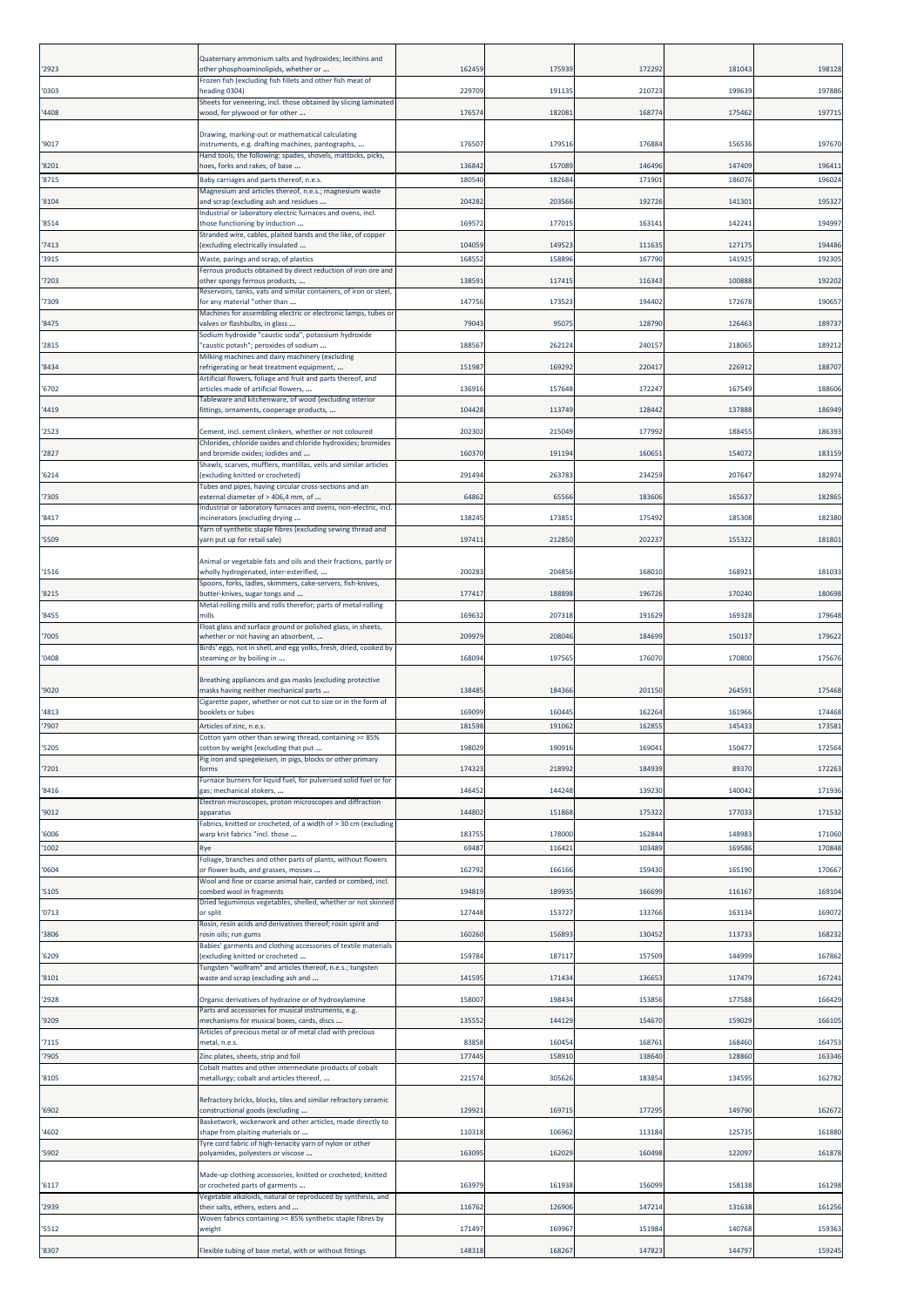| | | | | | | |
|---|---|---|---|---|---|---|
| '2923 | Quaternary ammonium salts and hydroxides; lecithins and other phosphoaminolipids, whether or ... | 162459 | 175939 | 172292 | 181043 | 198128 |
| '0303 | Frozen fish (excluding fish fillets and other fish meat of heading 0304) | 229709 | 191135 | 210723 | 199639 | 197886 |
| '4408 | Sheets for veneering, incl. those obtained by slicing laminated wood, for plywood or for other ... | 176574 | 182081 | 168774 | 175462 | 197715 |
| '9017 | Drawing, marking-out or mathematical calculating instruments, e.g. drafting machines, pantographs, ... | 176507 | 179516 | 176884 | 156536 | 197670 |
| '8201 | Hand tools, the following: spades, shovels, mattocks, picks, hoes, forks and rakes, of base ... | 136842 | 157089 | 146496 | 147409 | 196411 |
| '8715 | Baby carriages and parts thereof, n.e.s. | 180540 | 182684 | 171901 | 186076 | 196024 |
| '8104 | Magnesium and articles thereof, n.e.s.; magnesium waste and scrap (excluding ash and residues ... | 204282 | 203566 | 192726 | 141301 | 195327 |
| '8514 | Industrial or laboratory electric furnaces and ovens, incl. those functioning by induction ... | 169572 | 177015 | 163141 | 142241 | 194997 |
| '7413 | Stranded wire, cables, plaited bands and the like, of copper (excluding electrically insulated ... | 104059 | 149523 | 111635 | 127175 | 194486 |
| '3915 | Waste, parings and scrap, of plastics | 168552 | 158896 | 167790 | 141925 | 192305 |
| '7203 | Ferrous products obtained by direct reduction of iron ore and other spongy ferrous products, ... | 138591 | 117415 | 116343 | 100888 | 192202 |
| '7309 | Reservoirs, tanks, vats and similar containers, of iron or steel, for any material "other than ... | 147756 | 173523 | 194402 | 172678 | 190657 |
| '8475 | Machines for assembling electric or electronic lamps, tubes or valves or flashbulbs, in glass ... | 79043 | 95075 | 128790 | 126463 | 189737 |
| '2815 | Sodium hydroxide "caustic soda", potassium hydroxide "caustic potash"; peroxides of sodium ... | 188567 | 262124 | 240157 | 218065 | 189212 |
| '8434 | Milking machines and dairy machinery (excluding refrigerating or heat treatment equipment, ... | 151987 | 169292 | 220417 | 226912 | 188707 |
| '6702 | Artificial flowers, foliage and fruit and parts thereof, and articles made of artificial flowers, ... | 136916 | 157648 | 172247 | 167549 | 188606 |
| '4419 | Tableware and kitchenware, of wood (excluding interior fittings, ornaments, cooperage products, ... | 104428 | 113749 | 128442 | 137888 | 186949 |
| '2523 | Cement, incl. cement clinkers, whether or not coloured | 202302 | 215049 | 177992 | 188455 | 186393 |
| '2827 | Chlorides, chloride oxides and chloride hydroxides; bromides and bromide oxides; iodides and ... | 160370 | 191194 | 160651 | 154072 | 183159 |
| '6214 | Shawls, scarves, mufflers, mantillas, veils and similar articles (excluding knitted or crocheted) | 291494 | 263783 | 234259 | 207647 | 182974 |
| '7305 | Tubes and pipes, having circular cross-sections and an external diameter of > 406,4 mm, of ... | 64862 | 65566 | 183606 | 165637 | 182865 |
| '8417 | Industrial or laboratory furnaces and ovens, non-electric, incl. incinerators (excluding drying ... | 138245 | 173851 | 175492 | 185308 | 182380 |
| '5509 | Yarn of synthetic staple fibres (excluding sewing thread and yarn put up for retail sale) | 197411 | 212850 | 202237 | 155322 | 181801 |
| '1516 | Animal or vegetable fats and oils and their fractions, partly or wholly hydrogenated, inter-esterified, ... | 200283 | 204856 | 168010 | 168921 | 181033 |
| '8215 | Spoons, forks, ladles, skimmers, cake-servers, fish-knives, butter-knives, sugar tongs and ... | 177417 | 188898 | 196726 | 170240 | 180698 |
| '8455 | Metal-rolling mills and rolls therefor; parts of metal-rolling mills | 169632 | 207318 | 191629 | 169328 | 179648 |
| '7005 | Float glass and surface ground or polished glass, in sheets, whether or not having an absorbent, ... | 209979 | 208046 | 184699 | 150137 | 179622 |
| '0408 | Birds' eggs, not in shell, and egg yolks, fresh, dried, cooked by steaming or by boiling in ... | 168094 | 197565 | 176070 | 170800 | 175676 |
| '9020 | Breathing appliances and gas masks (excluding protective masks having neither mechanical parts ... | 138485 | 184366 | 201150 | 264591 | 175468 |
| '4813 | Cigarette paper, whether or not cut to size or in the form of booklets or tubes | 169099 | 160445 | 162264 | 161966 | 174468 |
| '7907 | Articles of zinc, n.e.s. | 181598 | 191062 | 162855 | 145433 | 173581 |
| '5205 | Cotton yarn other than sewing thread, containing >= 85% cotton by weight (excluding that put ... | 198029 | 190916 | 169041 | 150477 | 172564 |
| '7201 | Pig iron and spiegeleisen, in pigs, blocks or other primary forms | 174323 | 218992 | 184939 | 89370 | 172263 |
| '8416 | Furnace burners for liquid fuel, for pulverised solid fuel or for gas; mechanical stokers, ... | 146452 | 144248 | 139230 | 140042 | 171936 |
| '9012 | Electron microscopes, proton microscopes and diffraction apparatus | 144802 | 151868 | 175322 | 177033 | 171532 |
| '6006 | Fabrics, knitted or crocheted, of a width of > 30 cm (excluding warp knit fabrics "incl. those ... | 183755 | 178000 | 162844 | 148983 | 171060 |
| '1002 | Rye | 69487 | 116421 | 103489 | 169586 | 170848 |
| '0604 | Foliage, branches and other parts of plants, without flowers or flower buds, and grasses, mosses ... | 162792 | 166166 | 159430 | 165190 | 170667 |
| '5105 | Wool and fine or coarse animal hair, carded or combed, incl. combed wool in fragments | 194819 | 189935 | 166699 | 116167 | 169104 |
| '0713 | Dried leguminous vegetables, shelled, whether or not skinned or split | 127448 | 153727 | 133766 | 163134 | 169072 |
| '3806 | Rosin, resin acids and derivatives thereof; rosin spirit and rosin oils; run gums | 160260 | 156893 | 130452 | 113733 | 168232 |
| '6209 | Babies' garments and clothing accessories of textile materials (excluding knitted or crocheted ... | 159784 | 187117 | 157509 | 144999 | 167862 |
| '8101 | Tungsten "wolfram" and articles thereof, n.e.s.; tungsten waste and scrap (excluding ash and ... | 141595 | 171434 | 136653 | 117479 | 167241 |
| '2928 | Organic derivatives of hydrazine or of hydroxylamine | 158007 | 198434 | 153856 | 177588 | 166429 |
| '9209 | Parts and accessories for musical instruments, e.g. mechanisms for musical boxes, cards, discs ... | 135552 | 144129 | 154670 | 159029 | 166105 |
| '7115 | Articles of precious metal or of metal clad with precious metal, n.e.s. | 83858 | 160454 | 168761 | 168460 | 164753 |
| '7905 | Zinc plates, sheets, strip and foil | 177445 | 158910 | 138640 | 128860 | 163346 |
| '8105 | Cobalt mattes and other intermediate products of cobalt metallurgy; cobalt and articles thereof, ... | 221574 | 305626 | 183854 | 134595 | 162782 |
| '6902 | Refractory bricks, blocks, tiles and similar refractory ceramic constructional goods (excluding ... | 129921 | 169715 | 177295 | 149790 | 162672 |
| '4602 | Basketwork, wickerwork and other articles, made directly to shape from plaiting materials or ... | 110318 | 106962 | 113184 | 125735 | 161880 |
| '5902 | Tyre cord fabric of high-tenacity yarn of nylon or other polyamides, polyesters or viscose ... | 163095 | 162029 | 160498 | 122097 | 161878 |
| '6117 | Made-up clothing accessories, knitted or crocheted; knitted or crocheted parts of garments ... | 163979 | 161938 | 156099 | 158138 | 161298 |
| '2939 | Vegetable alkaloids, natural or reproduced by synthesis, and their salts, ethers, esters and ... | 116762 | 126906 | 147214 | 131638 | 161256 |
| '5512 | Woven fabrics containing >= 85% synthetic staple fibres by weight | 171497 | 169967 | 151984 | 140768 | 159363 |
| '8307 | Flexible tubing of base metal, with or without fittings | 148318 | 168267 | 147823 | 144797 | 159245 |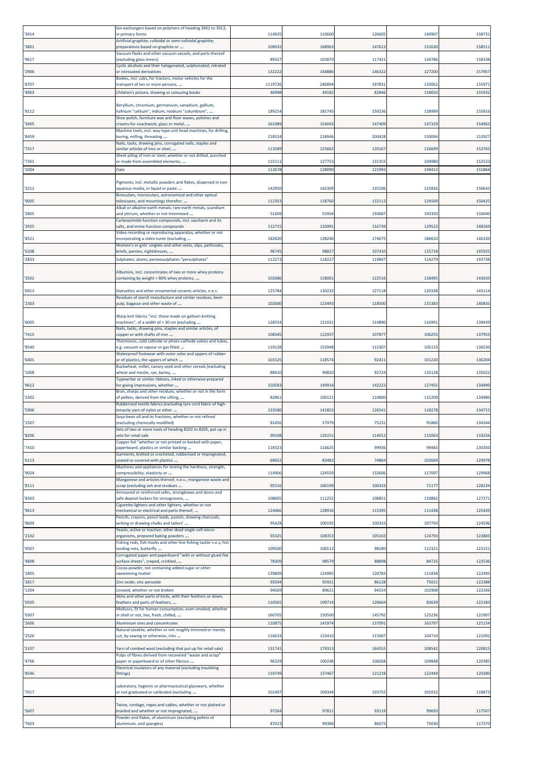| '3914 | Ion-exchangers based on polymers of heading 3901 to 3913, in primary forms | 114925 | 110600 | 126605 | 140907 | 158731 |
|---|---|---|---|---|---|---|
| '3801 | Artificial graphite; colloidal or semi-colloidal graphite; preparations based on graphite or ... | 109032 | 168963 | 147613 | 152630 | 158511 |
| '9617 | Vacuum flasks and other vacuum vessels, and parts thereof (excluding glass inners) | 89327 | 103870 | 117421 | 134786 | 158338 |
| '2906 | Cyclic alcohols and their halogenated, sulphonated, nitrated or nitrosated derivatives | 132222 | 144886 | 146322 | 127200 | 157957 |
| '8707 | Bodies, incl. cabs, for tractors, motor vehicles for the transport of ten or more persons, ... | 1119726 | 246894 | 197831 | 133062 | 155971 |
| '4903 | Children's picture, drawing or colouring books | 46998 | 49182 | 82846 | 118650 | 155932 |
| '8112 | Beryllium, chromium, germanium, vanadium, gallium, hafnium "celtium", indium, niobium "columbium", ... | 189214 | 181745 | 150236 | 128999 | 155816 |
| '3405 | Shoe polish, furniture wax and floor waxes, polishes and creams for coachwork, glass or metal, ... | 161089 | 154043 | 147409 | 147329 | 154962 |
| '8459 | Machine tools, incl. way-type unit head machines, for drilling, boring, milling, threading ... | 218524 | 218946 | 200428 | 150094 | 152927 |
| '7317 | Nails, tacks, drawing pins, corrugated nails, staples and similar articles of iron or steel, ... | 113589 | 125662 | 120167 | 116699 | 152765 |
| '7301 | Sheet piling of iron or steel, whether or not drilled, punched or made from assembled elements; ... | 115111 | 127753 | 131355 | 104980 | 152533 |
| '1004 | Oats | 112678 | 128090 | 121993 | 149413 | 151864 |
| '3212 | Pigments, incl. metallic powders and flakes, dispersed in non-aqueous media, in liquid or paste ... | 142950 | 142309 | 135106 | 115826 | 150643 |
| '9005 | Binoculars, monoculars, astronomical and other optical telescopes, and mountings therefor; ... | 112353 | 118760 | 132113 | 124569 | 150425 |
| '2805 | Alkali or alkaline-earth metals; rare-earth metals, scandium and yttrium, whether or not intermixed ... | 51609 | 55954 | 150687 | 193350 | 150040 |
| '2925 | Carboxyimide-function compounds, incl. saccharin and its salts, and imine-function compounds | 112715 | 120991 | 116739 | 129522 | 148269 |
| '8521 | Video recording or reproducing apparatus, whether or not incorporating a video tuner (excluding ... | 182820 | 138246 | 174675 | 186610 | 146320 |
| '6208 | Women's or girls' singlets and other vests, slips, petticoats, briefs, panties, nightdresses, ... | 96745 | 98827 | 107410 | 115718 | 145925 |
| '2833 | Sulphates; alums; peroxosulphates "persulphates" | 112273 | 118227 | 119847 | 114279 | 143738 |
| '3502 | Albumins, incl. concentrates of two or more whey proteins containing by weight > 80% whey proteins, ... | 102686 | 118001 | 122516 | 118495 | 143650 |
| '6913 | Statuettes and other ornamental ceramic articles, n.e.s. | 125784 | 130232 | 127118 | 120338 | 143114 |
| '2303 | Residues of starch manufacture and similar residues, beet-pulp, bagasse and other waste of ... | 102000 | 123493 | 118500 | 131383 | 140835 |
| '6005 | Warp knit fabrics "incl. those made on galloon knitting machines", of a width of > 30 cm (excluding ... | 128554 | 121021 | 114890 | 116991 | 139439 |
| '7415 | Nails, tacks, drawing pins, staples and similar articles, of copper or with shafts of iron ... | 108345 | 122937 | 107877 | 106255 | 137953 |
| '8540 | Thermionic, cold cathode or photo-cathode valves and tubes, e.g. vacuum or vapour or gas filled ... | 119128 | 153948 | 115307 | 105133 | 136530 |
| '6401 | Waterproof footwear with outer soles and uppers of rubber or of plastics, the uppers of which ... | 103125 | 118574 | 92411 | 101220 | 136204 |
| '1008 | Buckwheat, millet, canary seed and other cereals (excluding wheat and meslin, rye, barley, ... | 88410 | 99820 | 92724 | 133128 | 135022 |
| '9612 | Typewriter or similar ribbons, inked or otherwise prepared for giving impressions, whether ... | 150583 | 149914 | 142223 | 127455 | 134999 |
| '2302 | Bran, sharps and other residues, whether or not in the form of pellets, derived from the sifting, ... | 82861 | 106121 | 110800 | 115209 | 134980 |
| '5906 | Rubberised textile fabrics (excluding tyre cord fabric of high-tenacity yarn of nylon or other ... | 133586 | 141853 | 126541 | 118278 | 134715 |
| '1507 | Soya-bean oil and its fractions, whether or not refined (excluding chemically modified) | 81456 | 57979 | 75231 | 91860 | 134344 |
| '8206 | Sets of two or more tools of heading 8202 to 8205, put up in sets for retail sale | 99108 | 126151 | 114012 | 115063 | 133256 |
| '7410 | Copper foil "whether or not printed or backed with paper, paperboard, plastics or similar backing ... | 118323 | 116625 | 99936 | 99483 | 130350 |
| '6113 | Garments, knitted or crocheted, rubberised or impregnated, coated or covered with plastics ... | 69652 | 83482 | 74864 | 102669 | 129978 |
| '9024 | Machines and appliances for testing the hardness, strength, compressibility, elasticity or ... | 114906 | 124559 | 132606 | 117097 | 129968 |
| '8111 | Manganese and articles thereof, n.e.s.; manganese waste and scrap (excluding ash and residues ... | 95516 | 106199 | 100333 | 71177 | 128234 |
| '8303 | Armoured or reinforced safes, strongboxes and doors and safe deposit lockers for strongrooms, ... | 108605 | 111252 | 108851 | 110882 | 127271 |
| '9613 | Cigarette lighters and other lighters, whether or not mechanical or electrical and parts thereof, ... | 124466 | 128916 | 115395 | 111438 | 125439 |
| '9609 | Pencils, crayons, pencil leads, pastels, drawing charcoals, writing or drawing chalks and tailors' ... | 95428 | 100192 | 100333 | 107793 | 124596 |
| '2102 | Yeasts, active or inactive; other dead single-cell micro-organisms, prepared baking powders ... | 93325 | 108353 | 105163 | 124793 | 123883 |
| '9507 | Fishing rods, fish-hooks and other line fishing tackle n.e.s; fish landing nets, butterfly ... | 109500 | 106513 | 98180 | 112321 | 123151 |
| '4808 | Corrugated paper and paperboard "with or without glued flat surface sheets", creped, crinkled, ... | 78309 | 98579 | 88898 | 84725 | 122536 |
| '1805 | Cocoa powder, not containing added sugar or other sweetening matter | 139809 | 124995 | 120783 | 111838 | 122495 |
| '2817 | Zinc oxide; zinc peroxide | 93594 | 95921 | 86128 | 75021 | 122388 |
| '1204 | Linseed, whether or not broken | 94569 | 89621 | 94154 | 102908 | 122266 |
| '0505 | Skins and other parts of birds, with their feathers or down, feathers and parts of feathers, ... | 110565 | 109714 | 120664 | 83639 | 122183 |
| '0307 | Molluscs, fit for human consumption, even smoked, whether in shell or not, live, fresh, chilled, ... | 160765 | 150500 | 145792 | 125236 | 121907 |
| '2606 | Aluminium ores and concentrates | 110875 | 141974 | 137091 | 163797 | 121154 |
| '2526 | Natural steatite, whether or not roughly trimmed or merely cut, by sawing or otherwise, into ... | 116633 | 123410 | 115007 | 104710 | 121092 |
| '5107 | Yarn of combed wool (excluding that put up for retail sale) | 131741 | 179313 | 164555 | 108542 | 120815 |
| '4706 | Pulps of fibres derived from recovered "waste and scrap" paper or paperboard or of other fibrous ... | 96329 | 100248 | 108268 | 109848 | 120385 |
| '8546 | Electrical insulators of any material (excluding insulating fittings) | 119749 | 137467 | 121218 | 122449 | 120280 |
| '7017 | Laboratory, hygienic or pharmaceutical glassware, whether or not graduated or calibrated (excluding ... | 101497 | 109344 | 103755 | 101032 | 118873 |
| '5607 | Twine, cordage, ropes and cables, whether or not plaited or braided and whether or not impregnated, ... | 97264 | 97811 | 93119 | 99693 | 117507 |
| '7603 | Powder and flakes, of aluminium (excluding pellets of aluminium, and spangles) | 87023 | 99386 | 86073 | 75030 | 117370 |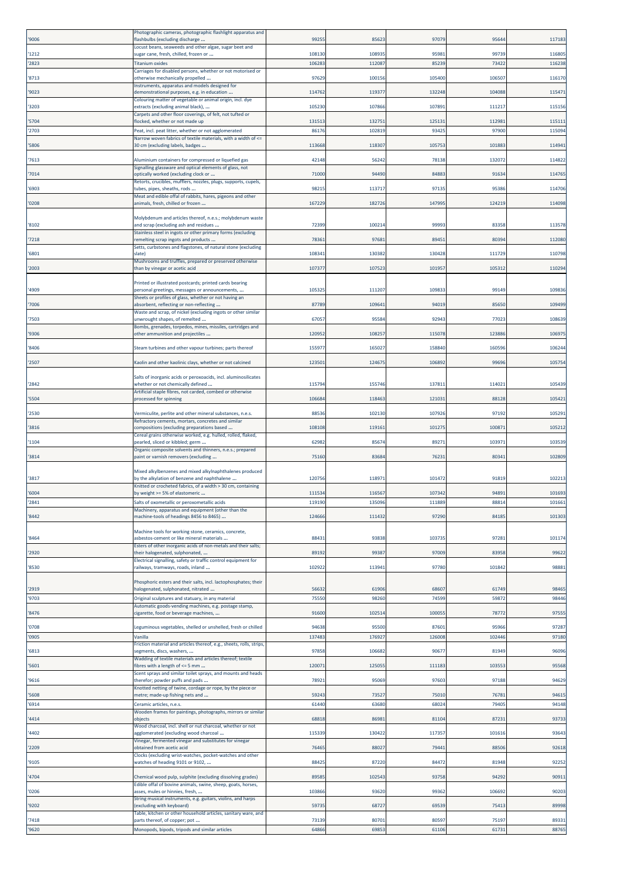| | | | | | | |
|---|---|---|---|---|---|---|
| '9006 | Photographic cameras, photographic flashlight apparatus and flashbulbs (excluding discharge ... | 99255 | 85623 | 97079 | 95644 | 117183 |
| '1212 | Locust beans, seaweeds and other algae, sugar beet and sugar cane, fresh, chilled, frozen or ... | 108130 | 108935 | 95981 | 99739 | 116805 |
| '2823 | Titanium oxides | 106283 | 112087 | 85239 | 73422 | 116238 |
| '8713 | Carriages for disabled persons, whether or not motorised or otherwise mechanically propelled ... | 97629 | 100156 | 105400 | 106507 | 116170 |
| '9023 | Instruments, apparatus and models designed for demonstrational purposes, e.g. in education ... | 114762 | 119377 | 132248 | 104088 | 115471 |
| '3203 | Colouring matter of vegetable or animal origin, incl. dye extracts (excluding animal black), ... | 105230 | 107866 | 107891 | 111217 | 115156 |
| '5704 | Carpets and other floor coverings, of felt, not tufted or flocked, whether or not made up | 131513 | 132751 | 125131 | 112981 | 115111 |
| '2703 | Peat, incl. peat litter, whether or not agglomerated | 86176 | 102819 | 93425 | 97900 | 115094 |
| '5806 | Narrow woven fabrics of textile materials, with a width of <= 30 cm (excluding labels, badges ... | 113668 | 118307 | 105753 | 101883 | 114941 |
| '7613 | Aluminium containers for compressed or liquefied gas | 42148 | 56242 | 78138 | 132072 | 114822 |
| '7014 | Signalling glassware and optical elements of glass, not optically worked (excluding clock or ... | 71000 | 94490 | 84883 | 91634 | 114765 |
| '6903 | Retorts, crucibles, mufflers, nozzles, plugs, supports, cupels, tubes, pipes, sheaths, rods ... | 98215 | 113717 | 97135 | 95386 | 114706 |
| '0208 | Meat and edible offal of rabbits, hares, pigeons and other animals, fresh, chilled or frozen ... | 167229 | 182726 | 147995 | 124219 | 114098 |
| '8102 | Molybdenum and articles thereof, n.e.s.; molybdenum waste and scrap (excluding ash and residues ... | 72399 | 100214 | 99993 | 83358 | 113578 |
| '7218 | Stainless steel in ingots or other primary forms (excluding remelting scrap ingots and products ... | 78361 | 97681 | 89451 | 80394 | 112080 |
| '6801 | Setts, curbstones and flagstones, of natural stone (excluding slate) | 108341 | 130382 | 130428 | 111729 | 110798 |
| '2003 | Mushrooms and truffles, prepared or preserved otherwise than by vinegar or acetic acid | 107377 | 107523 | 101957 | 105312 | 110294 |
| '4909 | Printed or illustrated postcards; printed cards bearing personal greetings, messages or announcements, ... | 105325 | 111207 | 109833 | 99149 | 109836 |
| '7006 | Sheets or profiles of glass, whether or not having an absorbent, reflecting or non-reflecting ... | 87789 | 109641 | 94019 | 85650 | 109499 |
| '7503 | Waste and scrap, of nickel (excluding ingots or other similar unwrought shapes, of remelted ... | 67057 | 95584 | 92943 | 77023 | 108639 |
| '9306 | Bombs, grenades, torpedos, mines, missiles, cartridges and other ammunition and projectiles ... | 120952 | 108257 | 115078 | 123886 | 106975 |
| '8406 | Steam turbines and other vapour turbines; parts thereof | 155977 | 165027 | 158840 | 160596 | 106244 |
| '2507 | Kaolin and other kaolinic clays, whether or not calcined | 123501 | 124675 | 106892 | 99696 | 105754 |
| '2842 | Salts of inorganic acids or peroxoacids, incl. aluminosilicates whether or not chemically defined ... | 115794 | 155746 | 137811 | 114021 | 105439 |
| '5504 | Artificial staple fibres, not carded, combed or otherwise processed for spinning | 106684 | 118463 | 121031 | 88128 | 105421 |
| '2530 | Vermiculite, perlite and other mineral substances, n.e.s. | 88536 | 102130 | 107926 | 97192 | 105291 |
| '3816 | Refractory cements, mortars, concretes and similar compositions (excluding preparations based ... | 108108 | 119161 | 101275 | 100871 | 105212 |
| '1104 | Cereal grains otherwise worked, e.g. hulled, rolled, flaked, pearled, sliced or kibbled; germ ... | 62982 | 85674 | 89271 | 103971 | 103539 |
| '3814 | Organic composite solvents and thinners, n.e.s.; prepared paint or varnish removers (excluding ... | 75160 | 83684 | 76231 | 80341 | 102809 |
| '3817 | Mixed alkylbenzenes and mixed alkylnaphthalenes produced by the alkylation of benzene and naphthalene ... | 120756 | 118971 | 101472 | 91819 | 102213 |
| '6004 | Knitted or crocheted fabrics, of a width > 30 cm, containing by weight >= 5% of elastomeric ... | 111534 | 116567 | 107342 | 94891 | 101693 |
| '2841 | Salts of oxometallic or peroxometallic acids | 119190 | 135096 | 111889 | 88814 | 101661 |
| '8442 | Machinery, apparatus and equipment (other than the machine-tools of headings 8456 to 8465) ... | 124666 | 111432 | 97290 | 84185 | 101303 |
| '8464 | Machine tools for working stone, ceramics, concrete, asbestos-cement or like mineral materials ... | 88431 | 93838 | 103735 | 97281 | 101174 |
| '2920 | Esters of other inorganic acids of non-metals and their salts; their halogenated, sulphonated, ... | 89192 | 99387 | 97009 | 83958 | 99622 |
| '8530 | Electrical signalling, safety or traffic control equipment for railways, tramways, roads, inland ... | 102922 | 113941 | 97780 | 101842 | 98881 |
| '2919 | Phosphoric esters and their salts, incl. lactophosphates; their halogenated, sulphonated, nitrated ... | 56632 | 61906 | 68607 | 61749 | 98465 |
| '9703 | Original sculptures and statuary, in any material | 75550 | 98260 | 74599 | 59872 | 98446 |
| '8476 | Automatic goods-vending machines, e.g. postage stamp, cigarette, food or beverage machines, ... | 91600 | 102514 | 100055 | 78772 | 97555 |
| '0708 | Leguminous vegetables, shelled or unshelled, fresh or chilled | 94638 | 95500 | 87601 | 95966 | 97287 |
| '0905 | Vanilla | 137483 | 176927 | 126008 | 102446 | 97180 |
| '6813 | Friction material and articles thereof, e.g., sheets, rolls, strips, segments, discs, washers, ... | 97858 | 106682 | 90677 | 81949 | 96096 |
| '5601 | Wadding of textile materials and articles thereof; textile fibres with a length of <= 5 mm ... | 120071 | 125055 | 111183 | 103553 | 95568 |
| '9616 | Scent sprays and similar toilet sprays, and mounts and heads therefor; powder puffs and pads ... | 78921 | 95069 | 97603 | 97188 | 94629 |
| '5608 | Knotted netting of twine, cordage or rope, by the piece or metre; made-up fishing nets and ... | 59243 | 73527 | 75010 | 76781 | 94615 |
| '6914 | Ceramic articles, n.e.s. | 61440 | 63680 | 68024 | 79405 | 94148 |
| '4414 | Wooden frames for paintings, photographs, mirrors or similar objects | 68818 | 86981 | 81104 | 87231 | 93733 |
| '4402 | Wood charcoal, incl. shell or nut charcoal, whether or not agglomerated (excluding wood charcoal ... | 115339 | 130422 | 117357 | 101616 | 93643 |
| '2209 | Vinegar, fermented vinegar and substitutes for vinegar obtained from acetic acid | 76465 | 88027 | 79441 | 88506 | 92618 |
| '9105 | Clocks (excluding wrist-watches, pocket-watches and other watches of heading 9101 or 9102, ... | 88425 | 87220 | 84472 | 81948 | 92252 |
| '4704 | Chemical wood pulp, sulphite (excluding dissolving grades) | 89585 | 102543 | 93758 | 94292 | 90911 |
| '0206 | Edible offal of bovine animals, swine, sheep, goats, horses, asses, mules or hinnies, fresh, ... | 103866 | 93620 | 99362 | 106692 | 90203 |
| '9202 | String musical instruments, e.g. guitars, violins, and harps (excluding with keyboard) | 59735 | 68727 | 69539 | 75413 | 89998 |
| '7418 | Table, kitchen or other household articles, sanitary ware, and parts thereof, of copper; pot ... | 73139 | 80701 | 80597 | 75197 | 89331 |
| '9620 | Monopods, bipods, tripods and similar articles | 64866 | 69853 | 61106 | 61731 | 88765 |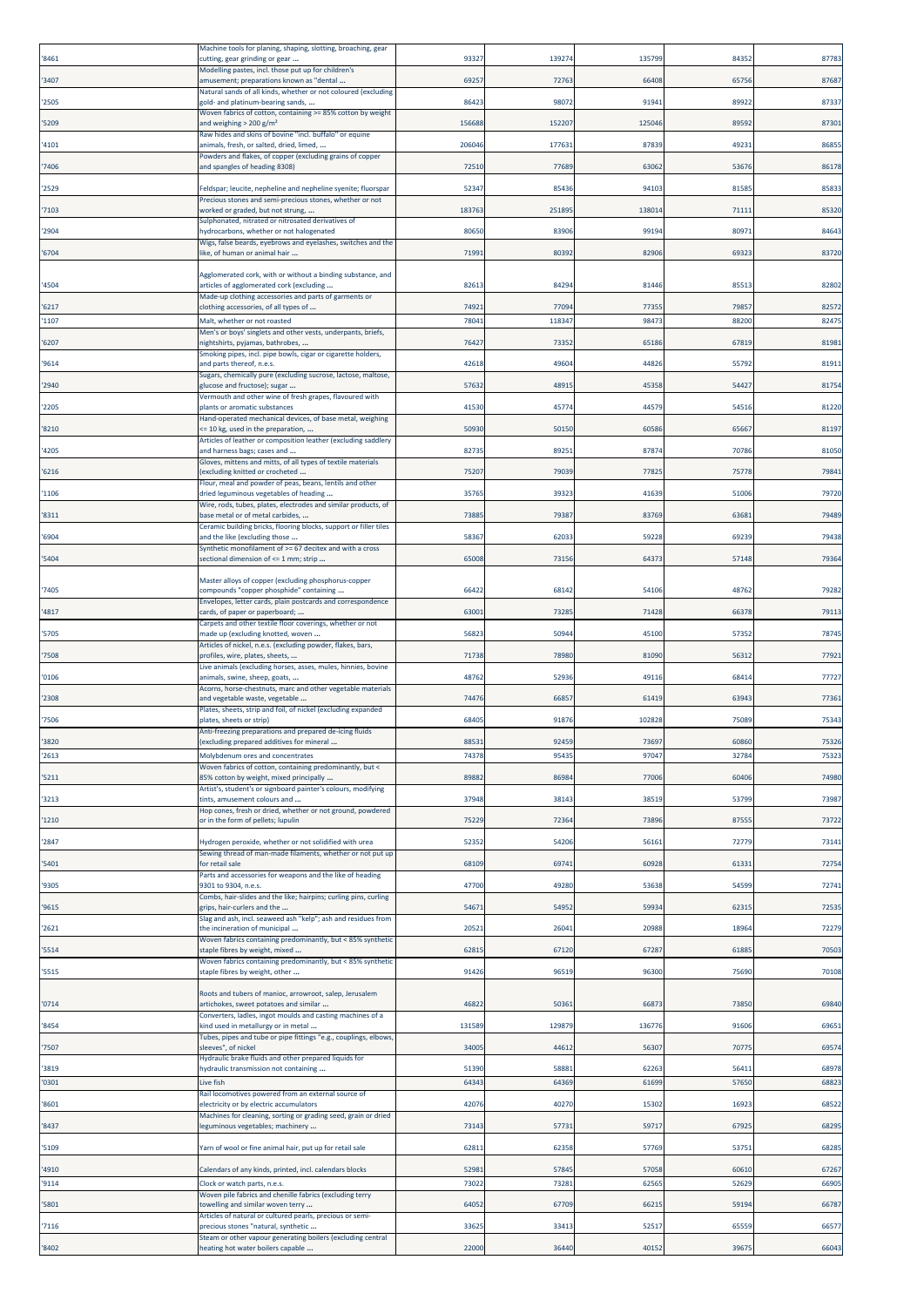| '8461 | Machine tools for planing, shaping, slotting, broaching, gear cutting, gear grinding or gear ... | 93327 | 139274 | 135799 | 84352 | 87783 |
|---|---|---|---|---|---|---|
| '3407 | Modelling pastes, incl. those put up for children's amusement; preparations known as "dental ... | 69257 | 72763 | 66408 | 65756 | 87687 |
| '2505 | Natural sands of all kinds, whether or not coloured (excluding gold- and platinum-bearing sands, ... | 86423 | 98072 | 91941 | 89922 | 87337 |
| '5209 | Woven fabrics of cotton, containing >= 85% cotton by weight and weighing > 200 g/m² | 156688 | 152207 | 125046 | 89592 | 87301 |
| '4101 | Raw hides and skins of bovine "incl. buffalo" or equine animals, fresh, or salted, dried, limed, ... | 206046 | 177631 | 87839 | 49231 | 86855 |
| '7406 | Powders and flakes, of copper (excluding grains of copper and spangles of heading 8308) | 72510 | 77689 | 63062 | 53676 | 86178 |
| '2529 | Feldspar; leucite, nepheline and nepheline syenite; fluorspar | 52347 | 85436 | 94103 | 81585 | 85833 |
| '7103 | Precious stones and semi-precious stones, whether or not worked or graded, but not strung, ... | 183763 | 251895 | 138014 | 71111 | 85320 |
| '2904 | Sulphonated, nitrated or nitrosated derivatives of hydrocarbons, whether or not halogenated | 80650 | 83906 | 99194 | 80971 | 84643 |
| '6704 | Wigs, false beards, eyebrows and eyelashes, switches and the like, of human or animal hair ... | 71991 | 80392 | 82906 | 69323 | 83720 |
| '4504 | Agglomerated cork, with or without a binding substance, and articles of agglomerated cork (excluding ... | 82613 | 84294 | 81446 | 85513 | 82802 |
| '6217 | Made-up clothing accessories and parts of garments or clothing accessories, of all types of ... | 74921 | 77094 | 77355 | 79857 | 82572 |
| '1107 | Malt, whether or not roasted | 78041 | 118347 | 98473 | 88200 | 82475 |
| '6207 | Men's or boys' singlets and other vests, underpants, briefs, nightshirts, pyjamas, bathrobes, ... | 76427 | 73352 | 65186 | 67819 | 81981 |
| '9614 | Smoking pipes, incl. pipe bowls, cigar or cigarette holders, and parts thereof, n.e.s. | 42618 | 49604 | 44826 | 55792 | 81911 |
| '2940 | Sugars, chemically pure (excluding sucrose, lactose, maltose, glucose and fructose); sugar ... | 57632 | 48915 | 45358 | 54427 | 81754 |
| '2205 | Vermouth and other wine of fresh grapes, flavoured with plants or aromatic substances | 41530 | 45774 | 44579 | 54516 | 81220 |
| '8210 | Hand-operated mechanical devices, of base metal, weighing <= 10 kg, used in the preparation, ... | 50930 | 50150 | 60586 | 65667 | 81197 |
| '4205 | Articles of leather or composition leather (excluding saddlery and harness bags; cases and ... | 82735 | 89251 | 87874 | 70786 | 81050 |
| '6216 | Gloves, mittens and mitts, of all types of textile materials (excluding knitted or crocheted ... | 75207 | 79039 | 77825 | 75778 | 79841 |
| '1106 | Flour, meal and powder of peas, beans, lentils and other dried leguminous vegetables of heading ... | 35765 | 39323 | 41639 | 51006 | 79720 |
| '8311 | Wire, rods, tubes, plates, electrodes and similar products, of base metal or of metal carbides, ... | 73885 | 79387 | 83769 | 63681 | 79489 |
| '6904 | Ceramic building bricks, flooring blocks, support or filler tiles and the like (excluding those ... | 58367 | 62033 | 59228 | 69239 | 79438 |
| '5404 | Synthetic monofilament of >= 67 decitex and with a cross sectional dimension of <= 1 mm; strip ... | 65008 | 73156 | 64373 | 57148 | 79364 |
| '7405 | Master alloys of copper (excluding phosphorus-copper compounds "copper phosphide" containing ... | 66422 | 68142 | 54106 | 48762 | 79282 |
| '4817 | Envelopes, letter cards, plain postcards and correspondence cards, of paper or paperboard; ... | 63001 | 73285 | 71428 | 66378 | 79113 |
| '5705 | Carpets and other textile floor coverings, whether or not made up (excluding knotted, woven ... | 56823 | 50944 | 45100 | 57352 | 78745 |
| '7508 | Articles of nickel, n.e.s. (excluding powder, flakes, bars, profiles, wire, plates, sheets, ... | 71738 | 78980 | 81090 | 56312 | 77921 |
| '0106 | Live animals (excluding horses, asses, mules, hinnies, bovine animals, swine, sheep, goats, ... | 48762 | 52936 | 49116 | 68414 | 77727 |
| '2308 | Acorns, horse-chestnuts, marc and other vegetable materials and vegetable waste, vegetable ... | 74476 | 66857 | 61419 | 63943 | 77361 |
| '7506 | Plates, sheets, strip and foil, of nickel (excluding expanded plates, sheets or strip) | 68405 | 91876 | 102828 | 75089 | 75343 |
| '3820 | Anti-freezing preparations and prepared de-icing fluids (excluding prepared additives for mineral ... | 88531 | 92459 | 73697 | 60860 | 75326 |
| '2613 | Molybdenum ores and concentrates | 74378 | 95435 | 97047 | 32784 | 75323 |
| '5211 | Woven fabrics of cotton, containing predominantly, but < 85% cotton by weight, mixed principally ... | 89882 | 86984 | 77006 | 60406 | 74980 |
| '3213 | Artist's, student's or signboard painter's colours, modifying tints, amusement colours and ... | 37948 | 38143 | 38519 | 53799 | 73987 |
| '1210 | Hop cones, fresh or dried, whether or not ground, powdered or in the form of pellets; lupulin | 75229 | 72364 | 73896 | 87555 | 73722 |
| '2847 | Hydrogen peroxide, whether or not solidified with urea | 52352 | 54206 | 56161 | 72779 | 73141 |
| '5401 | Sewing thread of man-made filaments, whether or not put up for retail sale | 68109 | 69741 | 60928 | 61331 | 72754 |
| '9305 | Parts and accessories for weapons and the like of heading 9301 to 9304, n.e.s. | 47700 | 49280 | 53638 | 54599 | 72741 |
| '9615 | Combs, hair-slides and the like; hairpins; curling pins, curling grips, hair-curlers and the ... | 54671 | 54952 | 59934 | 62315 | 72535 |
| '2621 | Slag and ash, incl. seaweed ash "kelp"; ash and residues from the incineration of municipal ... | 20521 | 26041 | 20988 | 18964 | 72279 |
| '5514 | Woven fabrics containing predominantly, but < 85% synthetic staple fibres by weight, mixed ... | 62815 | 67120 | 67287 | 61885 | 70503 |
| '5515 | Woven fabrics containing predominantly, but < 85% synthetic staple fibres by weight, other ... | 91426 | 96519 | 96300 | 75690 | 70108 |
| '0714 | Roots and tubers of manioc, arrowroot, salep, Jerusalem artichokes, sweet potatoes and similar ... | 46822 | 50361 | 66873 | 73850 | 69840 |
| '8454 | Converters, ladles, ingot moulds and casting machines of a kind used in metallurgy or in metal ... | 131589 | 129879 | 136776 | 91606 | 69651 |
| '7507 | Tubes, pipes and tube or pipe fittings "e.g., couplings, elbows, sleeves", of nickel | 34005 | 44612 | 56307 | 70775 | 69574 |
| '3819 | Hydraulic brake fluids and other prepared liquids for hydraulic transmission not containing ... | 51390 | 58881 | 62263 | 56411 | 68978 |
| '0301 | Live fish | 64343 | 64369 | 61699 | 57650 | 68823 |
| '8601 | Rail locomotives powered from an external source of electricity or by electric accumulators | 42076 | 40270 | 15302 | 16923 | 68522 |
| '8437 | Machines for cleaning, sorting or grading seed, grain or dried leguminous vegetables; machinery ... | 73143 | 57731 | 59717 | 67925 | 68295 |
| '5109 | Yarn of wool or fine animal hair, put up for retail sale | 62811 | 62358 | 57769 | 53751 | 68285 |
| '4910 | Calendars of any kinds, printed, incl. calendars blocks | 52981 | 57845 | 57058 | 60610 | 67267 |
| '9114 | Clock or watch parts, n.e.s. | 73022 | 73281 | 62565 | 52629 | 66905 |
| '5801 | Woven pile fabrics and chenille fabrics (excluding terry towelling and similar woven terry ... | 64052 | 67709 | 66215 | 59194 | 66787 |
| '7116 | Articles of natural or cultured pearls, precious or semi-precious stones "natural, synthetic ... | 33625 | 33413 | 52517 | 65559 | 66577 |
| '8402 | Steam or other vapour generating boilers (excluding central heating hot water boilers capable ... | 22000 | 36440 | 40152 | 39675 | 66043 |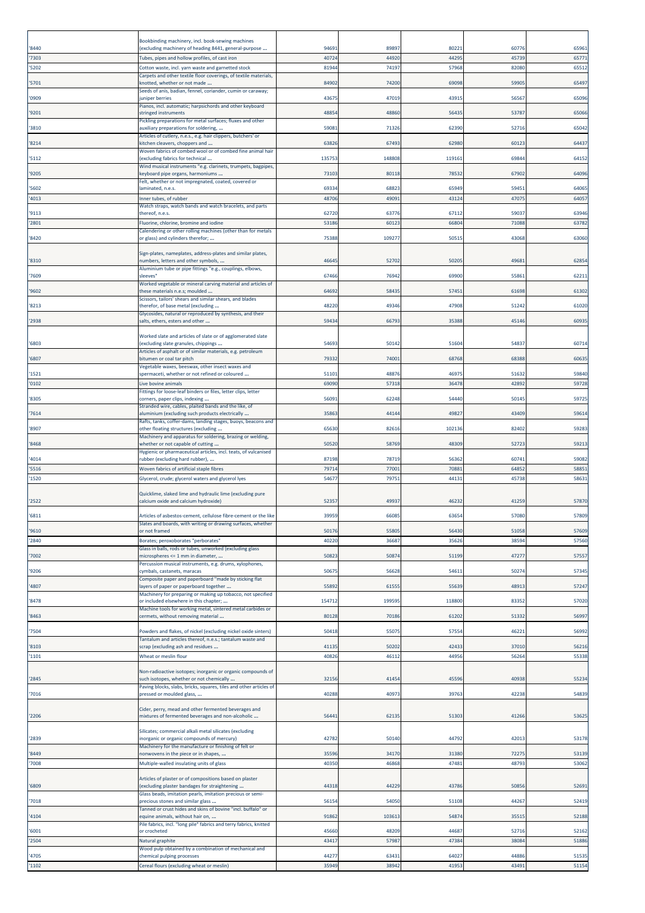| | | | | | | |
|---|---|---|---|---|---|---|
| '8440 | Bookbinding machinery, incl. book-sewing machines (excluding machinery of heading 8441, general-purpose ... | 94691 | 89897 | 80221 | 60776 | 65961 |
| '7303 | Tubes, pipes and hollow profiles, of cast iron | 40724 | 44920 | 44295 | 45739 | 65771 |
| '5202 | Cotton waste, incl. yarn waste and garnetted stock | 81944 | 74197 | 57968 | 82080 | 65512 |
| '5701 | Carpets and other textile floor coverings, of textile materials, knotted, whether or not made ... | 84902 | 74200 | 69098 | 59905 | 65497 |
| '0909 | Seeds of anis, badian, fennel, coriander, cumin or caraway; juniper berries | 43675 | 47019 | 43915 | 56567 | 65096 |
| '9201 | Pianos, incl. automatic; harpsichords and other keyboard stringed instruments | 48854 | 48860 | 56435 | 53787 | 65066 |
| '3810 | Pickling preparations for metal surfaces; fluxes and other auxiliary preparations for soldering, ... | 59081 | 71326 | 62390 | 52716 | 65042 |
| '8214 | Articles of cutlery, n.e.s., e.g. hair clippers, butchers' or kitchen cleavers, choppers and ... | 63826 | 67493 | 62980 | 60123 | 64437 |
| '5112 | Woven fabrics of combed wool or of combed fine animal hair (excluding fabrics for technical ... | 135753 | 148808 | 119161 | 69844 | 64152 |
| '9205 | Wind musical instruments "e.g. clarinets, trumpets, bagpipes, keyboard pipe organs, harmoniums ... | 73103 | 80118 | 78532 | 67902 | 64096 |
| '5602 | Felt, whether or not impregnated, coated, covered or laminated, n.e.s. | 69334 | 68823 | 65949 | 59451 | 64065 |
| '4013 | Inner tubes, of rubber | 48706 | 49091 | 43124 | 47075 | 64057 |
| '9113 | Watch straps, watch bands and watch bracelets, and parts thereof, n.e.s. | 62720 | 63776 | 67112 | 59037 | 63946 |
| '2801 | Fluorine, chlorine, bromine and iodine | 53186 | 60123 | 66804 | 71088 | 63782 |
| '8420 | Calendering or other rolling machines (other than for metals or glass) and cylinders therefor; ... | 75388 | 109277 | 50515 | 43068 | 63060 |
| '8310 | Sign-plates, nameplates, address-plates and similar plates, numbers, letters and other symbols, ... | 46645 | 52702 | 50205 | 49681 | 62854 |
| '7609 | Aluminium tube or pipe fittings "e.g., couplings, elbows, sleeves" | 67466 | 76942 | 69900 | 55861 | 62211 |
| '9602 | Worked vegetable or mineral carving material and articles of these materials n.e.s; moulded ... | 64692 | 58435 | 57451 | 61698 | 61302 |
| '8213 | Scissors, tailors' shears and similar shears, and blades therefor, of base metal (excluding ... | 48220 | 49346 | 47908 | 51242 | 61020 |
| '2938 | Glycosides, natural or reproduced by synthesis, and their salts, ethers, esters and other ... | 59434 | 66793 | 35388 | 45146 | 60935 |
| '6803 | Worked slate and articles of slate or of agglomerated slate (excluding slate granules, chippings ... | 54693 | 50142 | 51604 | 54837 | 60714 |
| '6807 | Articles of asphalt or of similar materials, e.g. petroleum bitumen or coal tar pitch | 79332 | 74001 | 68768 | 68388 | 60635 |
| '1521 | Vegetable waxes, beeswax, other insect waxes and spermaceti, whether or not refined or coloured ... | 51101 | 48876 | 46975 | 51632 | 59840 |
| '0102 | Live bovine animals | 69090 | 57318 | 36478 | 42892 | 59728 |
| '8305 | Fittings for loose-leaf binders or files, letter clips, letter corners, paper clips, indexing ... | 56091 | 62248 | 54440 | 50145 | 59725 |
| '7614 | Stranded wire, cables, plaited bands and the like, of aluminium (excluding such products electrically ... | 35863 | 44144 | 49827 | 43409 | 59614 |
| '8907 | Rafts, tanks, coffer-dams, landing stages, buoys, beacons and other floating structures (excluding ... | 65630 | 82616 | 102136 | 82402 | 59283 |
| '8468 | Machinery and apparatus for soldering, brazing or welding, whether or not capable of cutting ... | 50520 | 58769 | 48309 | 52723 | 59213 |
| '4014 | Hygienic or pharmaceutical articles, incl. teats, of vulcanised rubber (excluding hard rubber), ... | 87198 | 78719 | 56362 | 60741 | 59082 |
| '5516 | Woven fabrics of artificial staple fibres | 79714 | 77001 | 70881 | 64852 | 58851 |
| '1520 | Glycerol, crude; glycerol waters and glycerol lyes | 54677 | 79751 | 44131 | 45738 | 58631 |
| '2522 | Quicklime, slaked lime and hydraulic lime (excluding pure calcium oxide and calcium hydroxide) | 52357 | 49937 | 46232 | 41259 | 57870 |
| '6811 | Articles of asbestos-cement, cellulose fibre-cement or the like | 39959 | 66085 | 63654 | 57080 | 57809 |
| '9610 | Slates and boards, with writing or drawing surfaces, whether or not framed | 50176 | 55805 | 56430 | 51058 | 57609 |
| '2840 | Borates; peroxoborates "perborates" | 40220 | 36687 | 35626 | 38594 | 57560 |
| '7002 | Glass in balls, rods or tubes, unworked (excluding glass microspheres <= 1 mm in diameter, ... | 50823 | 50874 | 51199 | 47277 | 57557 |
| '9206 | Percussion musical instruments, e.g. drums, xylophones, cymbals, castanets, maracas | 50675 | 56628 | 54611 | 50274 | 57345 |
| '4807 | Composite paper and paperboard "made by sticking flat layers of paper or paperboard together ... | 55892 | 61555 | 55639 | 48913 | 57247 |
| '8478 | Machinery for preparing or making up tobacco, not specified or included elsewhere in this chapter; ... | 154712 | 199595 | 118800 | 83352 | 57020 |
| '8463 | Machine tools for working metal, sintered metal carbides or cermets, without removing material ... | 80128 | 70186 | 61202 | 51332 | 56997 |
| '7504 | Powders and flakes, of nickel (excluding nickel oxide sinters) | 50418 | 55075 | 57554 | 46221 | 56992 |
| '8103 | Tantalum and articles thereof, n.e.s.; tantalum waste and scrap (excluding ash and residues ... | 41135 | 50202 | 42433 | 37010 | 56216 |
| '1101 | Wheat or meslin flour | 40826 | 46112 | 44956 | 56264 | 55338 |
| '2845 | Non-radioactive isotopes; inorganic or organic compounds of such isotopes, whether or not chemically ... | 32156 | 41454 | 45596 | 40938 | 55234 |
| '7016 | Paving blocks, slabs, bricks, squares, tiles and other articles of pressed or moulded glass, ... | 40288 | 40973 | 39763 | 42238 | 54839 |
| '2206 | Cider, perry, mead and other fermented beverages and mixtures of fermented beverages and non-alcoholic ... | 56441 | 62135 | 51303 | 41266 | 53625 |
| '2839 | Silicates; commercial alkali metal silicates (excluding inorganic or organic compounds of mercury) | 42782 | 50140 | 44792 | 42013 | 53178 |
| '8449 | Machinery for the manufacture or finishing of felt or nonwovens in the piece or in shapes, ... | 35596 | 34170 | 31380 | 72275 | 53139 |
| '7008 | Multiple-walled insulating units of glass | 40350 | 46868 | 47481 | 48793 | 53062 |
| '6809 | Articles of plaster or of compositions based on plaster (excluding plaster bandages for straightening ... | 44318 | 44229 | 43786 | 50856 | 52691 |
| '7018 | Glass beads, imitation pearls, imitation precious or semi-precious stones and similar glass ... | 56154 | 54050 | 51108 | 44267 | 52419 |
| '4104 | Tanned or crust hides and skins of bovine "incl. buffalo" or equine animals, without hair on, ... | 91862 | 103613 | 54874 | 35515 | 52188 |
| '6001 | Pile fabrics, incl. "long pile" fabrics and terry fabrics, knitted or crocheted | 45660 | 48209 | 44687 | 52716 | 52162 |
| '2504 | Natural graphite | 43417 | 57987 | 47384 | 38084 | 51886 |
| '4705 | Wood pulp obtained by a combination of mechanical and chemical pulping processes | 44277 | 63431 | 64027 | 44886 | 51535 |
| '1102 | Cereal flours (excluding wheat or meslin) | 35949 | 38942 | 41953 | 43491 | 51154 |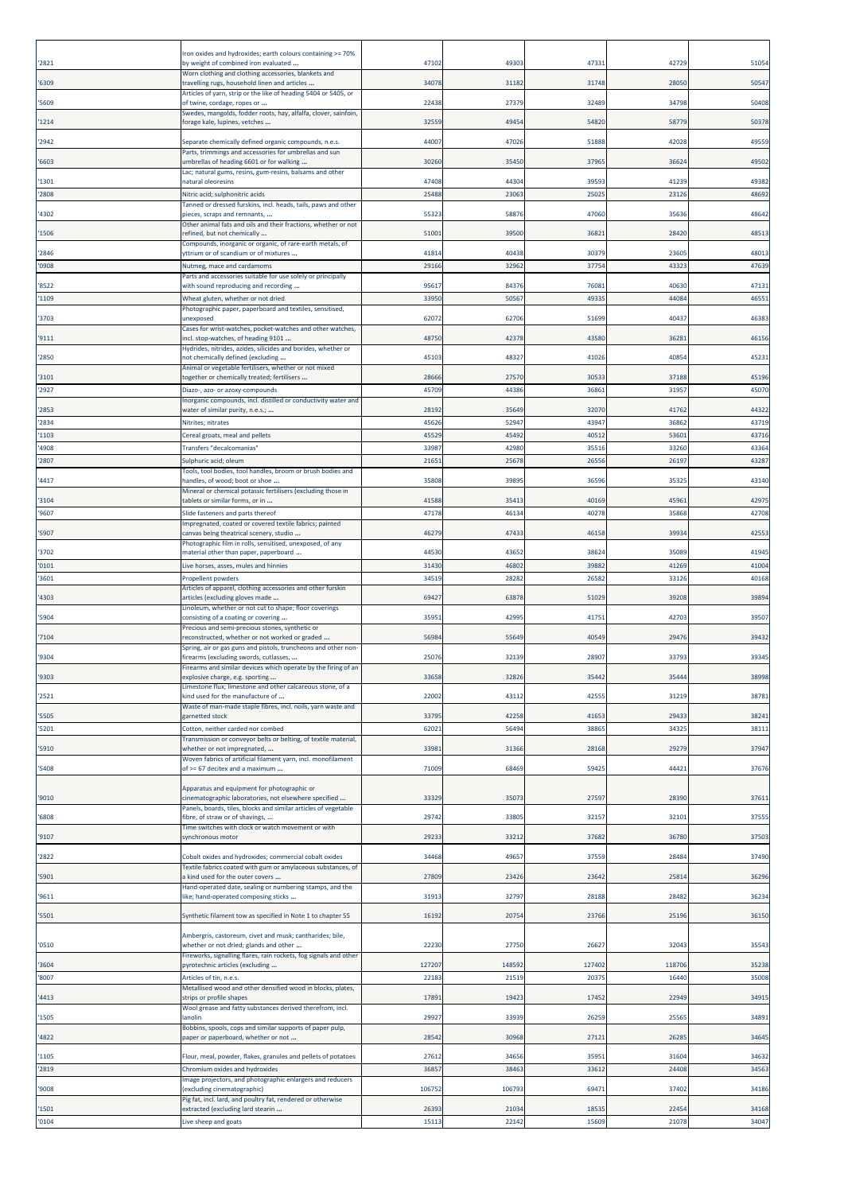| '2821 | Iron oxides and hydroxides; earth colours containing >= 70% by weight of combined iron evaluated ... | 47102 | 49303 | 47331 | 42729 | 51054 |
|---|---|---|---|---|---|---|
| '6309 | Worn clothing and clothing accessories, blankets and travelling rugs, household linen and articles ... | 34078 | 31182 | 31748 | 28050 | 50547 |
| '5609 | Articles of yarn, strip or the like of heading 5404 or 5405, or of twine, cordage, ropes or ... | 22438 | 27379 | 32489 | 34798 | 50408 |
| '1214 | Swedes, mangolds, fodder roots, hay, alfalfa, clover, sainfoin, forage kale, lupines, vetches ... | 32559 | 49454 | 54820 | 58779 | 50378 |
| '2942 | Separate chemically defined organic compounds, n.e.s. | 44007 | 47026 | 51888 | 42028 | 49559 |
| '6603 | Parts, trimmings and accessories for umbrellas and sun umbrellas of heading 6601 or for walking ... | 30260 | 35450 | 37965 | 36624 | 49502 |
| '1301 | Lac; natural gums, resins, gum-resins, balsams and other natural oleoresins | 47408 | 44304 | 39593 | 41239 | 49382 |
| '2808 | Nitric acid; sulphonitric acids | 25488 | 23063 | 25025 | 23126 | 48692 |
| '4302 | Tanned or dressed furskins, incl. heads, tails, paws and other pieces, scraps and remnants, ... | 55323 | 58876 | 47060 | 35636 | 48642 |
| '1506 | Other animal fats and oils and their fractions, whether or not refined, but not chemically ... | 51001 | 39500 | 36821 | 28420 | 48513 |
| '2846 | Compounds, inorganic or organic, of rare-earth metals, of yttrium or of scandium or of mixtures ... | 41814 | 40438 | 30379 | 23605 | 48013 |
| '0908 | Nutmeg, mace and cardamoms | 29166 | 32962 | 37754 | 43323 | 47639 |
| '8522 | Parts and accessories suitable for use solely or principally with sound reproducing and recording ... | 95617 | 84376 | 76081 | 40630 | 47131 |
| '1109 | Wheat gluten, whether or not dried | 33950 | 50567 | 49335 | 44084 | 46551 |
| '3703 | Photographic paper, paperboard and textiles, sensitised, unexposed | 62072 | 62706 | 51699 | 40437 | 46383 |
| '9111 | Cases for wrist-watches, pocket-watches and other watches, incl. stop-watches, of heading 9101 ... | 48750 | 42378 | 43580 | 36281 | 46156 |
| '2850 | Hydrides, nitrides, azides, silicides and borides, whether or not chemically defined (excluding ... | 45103 | 48327 | 41026 | 40854 | 45231 |
| '3101 | Animal or vegetable fertilisers, whether or not mixed together or chemically treated; fertilisers ... | 28666 | 27570 | 30533 | 37188 | 45196 |
| '2927 | Diazo-, azo- or azoxy-compounds | 45709 | 44386 | 36861 | 31957 | 45070 |
| '2853 | Inorganic compounds, incl. distilled or conductivity water and water of similar purity, n.e.s.; ... | 28192 | 35649 | 32070 | 41762 | 44322 |
| '2834 | Nitrites; nitrates | 45626 | 52947 | 43947 | 36862 | 43719 |
| '1103 | Cereal groats, meal and pellets | 45529 | 45492 | 40512 | 53601 | 43716 |
| '4908 | Transfers "decalcomanias" | 33987 | 42980 | 35516 | 33260 | 43364 |
| '2807 | Sulphuric acid; oleum | 21651 | 25678 | 26556 | 26197 | 43287 |
| '4417 | Tools, tool bodies, tool handles, broom or brush bodies and handles, of wood; boot or shoe ... | 35808 | 39895 | 36596 | 35325 | 43140 |
| '3104 | Mineral or chemical potassic fertilisers (excluding those in tablets or similar forms, or in ... | 41588 | 35413 | 40169 | 45961 | 42975 |
| '9607 | Slide fasteners and parts thereof | 47178 | 46134 | 40278 | 35868 | 42708 |
| '5907 | Impregnated, coated or covered textile fabrics; painted canvas being theatrical scenery, studio ... | 46279 | 47433 | 46158 | 39934 | 42553 |
| '3702 | Photographic film in rolls, sensitised, unexposed, of any material other than paper, paperboard ... | 44530 | 43652 | 38624 | 35089 | 41945 |
| '0101 | Live horses, asses, mules and hinnies | 31430 | 46802 | 39882 | 41269 | 41004 |
| '3601 | Propellent powders | 34519 | 28282 | 26582 | 33126 | 40168 |
| '4303 | Articles of apparel, clothing accessories and other furskin articles (excluding gloves made ... | 69427 | 63878 | 51029 | 39208 | 39894 |
| '5904 | Linoleum, whether or not cut to shape; floor coverings consisting of a coating or covering ... | 35951 | 42995 | 41751 | 42703 | 39507 |
| '7104 | Precious and semi-precious stones, synthetic or reconstructed, whether or not worked or graded ... | 56984 | 55649 | 40549 | 29476 | 39432 |
| '9304 | Spring, air or gas guns and pistols, truncheons and other non-firearms (excluding swords, cutlasses, ... | 25076 | 32139 | 28907 | 33793 | 39345 |
| '9303 | Firearms and similar devices which operate by the firing of an explosive charge, e.g. sporting ... | 33658 | 32826 | 35442 | 35444 | 38998 |
| '2521 | Limestone flux; limestone and other calcareous stone, of a kind used for the manufacture of ... | 22002 | 43112 | 42555 | 31219 | 38781 |
| '5505 | Waste of man-made staple fibres, incl. noils, yarn waste and garnetted stock | 33795 | 42258 | 41653 | 29433 | 38241 |
| '5201 | Cotton, neither carded nor combed | 62021 | 56494 | 38865 | 34325 | 38111 |
| '5910 | Transmission or conveyor belts or belting, of textile material, whether or not impregnated, ... | 33981 | 31366 | 28168 | 29279 | 37947 |
| '5408 | Woven fabrics of artificial filament yarn, incl. monofilament of >= 67 decitex and a maximum ... | 71009 | 68469 | 59425 | 44421 | 37676 |
| '9010 | Apparatus and equipment for photographic or cinematographic laboratories, not elsewhere specified ... | 33329 | 35073 | 27597 | 28390 | 37611 |
| '6808 | Panels, boards, tiles, blocks and similar articles of vegetable fibre, of straw or of shavings, ... | 29742 | 33805 | 32157 | 32101 | 37555 |
| '9107 | Time switches with clock or watch movement or with synchronous motor | 29233 | 33212 | 37682 | 36780 | 37503 |
| '2822 | Cobalt oxides and hydroxides; commercial cobalt oxides | 34468 | 49657 | 37559 | 28484 | 37490 |
| '5901 | Textile fabrics coated with gum or amylaceous substances, of a kind used for the outer covers ... | 27809 | 23426 | 23642 | 25814 | 36296 |
| '9611 | Hand-operated date, sealing or numbering stamps, and the like; hand-operated composing sticks ... | 31913 | 32797 | 28188 | 28482 | 36234 |
| '5501 | Synthetic filament tow as specified in Note 1 to chapter 55 | 16192 | 20754 | 23766 | 25196 | 36150 |
| '0510 | Ambergris, castoreum, civet and musk; cantharides; bile, whether or not dried; glands and other ... | 22230 | 27750 | 26627 | 32043 | 35543 |
| '3604 | Fireworks, signalling flares, rain rockets, fog signals and other pyrotechnic articles (excluding ... | 127207 | 148592 | 127402 | 118706 | 35238 |
| '8007 | Articles of tin, n.e.s. | 22183 | 21519 | 20375 | 16440 | 35008 |
| '4413 | Metallised wood and other densified wood in blocks, plates, strips or profile shapes | 17891 | 19423 | 17452 | 22949 | 34915 |
| '1505 | Wool grease and fatty substances derived therefrom, incl. lanolin | 29927 | 33939 | 26259 | 25565 | 34891 |
| '4822 | Bobbins, spools, cops and similar supports of paper pulp, paper or paperboard, whether or not ... | 28542 | 30968 | 27121 | 26285 | 34645 |
| '1105 | Flour, meal, powder, flakes, granules and pellets of potatoes | 27612 | 34656 | 35951 | 31604 | 34632 |
| '2819 | Chromium oxides and hydroxides | 36857 | 38463 | 33612 | 24408 | 34563 |
| '9008 | Image projectors, and photographic enlargers and reducers (excluding cinematographic) | 106752 | 106793 | 69471 | 37402 | 34186 |
| '1501 | Pig fat, incl. lard, and poultry fat, rendered or otherwise extracted (excluding lard stearin ... | 26393 | 21034 | 18535 | 22454 | 34168 |
| '0104 | Live sheep and goats | 15113 | 22142 | 15609 | 21078 | 34047 |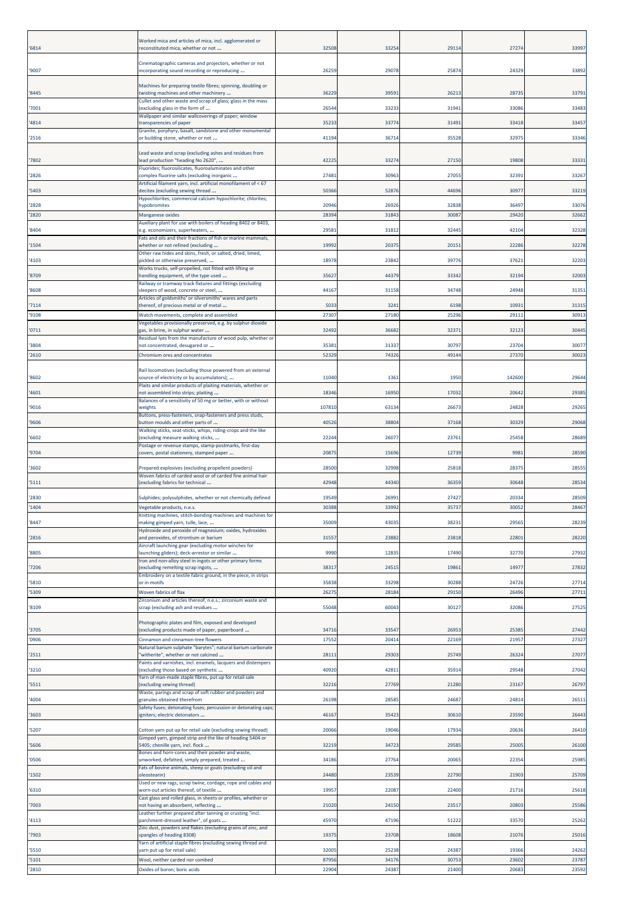| | | | | | | |
|---|---|---|---|---|---|---|
| '6814 | Worked mica and articles of mica, incl. agglomerated or reconstituted mica, whether or not ... | 32508 | 33254 | 29114 | 27274 | 33997 |
| '9007 | Cinematographic cameras and projectors, whether or not incorporating sound recording or reproducing ... | 26259 | 29078 | 25874 | 24329 | 33892 |
| '8445 | Machines for preparing textile fibres; spinning, doubling or twisting machines and other machinery ... | 36229 | 39591 | 26213 | 28735 | 33791 |
| '7001 | Cullet and other waste and scrap of glass; glass in the mass (excluding glass in the form of ... | 26544 | 33233 | 31941 | 33086 | 33483 |
| '4814 | Wallpaper and similar wallcoverings of paper; window transparencies of paper | 35233 | 33774 | 31491 | 33418 | 33457 |
| '2516 | Granite, porphyry, basalt, sandstone and other monumental or building stone, whether or not ... | 41194 | 36714 | 35528 | 32975 | 33346 |
| '7802 | Lead waste and scrap (excluding ashes and residues from lead production "heading No 2620", ... | 42225 | 33274 | 27150 | 19808 | 33331 |
| '2826 | Fluorides; fluorosilicates, fluoroaluminates and other complex fluorine salts (excluding inorganic ... | 27481 | 30963 | 27055 | 32391 | 33267 |
| '5403 | Artificial filament yarn, incl. artificial monofilament of < 67 decitex (excluding sewing thread ... | 50366 | 52876 | 44696 | 30977 | 33219 |
| '2828 | Hypochlorites; commercial calcium hypochlorite; chlorites; hypobromites | 20946 | 26926 | 32838 | 36497 | 33076 |
| '2820 | Manganese oxides | 28394 | 31843 | 30087 | 29420 | 32662 |
| '8404 | Auxiliary plant for use with boilers of heading 8402 or 8403, e.g. economizers, superheaters, ... | 29581 | 31812 | 32445 | 42104 | 32328 |
| '1504 | Fats and oils and their fractions of fish or marine mammals, whether or not refined (excluding ... | 19992 | 20375 | 20151 | 22286 | 32278 |
| '4103 | Other raw hides and skins, fresh, or salted, dried, limed, pickled or otherwise preserved, ... | 18978 | 23842 | 39776 | 37621 | 32203 |
| '8709 | Works trucks, self-propelled, not fitted with lifting or handling equipment, of the type used ... | 35627 | 44379 | 33342 | 32194 | 32003 |
| '8608 | Railway or tramway track fixtures and fittings (excluding sleepers of wood, concrete or steel, ... | 44167 | 31158 | 34748 | 24948 | 31351 |
| '7114 | Articles of goldsmiths' or silversmiths' wares and parts thereof, of precious metal or of metal ... | 5033 | 3241 | 6198 | 10931 | 31315 |
| '9108 | Watch movements, complete and assembled | 27307 | 27180 | 25296 | 29111 | 30913 |
| '0711 | Vegetables provisionally preserved, e.g. by sulphur dioxide gas, in brine, in sulphur water ... | 32492 | 36682 | 32371 | 32123 | 30445 |
| '3804 | Residual lyes from the manufacture of wood pulp, whether or not concentrated, desugared or ... | 35381 | 31337 | 30797 | 23704 | 30077 |
| '2610 | Chromium ores and concentrates | 52329 | 74326 | 49144 | 27370 | 30023 |
| '8602 | Rail locomotives (excluding those powered from an external source of electricity or by accumulators); ... | 11040 | 1361 | 1950 | 142600 | 29644 |
| '4601 | Plaits and similar products of plaiting materials, whether or not assembled into strips; plaiting ... | 18346 | 16950 | 17032 | 20642 | 29385 |
| '9016 | Balances of a sensitivity of 50 mg or better, with or without weights | 107810 | 63134 | 26673 | 24828 | 29265 |
| '9606 | Buttons, press-fasteners, snap-fasteners and press studs, button moulds and other parts of ... | 40526 | 38804 | 37168 | 30329 | 29068 |
| '6602 | Walking sticks, seat-sticks, whips, riding-crops and the like (excluding measure walking sticks, ... | 22244 | 26077 | 23761 | 25458 | 28689 |
| '9704 | Postage or revenue stamps, stamp-postmarks, first-day covers, postal stationery, stamped paper ... | 20875 | 15696 | 12739 | 9981 | 28590 |
| '3602 | Prepared explosives (excluding propellent powders) | 28500 | 32998 | 25818 | 28375 | 28555 |
| '5111 | Woven fabrics of carded wool or of carded fine animal hair (excluding fabrics for technical ... | 42948 | 44340 | 36359 | 30648 | 28534 |
| '2830 | Sulphides; polysulphides, whether or not chemically defined | 19549 | 26991 | 27427 | 20334 | 28509 |
| '1404 | Vegetable products, n.e.s. | 30388 | 33992 | 35737 | 30052 | 28467 |
| '8447 | Knitting machines, stitch-bonding machines and machines for making gimped yarn, tulle, lace, ... | 35009 | 43035 | 38231 | 29565 | 28239 |
| '2816 | Hydroxide and peroxide of magnesium; oxides, hydroxides and peroxides, of strontium or barium | 31557 | 23882 | 23818 | 22801 | 28220 |
| '8805 | Aircraft launching gear (excluding motor winches for launching gliders); deck-arrestor or similar ... | 9990 | 12835 | 17490 | 32770 | 27932 |
| '7206 | Iron and non-alloy steel in ingots or other primary forms (excluding remelting scrap ingots, ... | 38317 | 24515 | 19861 | 14977 | 27832 |
| '5810 | Embroidery on a textile fabric ground, in the piece, in strips or in motifs | 35838 | 33298 | 30288 | 24726 | 27714 |
| '5309 | Woven fabrics of flax | 26275 | 28184 | 29150 | 26496 | 27711 |
| '8109 | Zirconium and articles thereof, n.e.s.; zirconium waste and scrap (excluding ash and residues ... | 55048 | 60043 | 30127 | 32086 | 27525 |
| '3705 | Photographic plates and film, exposed and developed (excluding products made of paper, paperboard ... | 34716 | 33547 | 26953 | 25385 | 27442 |
| '0906 | Cinnamon and cinnamon-tree flowers | 17552 | 20414 | 22169 | 21957 | 27327 |
| '2511 | Natural barium sulphate "barytes"; natural barium carbonate "witherite", whether or not calcined ... | 28111 | 29303 | 25749 | 26324 | 27077 |
| '3210 | Paints and varnishes, incl. enamels, lacquers and distempers (excluding those based on synthetic ... | 40920 | 42811 | 35914 | 29548 | 27042 |
| '5511 | Yarn of man-made staple fibres, put up for retail sale (excluding sewing thread) | 32216 | 27769 | 21280 | 23167 | 26797 |
| '4004 | Waste, parings and scrap of soft rubber and powders and granules obtained therefrom | 26198 | 28585 | 24687 | 24814 | 26511 |
| '3603 | Safety fuses; detonating fuses; percussion or detonating caps; igniters; electric detonators ... | 46167 | 35423 | 30610 | 23590 | 26443 |
| '5207 | Cotton yarn put up for retail sale (excluding sewing thread) | 20066 | 19046 | 17934 | 20636 | 26410 |
| '5606 | Gimped yarn, gimped strip and the like of heading 5404 or 5405; chenille yarn, incl. flock ... | 32219 | 34723 | 29585 | 25005 | 26100 |
| '0506 | Bones and horn-cores and their powder and waste, unworked, defatted, simply prepared, treated ... | 34186 | 27764 | 20065 | 22354 | 25985 |
| '1502 | Fats of bovine animals, sheep or goats (excluding oil and oleostearin) | 24480 | 23539 | 22790 | 21903 | 25709 |
| '6310 | Used or new rags, scrap twine, cordage, rope and cables and worn-out articles thereof, of textile ... | 19957 | 22087 | 22400 | 21716 | 25618 |
| '7003 | Cast glass and rolled glass, in sheets or profiles, whether or not having an absorbent, reflecting ... | 21020 | 24150 | 23517 | 20803 | 25586 |
| '4113 | Leather further prepared after tanning or crusting "incl. parchment-dressed leather", of goats ... | 45970 | 47196 | 51222 | 33570 | 25262 |
| '7903 | Zinc dust, powders and flakes (excluding grains of zinc, and spangles of heading 8308) | 19375 | 23708 | 18608 | 21076 | 25016 |
| '5510 | Yarn of artificial staple fibres (excluding sewing thread and yarn put up for retail sale) | 32005 | 25238 | 24387 | 19366 | 24262 |
| '5101 | Wool, neither carded nor combed | 87956 | 34176 | 30753 | 23602 | 23787 |
| '2810 | Oxides of boron; boric acids | 22904 | 24387 | 21400 | 20683 | 23592 |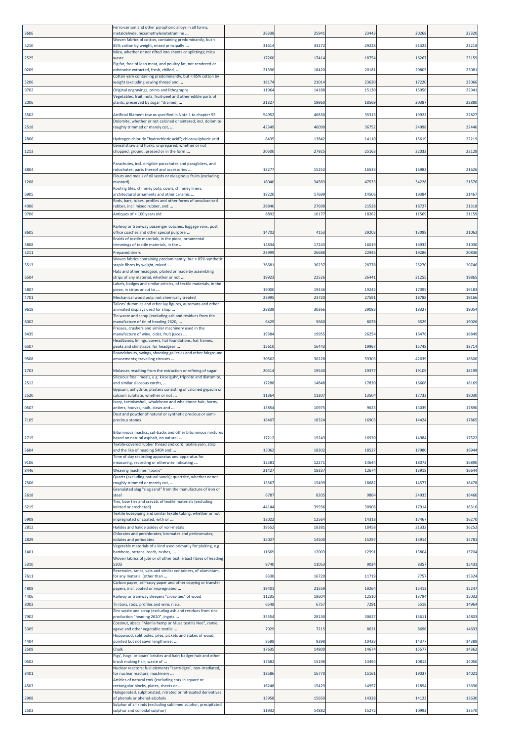| '3606 | Ferro-cerium and other pyrophoric alloys in all forms; metaldehyde, hexamethylenetetramine ... | 26338 | 25941 | 23443 | 20268 | 23320 |
|---|---|---|---|---|---|---|
| '5210 | Woven fabrics of cotton, containing predominantly, but < 85% cotton by weight, mixed principally ... | 31614 | 33272 | 29228 | 21322 | 23218 |
| '2525 | Mica, whether or not rifted into sheets or splittings; mica waste | 17260 | 17414 | 18754 | 16267 | 23159 |
| '0209 | Pig fat, free of lean meat, and poultry fat, not rendered or otherwise extracted, fresh, chilled, ... | 21396 | 18420 | 20181 | 20805 | 23081 |
| '5206 | Cotton yarn containing predominantly, but < 85% cotton by weight (excluding sewing thread and ... | 18174 | 21014 | 23630 | 17220 | 23066 |
| '9702 | Original engravings, prints and lithographs | 11964 | 14188 | 15130 | 15956 | 22941 |
| '2006 | Vegetables, fruit, nuts, fruit-peel and other edible parts of plants, preserved by sugar "drained, ... | 21327 | 19860 | 18569 | 20387 | 22880 |
| '5502 | Artificial filament tow as specified in Note 1 to chapter 55 | 54952 | 46830 | 35315 | 19922 | 22827 |
| '2518 | Dolomite, whether or not calcined or sintered, incl. dolomite roughly trimmed or merely cut, ... | 42349 | 46090 | 36752 | 24998 | 22446 |
| '2806 | Hydrogen chloride "hydrochloric acid"; chlorosulphuric acid | 8435 | 13842 | 14110 | 15619 | 22219 |
| '1213 | Cereal straw and husks, unprepared, whether or not chopped, ground, pressed or in the form ... | 20500 | 27925 | 25163 | 22032 | 22128 |
| '8804 | Parachutes, incl. dirigible parachutes and paragliders, and rotochutes; parts thereof and accessories ... | 18277 | 15252 | 16533 | 16983 | 21626 |
| '1208 | Flours and meals of oil seeds or oleaginous fruits (excluding mustard) | 18040 | 34583 | 47533 | 34228 | 21576 |
| '6905 | Roofing tiles, chimney pots, cowls, chimney liners, architectural ornaments and other ceramic ... | 18220 | 17699 | 14506 | 19384 | 21467 |
| '4006 | Rods, bars, tubes, profiles and other forms of unvulcanised rubber, incl. mixed rubber, and ... | 28846 | 27698 | 21528 | 18727 | 21318 |
| '9706 | Antiques of > 100 years old | 8892 | 16177 | 18262 | 11569 | 21159 |
| '8605 | Railway or tramway passenger coaches, luggage vans, post office coaches and other special purpose ... | 14702 | 4153 | 29203 | 13098 | 21062 |
| '5808 | Braids of textile materials, in the piece; ornamental trimmings of textile materials, in the ... | 14834 | 17243 | 16019 | 16932 | 21030 |
| '3211 | Prepared driers | 23999 | 26688 | 22945 | 19286 | 20836 |
| '5513 | Woven fabrics containing predominantly, but < 85% synthetic staple fibres by weight, mixed ... | 36681 | 36237 | 28778 | 25270 | 20746 |
| '6504 | Hats and other headgear, plaited or made by assembling strips of any material, whether or not ... | 19923 | 22526 | 26441 | 21255 | 19865 |
| '5807 | Labels, badges and similar articles, of textile materials, in the piece, in strips or cut to ... | 19000 | 19446 | 19242 | 17095 | 19183 |
| '4701 | Mechanical wood pulp, not chemically treated | 23995 | 23720 | 27591 | 18788 | 19166 |
| '9618 | Tailors' dummies and other lay figures, automata and other animated displays used for shop ... | 28839 | 30366 | 29083 | 18327 | 19054 |
| '8002 | Tin waste and scrap (excluding ash and residues from the manufacture of tin of heading 2620, ... | 6429 | 9660 | 8078 | 6529 | 19026 |
| '8435 | Presses, crushers and similar machinery used in the manufacture of wine, cider, fruit juices ... | 19384 | 19955 | 26254 | 16476 | 18849 |
| '6507 | Headbands, linings, covers, hat foundations, hat frames, peaks and chinstraps, for headgear ... | 15610 | 16443 | 19967 | 15748 | 18714 |
| '9508 | Roundabouts, swings, shooting galleries and other fairground amusements; travelling circuses ... | 30562 | 36228 | 59303 | 42639 | 18506 |
| '1703 | Molasses resulting from the extraction or refining of sugar | 20414 | 19540 | 19377 | 19109 | 18199 |
| '2512 | Siliceous fossil meals, e.g. kieselguhr, tripolite and diatomite, and similar siliceous earths, ... | 17288 | 14848 | 17820 | 16606 | 18169 |
| '2520 | Gypsum; anhydrite; plasters consisting of calcined gypsum or calcium sulphate, whether or not ... | 11364 | 11307 | 13504 | 17733 | 18030 |
| '0507 | Ivory, tortoiseshell, whalebone and whalebone hair, horns, antlers, hooves, nails, claws and ... | 13854 | 10975 | 9623 | 13039 | 17890 |
| '7105 | Dust and powder of natural or synthetic precious or semi-precious stones | 18407 | 18324 | 16903 | 14424 | 17865 |
| '2715 | Bituminous mastics, cut-backs and other bituminous mixtures based on natural asphalt, on natural ... | 17212 | 19243 | 16920 | 14984 | 17522 |
| '5604 | Textile-covered rubber thread and cord; textile yarn, strip and the like of heading 5404 and ... | 15062 | 18302 | 18527 | 17980 | 16944 |
| '9106 | Time of day recording apparatus and apparatus for measuring, recording or otherwise indicating ... | 12581 | 12271 | 14644 | 18072 | 16890 |
| '8446 | Weaving machines "looms" | 21427 | 18337 | 12674 | 13918 | 16644 |
| '2506 | Quartz (excluding natural sands); quartzite, whether or not roughly trimmed or merely cut, ... | 15567 | 15499 | 18682 | 14577 | 16478 |
| '2618 | Granulated slag "slag sand" from the manufacture of iron or steel | 6787 | 8205 | 9864 | 24933 | 16460 |
| '6215 | Ties, bow ties and cravats of textile materials (excluding knitted or crocheted) | 44144 | 39936 | 30906 | 17914 | 16316 |
| '5909 | Textile hosepiping and similar textile tubing, whether or not impregnated or coated, with or ... | 12022 | 12564 | 14318 | 17467 | 16270 |
| '2812 | Halides and halide oxides of non-metals | 19552 | 18381 | 18458 | 21332 | 16252 |
| '2829 | Chlorates and perchlorates; bromates and perbromates; iodates and periodates | 15027 | 14500 | 15297 | 13914 | 15781 |
| '1401 | Vegetable materials of a kind used primarily for plaiting, e.g. bamboos, rattans, reeds, rushes, ... | 11669 | 12003 | 12991 | 13804 | 15704 |
| '5310 | Woven fabrics of jute or of other textile bast fibres of heading 5303 | 9740 | 11053 | 9034 | 8357 | 15431 |
| '7611 | Reservoirs, tanks, vats and similar containers, of aluminium, for any material (other than ... | 8338 | 16720 | 11719 | 7757 | 15324 |
| '4809 | Carbon paper, self-copy paper and other copying or transfer papers, incl. coated or impregnated ... | 19401 | 21559 | 19264 | 15413 | 15247 |
| '4406 | Railway or tramway sleepers "cross-ties" of wood | 11235 | 18604 | 12510 | 13794 | 15032 |
| '8003 | Tin bars, rods, profiles and wire, n.e.s. | 6548 | 6757 | 7291 | 5518 | 14964 |
| '7902 | Zinc waste and scrap (excluding ash and residues from zinc production "heading 2620", ingots ... | 35554 | 28130 | 30627 | 15611 | 14803 |
| '5305 | Coconut, abaca "Manila hemp or Musa textilis Nee", ramie, agave and other vegetable textile ... | 7929 | 7215 | 8621 | 8696 | 14693 |
| '4404 | Hoopwood; split poles; piles, pickets and stakes of wood, pointed but not sawn lengthwise; ... | 8588 | 9398 | 10433 | 14377 | 14389 |
| '2509 | Chalk | 17635 | 14800 | 14674 | 15577 | 14362 |
| '0502 | Pigs', hogs' or boars' bristles and hair; badger hair and other brush making hair; waste of ... | 17682 | 15198 | 13494 | 10812 | 14050 |
| '8401 | Nuclear reactors; fuel elements "cartridges", non-irradiated, for nuclear reactors; machinery ... | 18586 | 16770 | 15161 | 19037 | 14021 |
| '4503 | Articles of natural cork (excluding cork in square or rectangular blocks, plates, sheets or ... | 16248 | 15429 | 14957 | 11894 | 13696 |
| '2908 | Halogenated, sulphonated, nitrated or nitrosated derivatives of phenols or phenol-alcohols | 15958 | 15650 | 14328 | 14123 | 13630 |
| '2503 | Sulphur of all kinds (excluding sublimed sulphur, precipitated sulphur and colloidal sulphur) | 11932 | 14882 | 15272 | 10992 | 13570 |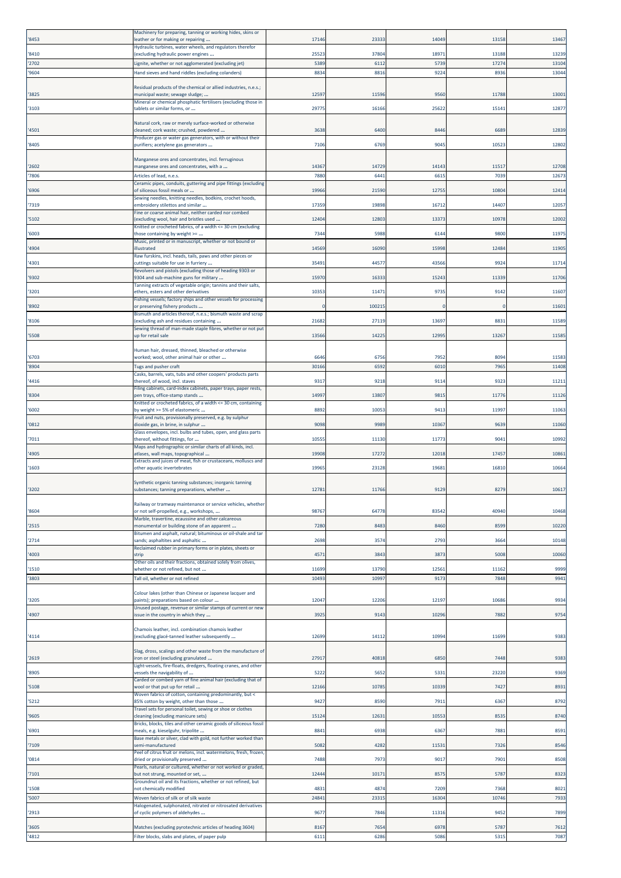| '8453 | Machinery for preparing, tanning or working hides, skins or leather or for making or repairing ... | 17146 | 23333 | 14049 | 13158 | 13467 |
|---|---|---|---|---|---|---|
| '8410 | Hydraulic turbines, water wheels, and regulators therefor (excluding hydraulic power engines ... | 25523 | 37804 | 18971 | 13188 | 13239 |
| '2702 | Lignite, whether or not agglomerated (excluding jet) | 5389 | 6112 | 5739 | 17274 | 13104 |
| '9604 | Hand sieves and hand riddles (excluding colanders) | 8834 | 8816 | 9224 | 8936 | 13044 |
| '3825 | Residual products of the chemical or allied industries, n.e.s.; municipal waste; sewage sludge; ... | 12597 | 11596 | 9560 | 11788 | 13001 |
| '3103 | Mineral or chemical phosphatic fertilisers (excluding those in tablets or similar forms, or ... | 29775 | 16166 | 25622 | 15141 | 12877 |
| '4501 | Natural cork, raw or merely surface-worked or otherwise cleaned; cork waste; crushed, powdered ... | 3638 | 6400 | 8446 | 6689 | 12839 |
| '8405 | Producer gas or water gas generators, with or without their purifiers; acetylene gas generators ... | 7106 | 6769 | 9045 | 10523 | 12802 |
| '2602 | Manganese ores and concentrates, incl. ferruginous manganese ores and concentrates, with a ... | 14367 | 14729 | 14143 | 11517 | 12708 |
| '7806 | Articles of lead, n.e.s. | 7880 | 6441 | 6615 | 7039 | 12673 |
| '6906 | Ceramic pipes, conduits, guttering and pipe fittings (excluding of siliceous fossil meals or ... | 19966 | 21590 | 12755 | 10804 | 12414 |
| '7319 | Sewing needles, knitting needles, bodkins, crochet hoods, embroidery stilettos and similar ... | 17359 | 19898 | 16712 | 14407 | 12057 |
| '5102 | Fine or coarse animal hair, neither carded nor combed (excluding wool, hair and bristles used ... | 12404 | 12803 | 13373 | 10978 | 12002 |
| '6003 | Knitted or crocheted fabrics, of a width <= 30 cm (excluding those containing by weight >= ... | 7344 | 5988 | 6144 | 9800 | 11975 |
| '4904 | Music, printed or in manuscript, whether or not bound or illustrated | 14569 | 16090 | 15998 | 12484 | 11905 |
| '4301 | Raw furskins, incl. heads, tails, paws and other pieces or cuttings suitable for use in furriery ... | 35491 | 44577 | 43566 | 9924 | 11714 |
| '9302 | Revolvers and pistols (excluding those of heading 9303 or 9304 and sub-machine guns for military ... | 15970 | 16333 | 15243 | 11339 | 11706 |
| '3201 | Tanning extracts of vegetable origin; tannins and their salts, ethers, esters and other derivatives | 10353 | 11471 | 9735 | 9142 | 11607 |
| '8902 | Fishing vessels; factory ships and other vessels for processing or preserving fishery products ... | 0 | 100215 | 0 | 0 | 11601 |
| '8106 | Bismuth and articles thereof, n.e.s.; bismuth waste and scrap (excluding ash and residues containing ... | 21682 | 27119 | 13697 | 8831 | 11589 |
| '5508 | Sewing thread of man-made staple fibres, whether or not put up for retail sale | 13566 | 14225 | 12995 | 13267 | 11585 |
| '6703 | Human hair, dressed, thinned, bleached or otherwise worked; wool, other animal hair or other ... | 6646 | 6756 | 7952 | 8094 | 11583 |
| '8904 | Tugs and pusher craft | 30166 | 6592 | 6010 | 7965 | 11408 |
| '4416 | Casks, barrels, vats, tubs and other coopers' products parts thereof, of wood, incl. staves | 9317 | 9218 | 9114 | 9323 | 11211 |
| '8304 | Filing cabinets, card-index cabinets, paper trays, paper rests, pen trays, office-stamp stands ... | 14997 | 13807 | 9815 | 11776 | 11126 |
| '6002 | Knitted or crocheted fabrics, of a width <= 30 cm, containing by weight >= 5% of elastomeric ... | 8892 | 10053 | 9413 | 11997 | 11063 |
| '0812 | Fruit and nuts, provisionally preserved, e.g. by sulphur dioxide gas, in brine, in sulphur ... | 9098 | 9989 | 10367 | 9639 | 11060 |
| '7011 | Glass envelopes, incl. bulbs and tubes, open, and glass parts thereof, without fittings, for ... | 10555 | 11130 | 11773 | 9041 | 10992 |
| '4905 | Maps and hydrographic or similar charts of all kinds, incl. atlases, wall maps, topographical ... | 19908 | 17272 | 12018 | 17457 | 10861 |
| '1603 | Extracts and juices of meat, fish or crustaceans, molluscs and other aquatic invertebrates | 19965 | 23128 | 19681 | 16810 | 10664 |
| '3202 | Synthetic organic tanning substances; inorganic tanning substances; tanning preparations, whether ... | 12781 | 11766 | 9129 | 8279 | 10617 |
| '8604 | Railway or tramway maintenance or service vehicles, whether or not self-propelled, e.g., workshops, ... | 98767 | 64778 | 83542 | 40940 | 10468 |
| '2515 | Marble, travertine, ecaussine and other calcareous monumental or building stone of an apparent ... | 7280 | 8483 | 8460 | 8599 | 10220 |
| '2714 | Bitumen and asphalt, natural; bituminous or oil-shale and tar sands; asphaltites and asphaltic ... | 2698 | 3574 | 2793 | 3664 | 10148 |
| '4003 | Reclaimed rubber in primary forms or in plates, sheets or strip | 4571 | 3843 | 3873 | 5008 | 10060 |
| '1510 | Other oils and their fractions, obtained solely from olives, whether or not refined, but not ... | 11699 | 13790 | 12561 | 11162 | 9999 |
| '3803 | Tall oil, whether or not refined | 10493 | 10997 | 9173 | 7848 | 9941 |
| '3205 | Colour lakes (other than Chinese or Japanese lacquer and paints); preparations based on colour ... | 12047 | 12206 | 12197 | 10686 | 9934 |
| '4907 | Unused postage, revenue or similar stamps of current or new issue in the country in which they ... | 3925 | 9143 | 10296 | 7882 | 9754 |
| '4114 | Chamois leather, incl. combination chamois leather (excluding glacé-tanned leather subsequently ... | 12699 | 14112 | 10994 | 11699 | 9383 |
| '2619 | Slag, dross, scalings and other waste from the manufacture of iron or steel (excluding granulated ... | 27917 | 40818 | 6850 | 7448 | 9383 |
| '8905 | Light-vessels, fire-floats, dredgers, floating cranes, and other vessels the navigability of ... | 5222 | 5652 | 5331 | 23220 | 9369 |
| '5108 | Carded or combed yarn of fine animal hair (excluding that of wool or that put up for retail ... | 12166 | 10785 | 10339 | 7427 | 8931 |
| '5212 | Woven fabrics of cotton, containing predominantly, but < 85% cotton by weight, other than those ... | 9427 | 8590 | 7911 | 6367 | 8792 |
| '9605 | Travel sets for personal toilet, sewing or shoe or clothes cleaning (excluding manicure sets) | 15124 | 12631 | 10553 | 8535 | 8740 |
| '6901 | Bricks, blocks, tiles and other ceramic goods of siliceous fossil meals, e.g. kieselguhr, tripolite ... | 8841 | 6938 | 6367 | 7881 | 8591 |
| '7109 | Base metals or silver, clad with gold, not further worked than semi-manufactured | 5082 | 4282 | 11531 | 7326 | 8546 |
| '0814 | Peel of citrus fruit or melons, incl. watermelons, fresh, frozen, dried or provisionally preserved ... | 7488 | 7973 | 9017 | 7901 | 8508 |
| '7101 | Pearls, natural or cultured, whether or not worked or graded, but not strung, mounted or set, ... | 12444 | 10171 | 8575 | 5787 | 8323 |
| '1508 | Groundnut oil and its fractions, whether or not refined, but not chemically modified | 4831 | 4874 | 7209 | 7368 | 8021 |
| '5007 | Woven fabrics of silk or of silk waste | 24841 | 23315 | 16304 | 10746 | 7933 |
| '2913 | Halogenated, sulphonated, nitrated or nitrosated derivatives of cyclic polymers of aldehydes ... | 9677 | 7846 | 11316 | 9452 | 7899 |
| '3605 | Matches (excluding pyrotechnic articles of heading 3604) | 8167 | 7654 | 6978 | 5787 | 7612 |
| '4812 | Filter blocks, slabs and plates, of paper pulp | 6111 | 6286 | 5086 | 5315 | 7087 |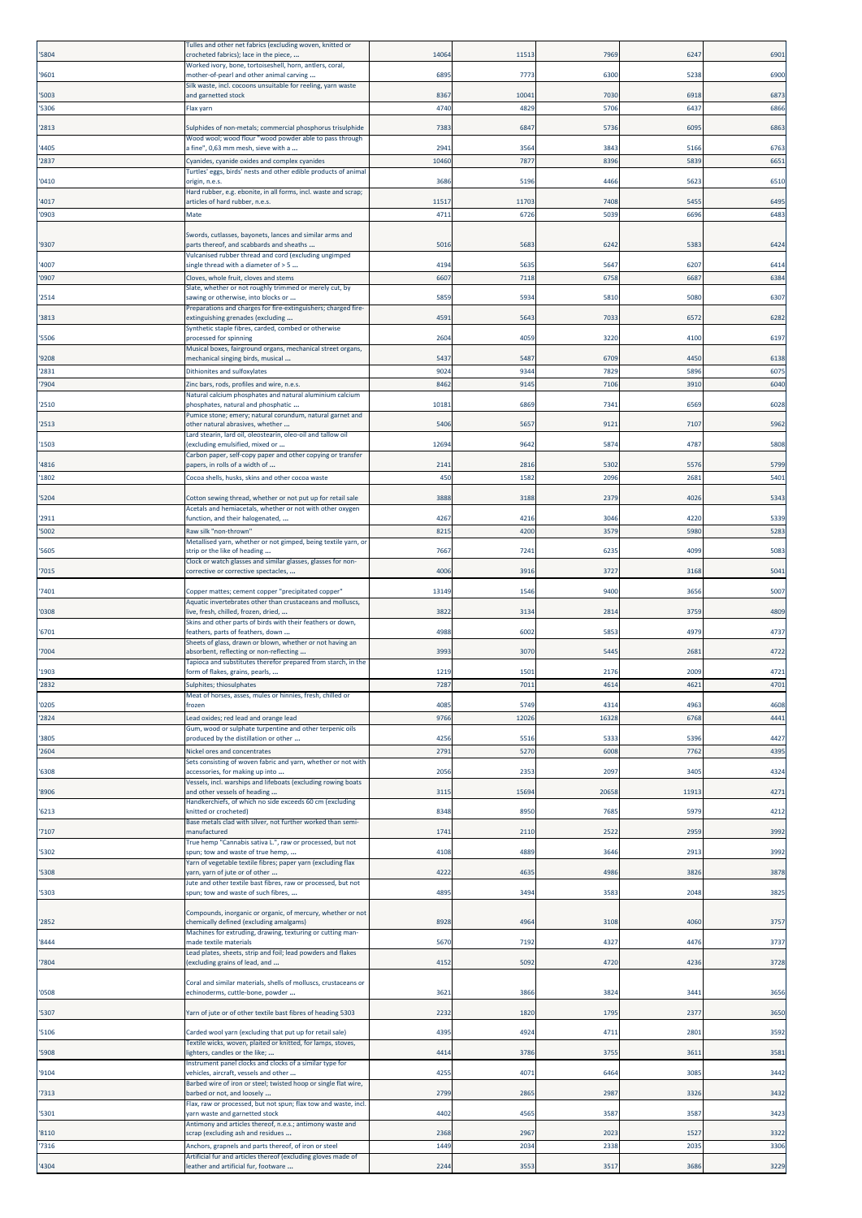| | | | | | | |
|---|---|---|---|---|---|---|
| '5804 | Tulles and other net fabrics (excluding woven, knitted or crocheted fabrics); lace in the piece, ... | 14064 | 11513 | 7969 | 6247 | 6901 |
| '9601 | Worked ivory, bone, tortoiseshell, horn, antlers, coral, mother-of-pearl and other animal carving ... | 6895 | 7773 | 6300 | 5238 | 6900 |
| '5003 | Silk waste, incl. cocoons unsuitable for reeling, yarn waste and garnetted stock | 8367 | 10041 | 7030 | 6918 | 6873 |
| '5306 | Flax yarn | 4740 | 4829 | 5706 | 6437 | 6866 |
| '2813 | Sulphides of non-metals; commercial phosphorus trisulphide | 7383 | 6847 | 5736 | 6095 | 6863 |
| '4405 | Wood wool; wood flour "wood powder able to pass through a fine", 0,63 mm mesh, sieve with a ... | 2941 | 3564 | 3843 | 5166 | 6763 |
| '2837 | Cyanides, cyanide oxides and complex cyanides | 10460 | 7877 | 8396 | 5839 | 6651 |
| '0410 | Turtles' eggs, birds' nests and other edible products of animal origin, n.e.s. | 3686 | 5196 | 4466 | 5623 | 6510 |
| '4017 | Hard rubber, e.g. ebonite, in all forms, incl. waste and scrap; articles of hard rubber, n.e.s. | 11517 | 11703 | 7408 | 5455 | 6495 |
| '0903 | Mate | 4711 | 6726 | 5039 | 6696 | 6483 |
| '9307 | Swords, cutlasses, bayonets, lances and similar arms and parts thereof, and scabbards and sheaths ... | 5016 | 5683 | 6242 | 5383 | 6424 |
| '4007 | Vulcanised rubber thread and cord (excluding ungimped single thread with a diameter of > 5 ... | 4194 | 5635 | 5647 | 6207 | 6414 |
| '0907 | Cloves, whole fruit, cloves and stems | 6607 | 7118 | 6758 | 6687 | 6384 |
| '2514 | Slate, whether or not roughly trimmed or merely cut, by sawing or otherwise, into blocks or ... | 5859 | 5934 | 5810 | 5080 | 6307 |
| '3813 | Preparations and charges for fire-extinguishers; charged fire-extinguishing grenades (excluding ... | 4591 | 5643 | 7033 | 6572 | 6282 |
| '5506 | Synthetic staple fibres, carded, combed or otherwise processed for spinning | 2604 | 4059 | 3220 | 4100 | 6197 |
| '9208 | Musical boxes, fairground organs, mechanical street organs, mechanical singing birds, musical ... | 5437 | 5487 | 6709 | 4450 | 6138 |
| '2831 | Dithionites and sulfoxylates | 9024 | 9344 | 7829 | 5896 | 6075 |
| '7904 | Zinc bars, rods, profiles and wire, n.e.s. | 8462 | 9145 | 7106 | 3910 | 6040 |
| '2510 | Natural calcium phosphates and natural aluminium calcium phosphates, natural and phosphatic ... | 10181 | 6869 | 7341 | 6569 | 6028 |
| '2513 | Pumice stone; emery; natural corundum, natural garnet and other natural abrasives, whether ... | 5406 | 5657 | 9121 | 7107 | 5962 |
| '1503 | Lard stearin, lard oil, oleostearin, oleo-oil and tallow oil (excluding emulsified, mixed or ... | 12694 | 9642 | 5874 | 4787 | 5808 |
| '4816 | Carbon paper, self-copy paper and other copying or transfer papers, in rolls of a width of ... | 2141 | 2816 | 5302 | 5576 | 5799 |
| '1802 | Cocoa shells, husks, skins and other cocoa waste | 450 | 1582 | 2096 | 2681 | 5401 |
| '5204 | Cotton sewing thread, whether or not put up for retail sale | 3888 | 3188 | 2379 | 4026 | 5343 |
| '2911 | Acetals and hemiacetals, whether or not with other oxygen function, and their halogenated, ... | 4267 | 4216 | 3046 | 4220 | 5339 |
| '5002 | Raw silk "non-thrown" | 8215 | 4200 | 3579 | 5980 | 5283 |
| '5605 | Metallised yarn, whether or not gimped, being textile yarn, or strip or the like of heading ... | 7667 | 7241 | 6235 | 4099 | 5083 |
| '7015 | Clock or watch glasses and similar glasses, glasses for non-corrective or corrective spectacles, ... | 4006 | 3916 | 3727 | 3168 | 5041 |
| '7401 | Copper mattes; cement copper "precipitated copper" | 13149 | 1546 | 9400 | 3656 | 5007 |
| '0308 | Aquatic invertebrates other than crustaceans and molluscs, live, fresh, chilled, frozen, dried, ... | 3822 | 3134 | 2814 | 3759 | 4809 |
| '6701 | Skins and other parts of birds with their feathers or down, feathers, parts of feathers, down ... | 4988 | 6002 | 5853 | 4979 | 4737 |
| '7004 | Sheets of glass, drawn or blown, whether or not having an absorbent, reflecting or non-reflecting ... | 3993 | 3070 | 5445 | 2681 | 4722 |
| '1903 | Tapioca and substitutes therefor prepared from starch, in the form of flakes, grains, pearls, ... | 1219 | 1501 | 2176 | 2009 | 4721 |
| '2832 | Sulphites; thiosulphates | 7287 | 7011 | 4614 | 4621 | 4701 |
| '0205 | Meat of horses, asses, mules or hinnies, fresh, chilled or frozen | 4085 | 5749 | 4314 | 4963 | 4608 |
| '2824 | Lead oxides; red lead and orange lead | 9766 | 12026 | 16328 | 6768 | 4441 |
| '3805 | Gum, wood or sulphate turpentine and other terpenic oils produced by the distillation or other ... | 4256 | 5516 | 5333 | 5396 | 4427 |
| '2604 | Nickel ores and concentrates | 2791 | 5270 | 6008 | 7762 | 4395 |
| '6308 | Sets consisting of woven fabric and yarn, whether or not with accessories, for making up into ... | 2056 | 2353 | 2097 | 3405 | 4324 |
| '8906 | Vessels, incl. warships and lifeboats (excluding rowing boats and other vessels of heading ... | 3115 | 15694 | 20658 | 11913 | 4271 |
| '6213 | Handkerchiefs, of which no side exceeds 60 cm (excluding knitted or crocheted) | 8348 | 8950 | 7685 | 5979 | 4212 |
| '7107 | Base metals clad with silver, not further worked than semi-manufactured | 1741 | 2110 | 2522 | 2959 | 3992 |
| '5302 | True hemp "Cannabis sativa L.", raw or processed, but not spun; tow and waste of true hemp, ... | 4108 | 4889 | 3646 | 2913 | 3992 |
| '5308 | Yarn of vegetable textile fibres; paper yarn (excluding flax yarn, yarn of jute or of other ... | 4222 | 4635 | 4986 | 3826 | 3878 |
| '5303 | Jute and other textile bast fibres, raw or processed, but not spun; tow and waste of such fibres, ... | 4895 | 3494 | 3583 | 2048 | 3825 |
| '2852 | Compounds, inorganic or organic, of mercury, whether or not chemically defined (excluding amalgams) | 8928 | 4964 | 3108 | 4060 | 3757 |
| '8444 | Machines for extruding, drawing, texturing or cutting man-made textile materials | 5670 | 7192 | 4327 | 4476 | 3737 |
| '7804 | Lead plates, sheets, strip and foil; lead powders and flakes (excluding grains of lead, and ... | 4152 | 5092 | 4720 | 4236 | 3728 |
| '0508 | Coral and similar materials, shells of molluscs, crustaceans or echinoderms, cuttle-bone, powder ... | 3621 | 3866 | 3824 | 3441 | 3656 |
| '5307 | Yarn of jute or of other textile bast fibres of heading 5303 | 2232 | 1820 | 1795 | 2377 | 3650 |
| '5106 | Carded wool yarn (excluding that put up for retail sale) | 4395 | 4924 | 4711 | 2801 | 3592 |
| '5908 | Textile wicks, woven, plaited or knitted, for lamps, stoves, lighters, candles or the like; ... | 4414 | 3786 | 3755 | 3611 | 3581 |
| '9104 | Instrument panel clocks and clocks of a similar type for vehicles, aircraft, vessels and other ... | 4255 | 4071 | 6464 | 3085 | 3442 |
| '7313 | Barbed wire of iron or steel; twisted hoop or single flat wire, barbed or not, and loosely ... | 2799 | 2865 | 2987 | 3326 | 3432 |
| '5301 | Flax, raw or processed, but not spun; flax tow and waste, incl. yarn waste and garnetted stock | 4402 | 4565 | 3587 | 3587 | 3423 |
| '8110 | Antimony and articles thereof, n.e.s.; antimony waste and scrap (excluding ash and residues ... | 2368 | 2967 | 2023 | 1527 | 3322 |
| '7316 | Anchors, grapnels and parts thereof, of iron or steel | 1449 | 2034 | 2338 | 2035 | 3306 |
| '4304 | Artificial fur and articles thereof (excluding gloves made of leather and artificial fur, footware ... | 2244 | 3553 | 3517 | 3686 | 3229 |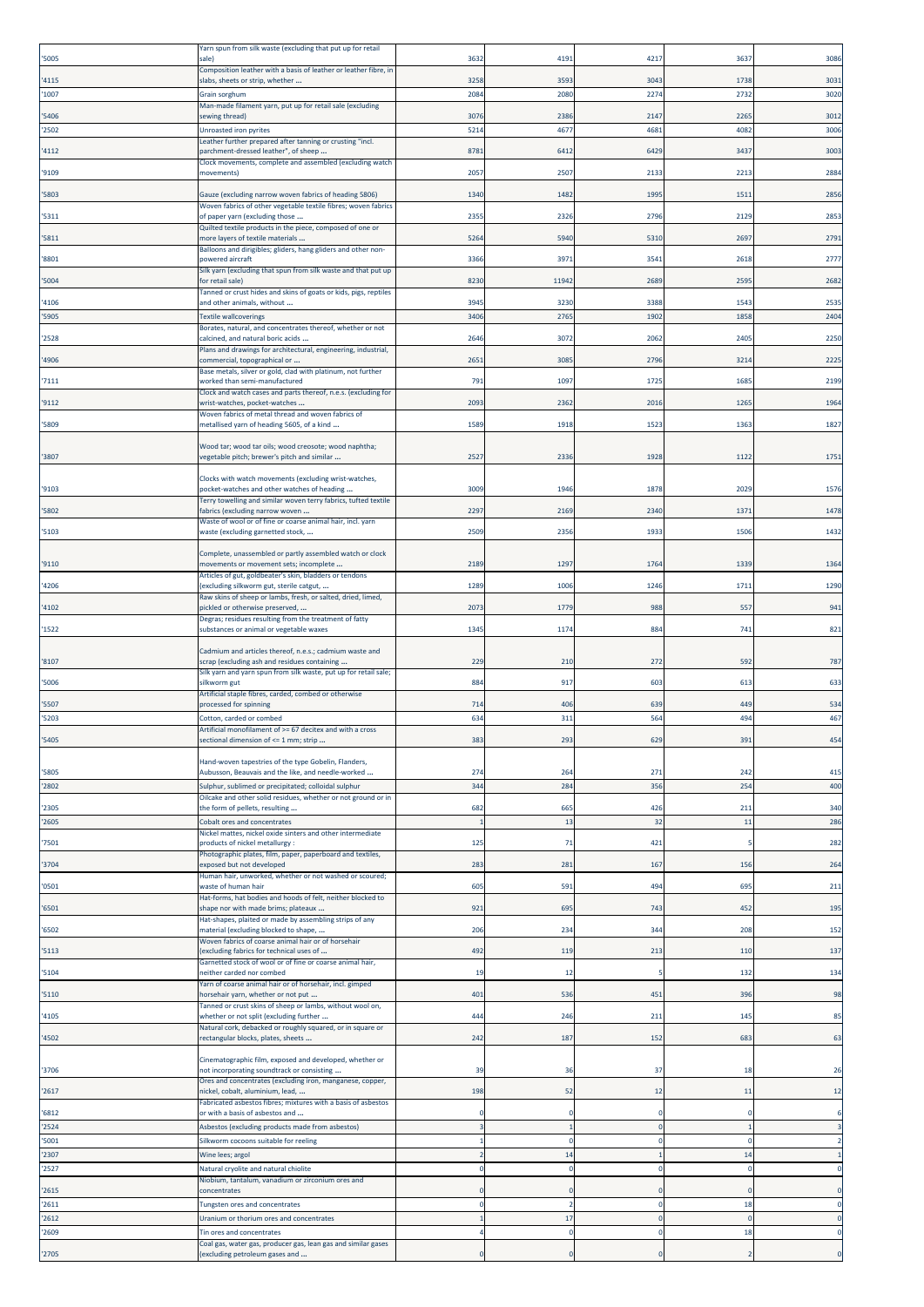| '5005 | Yarn spun from silk waste (excluding that put up for retail sale) | 3632 | 4191 | 4217 | 3637 | 3086 |
|---|---|---|---|---|---|---|
| '4115 | Composition leather with a basis of leather or leather fibre, in slabs, sheets or strip, whether ... | 3258 | 3593 | 3043 | 1738 | 3031 |
| '1007 | Grain sorghum | 2084 | 2080 | 2274 | 2732 | 3020 |
| '5406 | Man-made filament yarn, put up for retail sale (excluding sewing thread) | 3076 | 2386 | 2147 | 2265 | 3012 |
| '2502 | Unroasted iron pyrites | 5214 | 4677 | 4681 | 4082 | 3006 |
| '4112 | Leather further prepared after tanning or crusting "incl. parchment-dressed leather", of sheep ... | 8781 | 6412 | 6429 | 3437 | 3003 |
| '9109 | Clock movements, complete and assembled (excluding watch movements) | 2057 | 2507 | 2133 | 2213 | 2884 |
| '5803 | Gauze (excluding narrow woven fabrics of heading 5806) | 1340 | 1482 | 1995 | 1511 | 2856 |
| '5311 | Woven fabrics of other vegetable textile fibres; woven fabrics of paper yarn (excluding those ... | 2355 | 2326 | 2796 | 2129 | 2853 |
| '5811 | Quilted textile products in the piece, composed of one or more layers of textile materials ... | 5264 | 5940 | 5310 | 2697 | 2791 |
| '8801 | Balloons and dirigibles; gliders, hang gliders and other non-powered aircraft | 3366 | 3971 | 3541 | 2618 | 2777 |
| '5004 | Silk yarn (excluding that spun from silk waste and that put up for retail sale) | 8230 | 11942 | 2689 | 2595 | 2682 |
| '4106 | Tanned or crust hides and skins of goats or kids, pigs, reptiles and other animals, without ... | 3945 | 3230 | 3388 | 1543 | 2535 |
| '5905 | Textile wallcoverings | 3406 | 2765 | 1902 | 1858 | 2404 |
| '2528 | Borates, natural, and concentrates thereof, whether or not calcined, and natural boric acids ... | 2646 | 3072 | 2062 | 2405 | 2250 |
| '4906 | Plans and drawings for architectural, engineering, industrial, commercial, topographical or ... | 2651 | 3085 | 2796 | 3214 | 2225 |
| '7111 | Base metals, silver or gold, clad with platinum, not further worked than semi-manufactured | 791 | 1097 | 1725 | 1685 | 2199 |
| '9112 | Clock and watch cases and parts thereof, n.e.s. (excluding for wrist-watches, pocket-watches ... | 2093 | 2362 | 2016 | 1265 | 1964 |
| '5809 | Woven fabrics of metal thread and woven fabrics of metallised yarn of heading 5605, of a kind ... | 1589 | 1918 | 1523 | 1363 | 1827 |
| '3807 | Wood tar; wood tar oils; wood creosote; wood naphtha; vegetable pitch; brewer's pitch and similar ... | 2527 | 2336 | 1928 | 1122 | 1751 |
| '9103 | Clocks with watch movements (excluding wrist-watches, pocket-watches and other watches of heading ... | 3009 | 1946 | 1878 | 2029 | 1576 |
| '5802 | Terry towelling and similar woven terry fabrics, tufted textile fabrics (excluding narrow woven ... | 2297 | 2169 | 2340 | 1371 | 1478 |
| '5103 | Waste of wool or of fine or coarse animal hair, incl. yarn waste (excluding garnetted stock, ... | 2509 | 2356 | 1933 | 1506 | 1432 |
| '9110 | Complete, unassembled or partly assembled watch or clock movements or movement sets; incomplete ... | 2189 | 1297 | 1764 | 1339 | 1364 |
| '4206 | Articles of gut, goldbeater's skin, bladders or tendons (excluding silkworm gut, sterile catgut, ... | 1289 | 1006 | 1246 | 1711 | 1290 |
| '4102 | Raw skins of sheep or lambs, fresh, or salted, dried, limed, pickled or otherwise preserved, ... | 2073 | 1779 | 988 | 557 | 941 |
| '1522 | Degras; residues resulting from the treatment of fatty substances or animal or vegetable waxes | 1345 | 1174 | 884 | 741 | 821 |
| '8107 | Cadmium and articles thereof, n.e.s.; cadmium waste and scrap (excluding ash and residues containing ... | 229 | 210 | 272 | 592 | 787 |
| '5006 | Silk yarn and yarn spun from silk waste, put up for retail sale; silkworm gut | 884 | 917 | 603 | 613 | 633 |
| '5507 | Artificial staple fibres, carded, combed or otherwise processed for spinning | 714 | 406 | 639 | 449 | 534 |
| '5203 | Cotton, carded or combed | 634 | 311 | 564 | 494 | 467 |
| '5405 | Artificial monofilament of >= 67 decitex and with a cross sectional dimension of <= 1 mm; strip ... | 383 | 293 | 629 | 391 | 454 |
| '5805 | Hand-woven tapestries of the type Gobelin, Flanders, Aubusson, Beauvais and the like, and needle-worked ... | 274 | 264 | 271 | 242 | 415 |
| '2802 | Sulphur, sublimed or precipitated; colloidal sulphur | 344 | 284 | 356 | 254 | 400 |
| '2305 | Oilcake and other solid residues, whether or not ground or in the form of pellets, resulting ... | 682 | 665 | 426 | 211 | 340 |
| '2605 | Cobalt ores and concentrates | 1 | 13 | 32 | 11 | 286 |
| '7501 | Nickel mattes, nickel oxide sinters and other intermediate products of nickel metallurgy : | 125 | 71 | 421 | 5 | 282 |
| '3704 | Photographic plates, film, paper, paperboard and textiles, exposed but not developed | 283 | 281 | 167 | 156 | 264 |
| '0501 | Human hair, unworked, whether or not washed or scoured; waste of human hair | 605 | 591 | 494 | 695 | 211 |
| '6501 | Hat-forms, hat bodies and hoods of felt, neither blocked to shape nor with made brims; plateaux ... | 921 | 695 | 743 | 452 | 195 |
| '6502 | Hat-shapes, plaited or made by assembling strips of any material (excluding blocked to shape, ... | 206 | 234 | 344 | 208 | 152 |
| '5113 | Woven fabrics of coarse animal hair or of horsehair (excluding fabrics for technical uses of ... | 492 | 119 | 213 | 110 | 137 |
| '5104 | Garnetted stock of wool or of fine or coarse animal hair, neither carded nor combed | 19 | 12 | 5 | 132 | 134 |
| '5110 | Yarn of coarse animal hair or of horsehair, incl. gimped horsehair yarn, whether or not put ... | 401 | 536 | 451 | 396 | 98 |
| '4105 | Tanned or crust skins of sheep or lambs, without wool on, whether or not split (excluding further ... | 444 | 246 | 211 | 145 | 85 |
| '4502 | Natural cork, debacked or roughly squared, or in square or rectangular blocks, plates, sheets ... | 242 | 187 | 152 | 683 | 63 |
| '3706 | Cinematographic film, exposed and developed, whether or not incorporating soundtrack or consisting ... | 39 | 36 | 37 | 18 | 26 |
| '2617 | Ores and concentrates (excluding iron, manganese, copper, nickel, cobalt, aluminium, lead, ... | 198 | 52 | 12 | 11 | 12 |
| '6812 | Fabricated asbestos fibres; mixtures with a basis of asbestos or with a basis of asbestos and ... | 0 | 0 | 0 | 0 | 6 |
| '2524 | Asbestos (excluding products made from asbestos) | 3 | 1 | 0 | 1 | 3 |
| '5001 | Silkworm cocoons suitable for reeling | 1 | 0 | 0 | 0 | 2 |
| '2307 | Wine lees; argol | 2 | 14 | 1 | 14 | 1 |
| '2527 | Natural cryolite and natural chiolite | 0 | 0 | 0 | 0 | 0 |
| '2615 | Niobium, tantalum, vanadium or zirconium ores and concentrates | 0 | 0 | 0 | 0 | 0 |
| '2611 | Tungsten ores and concentrates | 0 | 2 | 0 | 18 | 0 |
| '2612 | Uranium or thorium ores and concentrates | 1 | 17 | 0 | 0 | 0 |
| '2609 | Tin ores and concentrates | 4 | 0 | 0 | 18 | 0 |
| '2705 | Coal gas, water gas, producer gas, lean gas and similar gases (excluding petroleum gases and ... | 0 | 0 | 0 | 2 | 0 |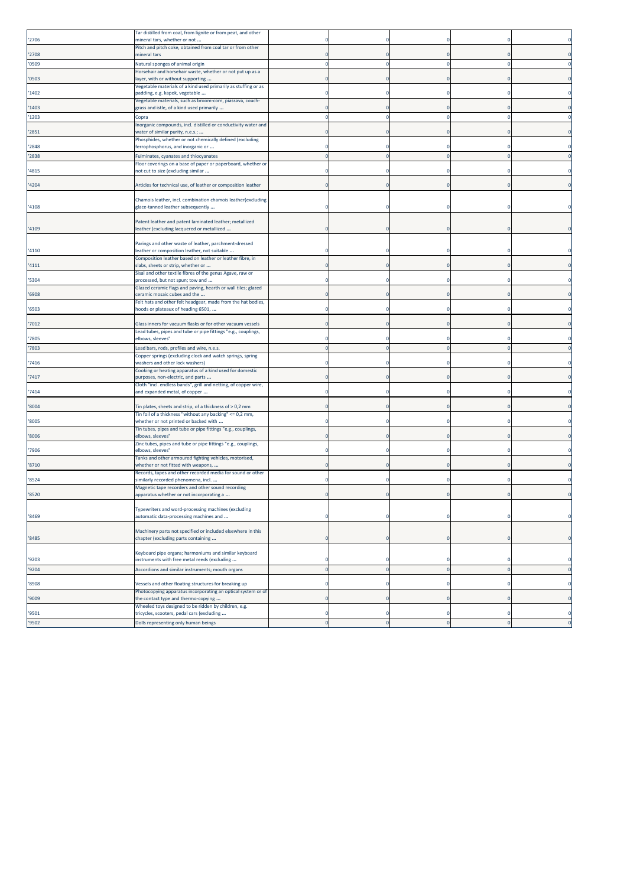| | | | | | | |
|---|---|---|---|---|---|---|
| '2706 | Tar distilled from coal, from lignite or from peat, and other mineral tars, whether or not ... | 0 | 0 | 0 | 0 | 0 |
| '2708 | Pitch and pitch coke, obtained from coal tar or from other mineral tars | 0 | 0 | 0 | 0 | 0 |
| '0509 | Natural sponges of animal origin | 0 | 0 | 0 | 0 | 0 |
| '0503 | Horsehair and horsehair waste, whether or not put up as a layer, with or without supporting ... | 0 | 0 | 0 | 0 | 0 |
| '1402 | Vegetable materials of a kind used primarily as stuffing or as padding, e.g. kapok, vegetable ... | 0 | 0 | 0 | 0 | 0 |
| '1403 | Vegetable materials, such as broom-corn, piassava, couch-grass and istle, of a kind used primarily ... | 0 | 0 | 0 | 0 | 0 |
| '1203 | Copra | 0 | 0 | 0 | 0 | 0 |
| '2851 | Inorganic compounds, incl. distilled or conductivity water and water of similar purity, n.e.s.; ... | 0 | 0 | 0 | 0 | 0 |
| '2848 | Phosphides, whether or not chemically defined (excluding ferrophosphorus, and inorganic or ... | 0 | 0 | 0 | 0 | 0 |
| '2838 | Fulminates, cyanates and thiocyanates | 0 | 0 | 0 | 0 | 0 |
| '4815 | Floor coverings on a base of paper or paperboard, whether or not cut to size (excluding similar ... | 0 | 0 | 0 | 0 | 0 |
| '4204 | Articles for technical use, of leather or composition leather | 0 | 0 | 0 | 0 | 0 |
| '4108 | Chamois leather, incl. combination chamois leather(excluding glace-tanned leather subsequently ... | 0 | 0 | 0 | 0 | 0 |
| '4109 | Patent leather and patent laminated leather; metallized leather (excluding lacquered or metallized ... | 0 | 0 | 0 | 0 | 0 |
| '4110 | Parings and other waste of leather, parchment-dressed leather or composition leather, not suitable ... | 0 | 0 | 0 | 0 | 0 |
| '4111 | Composition leather based on leather or leather fibre, in slabs, sheets or strip, whether or ... | 0 | 0 | 0 | 0 | 0 |
| '5304 | Sisal and other textile fibres of the genus Agave, raw or processed, but not spun; tow and ... | 0 | 0 | 0 | 0 | 0 |
| '6908 | Glazed ceramic flags and paving, hearth or wall tiles; glazed ceramic mosaic cubes and the ... | 0 | 0 | 0 | 0 | 0 |
| '6503 | Felt hats and other felt headgear, made from the hat bodies, hoods or plateaux of heading 6501, ... | 0 | 0 | 0 | 0 | 0 |
| '7012 | Glass inners for vacuum flasks or for other vacuum vessels | 0 | 0 | 0 | 0 | 0 |
| '7805 | Lead tubes, pipes and tube or pipe fittings "e.g., couplings, elbows, sleeves" | 0 | 0 | 0 | 0 | 0 |
| '7803 | Lead bars, rods, profiles and wire, n.e.s. | 0 | 0 | 0 | 0 | 0 |
| '7416 | Copper springs (excluding clock and watch springs, spring washers and other lock washers) | 0 | 0 | 0 | 0 | 0 |
| '7417 | Cooking or heating apparatus of a kind used for domestic purposes, non-electric, and parts ... | 0 | 0 | 0 | 0 | 0 |
| '7414 | Cloth "incl. endless bands", grill and netting, of copper wire, and expanded metal, of copper ... | 0 | 0 | 0 | 0 | 0 |
| '8004 | Tin plates, sheets and strip, of a thickness of > 0,2 mm | 0 | 0 | 0 | 0 | 0 |
| '8005 | Tin foil of a thickness "without any backing" <= 0,2 mm, whether or not printed or backed with ... | 0 | 0 | 0 | 0 | 0 |
| '8006 | Tin tubes, pipes and tube or pipe fittings "e.g., couplings, elbows, sleeves" | 0 | 0 | 0 | 0 | 0 |
| '7906 | Zinc tubes, pipes and tube or pipe fittings "e.g., couplings, elbows, sleeves" | 0 | 0 | 0 | 0 | 0 |
| '8710 | Tanks and other armoured fighting vehicles, motorised, whether or not fitted with weapons, ... | 0 | 0 | 0 | 0 | 0 |
| '8524 | Records, tapes and other recorded media for sound or other similarly recorded phenomena, incl. ... | 0 | 0 | 0 | 0 | 0 |
| '8520 | Magnetic tape recorders and other sound recording apparatus whether or not incorporating a ... | 0 | 0 | 0 | 0 | 0 |
| '8469 | Typewriters and word-processing machines (excluding automatic data-processing machines and ... | 0 | 0 | 0 | 0 | 0 |
| '8485 | Machinery parts not specified or included elsewhere in this chapter (excluding parts containing ... | 0 | 0 | 0 | 0 | 0 |
| '9203 | Keyboard pipe organs; harmoniums and similar keyboard instruments with free metal reeds (excluding ... | 0 | 0 | 0 | 0 | 0 |
| '9204 | Accordions and similar instruments; mouth organs | 0 | 0 | 0 | 0 | 0 |
| '8908 | Vessels and other floating structures for breaking up | 0 | 0 | 0 | 0 | 0 |
| '9009 | Photocopying apparatus incorporating an optical system or of the contact type and thermo-copying ... | 0 | 0 | 0 | 0 | 0 |
| '9501 | Wheeled toys designed to be ridden by children, e.g. tricycles, scooters, pedal cars (excluding ... | 0 | 0 | 0 | 0 | 0 |
| '9502 | Dolls representing only human beings | 0 | 0 | 0 | 0 | 0 |